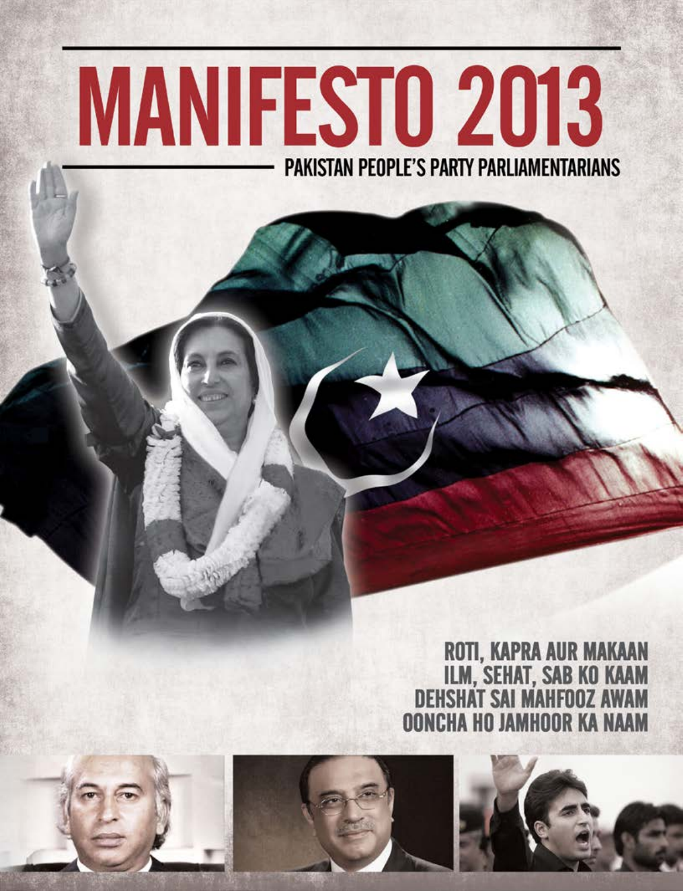# MANIFESTO 2013

## PAKISTAN PEOPLE'S PARTY PARLIAMENTARIANS

**ROTI, KAPRA AUR MAKAAN**
**ILM, SEHAT, SAB KO KAAM**
**DEHSHAT SAI MAHFOOZ AWAM**
**OONCHA HO JAMHOOR KA NAAM**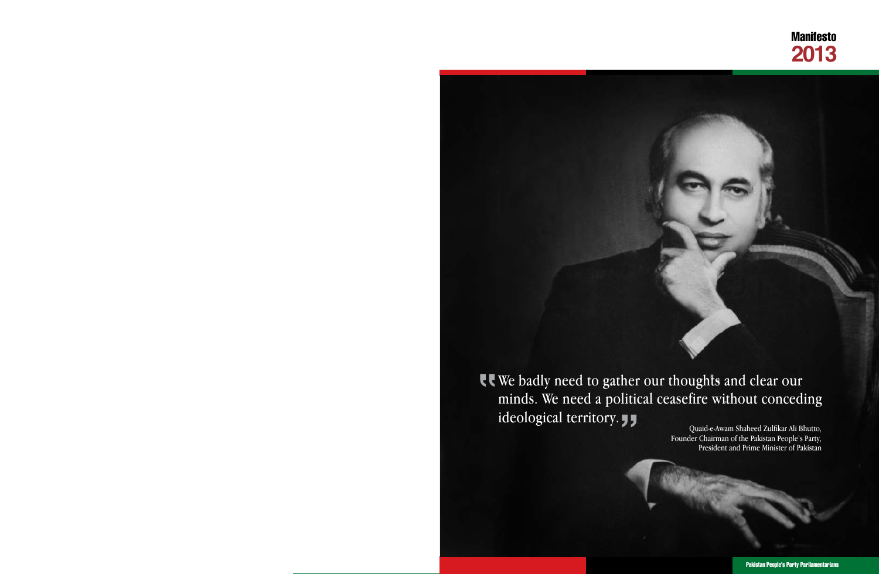> We badly need to gather our thoughts and clear our minds. We need a political ceasefire without conceding ideological territory.

Quaid-e-Awam Shaheed Zulfikar Ali Bhutto,
Founder Chairman of the Pakistan People's Party,
President and Prime Minister of Pakistan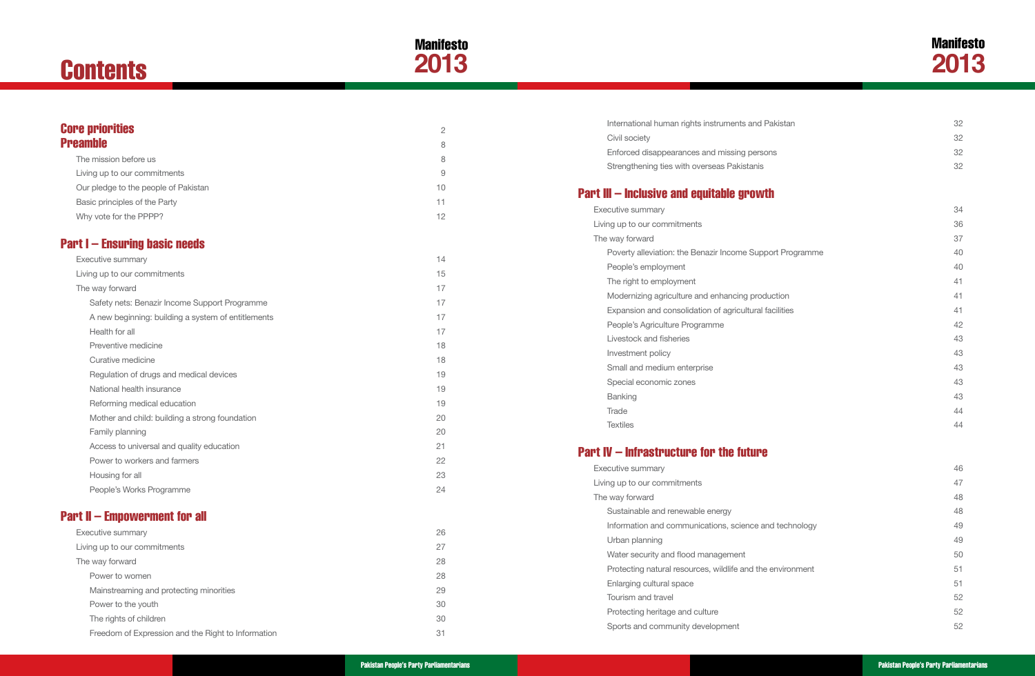# Contents

## Core priorities — 2
## Preamble — 8

- The mission before us — 8
- Living up to our commitments — 9
- Our pledge to the people of Pakistan — 10
- Basic principles of the Party — 11
- Why vote for the PPPP? — 12

## Part I – Ensuring basic needs

- Executive summary — 14
- Living up to our commitments — 15
- The way forward — 17
  - Safety nets: Benazir Income Support Programme — 17
  - A new beginning: building a system of entitlements — 17
  - Health for all — 17
  - Preventive medicine — 18
  - Curative medicine — 18
  - Regulation of drugs and medical devices — 19
  - National health insurance — 19
  - Reforming medical education — 19
  - Mother and child: building a strong foundation — 20
  - Family planning — 20
  - Access to universal and quality education — 21
  - Power to workers and farmers — 22
  - Housing for all — 23
  - People's Works Programme — 24

## Part II – Empowerment for all

- Executive summary — 26
- Living up to our commitments — 27
- The way forward — 28
  - Power to women — 28
  - Mainstreaming and protecting minorities — 29
  - Power to the youth — 30
  - The rights of children — 30
  - Freedom of Expression and the Right to Information — 31
  - International human rights instruments and Pakistan — 32
  - Civil society — 32
  - Enforced disappearances and missing persons — 32
  - Strengthening ties with overseas Pakistanis — 32

## Part III – Inclusive and equitable growth

- Executive summary — 34
- Living up to our commitments — 36
- The way forward — 37
  - Poverty alleviation: the Benazir Income Support Programme — 40
  - People's employment — 40
  - The right to employment — 41
  - Modernizing agriculture and enhancing production — 41
  - Expansion and consolidation of agricultural facilities — 41
  - People's Agriculture Programme — 42
  - Livestock and fisheries — 43
  - Investment policy — 43
  - Small and medium enterprise — 43
  - Special economic zones — 43
  - Banking — 43
  - Trade — 44
  - Textiles — 44

## Part IV – Infrastructure for the future

- Executive summary — 46
- Living up to our commitments — 47
- The way forward — 48
  - Sustainable and renewable energy — 48
  - Information and communications, science and technology — 49
  - Urban planning — 49
  - Water security and flood management — 50
  - Protecting natural resources, wildlife and the environment — 51
  - Enlarging cultural space — 51
  - Tourism and travel — 52
  - Protecting heritage and culture — 52
  - Sports and community development — 52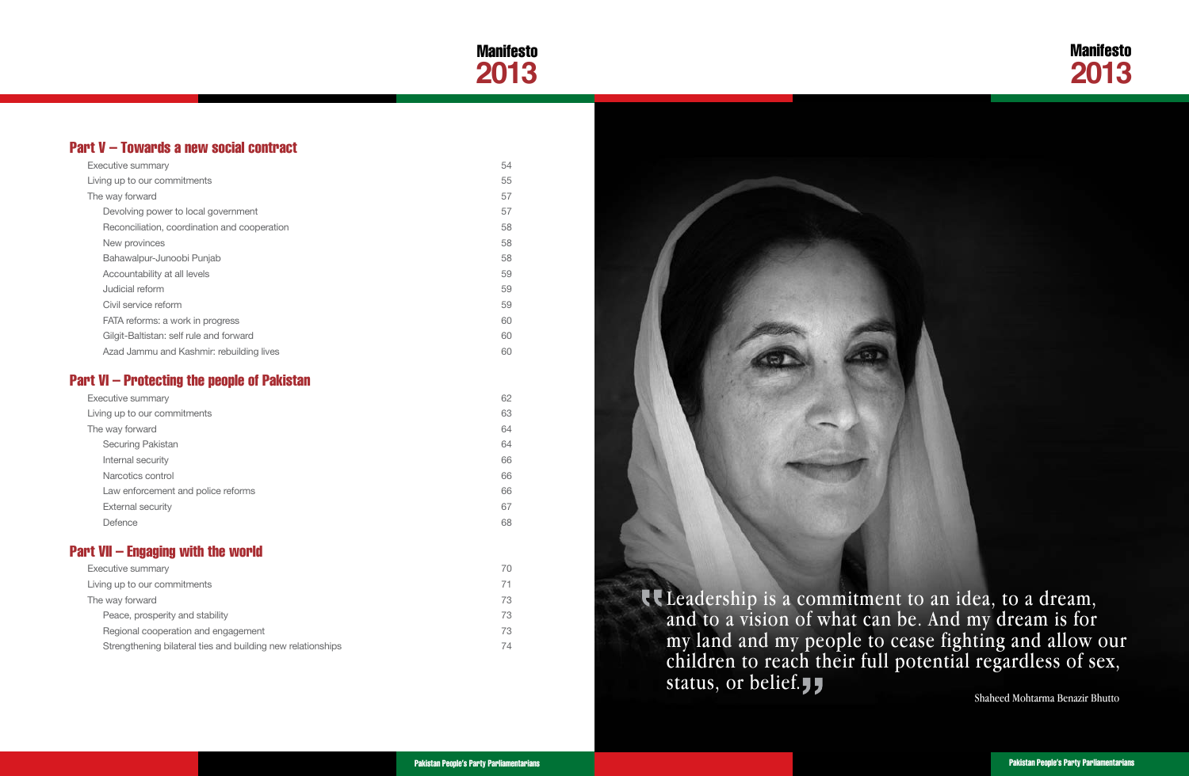## Part V – Towards a new social contract

| | |
|---|---|
| Executive summary | 54 |
| Living up to our commitments | 55 |
| The way forward | 57 |
| Devolving power to local government | 57 |
| Reconciliation, coordination and cooperation | 58 |
| New provinces | 58 |
| Bahawalpur-Junoobi Punjab | 58 |
| Accountability at all levels | 59 |
| Judicial reform | 59 |
| Civil service reform | 59 |
| FATA reforms: a work in progress | 60 |
| Gilgit-Baltistan: self rule and forward | 60 |
| Azad Jammu and Kashmir: rebuilding lives | 60 |

## Part VI – Protecting the people of Pakistan

| | |
|---|---|
| Executive summary | 62 |
| Living up to our commitments | 63 |
| The way forward | 64 |
| Securing Pakistan | 64 |
| Internal security | 66 |
| Narcotics control | 66 |
| Law enforcement and police reforms | 66 |
| External security | 67 |
| Defence | 68 |

## Part VII – Engaging with the world

| | |
|---|---|
| Executive summary | 70 |
| Living up to our commitments | 71 |
| The way forward | 73 |
| Peace, prosperity and stability | 73 |
| Regional cooperation and engagement | 73 |
| Strengthening bilateral ties and building new relationships | 74 |

"Leadership is a commitment to an idea, to a dream, and to a vision of what can be. And my dream is for my land and my people to cease fighting and allow our children to reach their full potential regardless of sex, status, or belief."

Shaheed Mohtarma Benazir Bhutto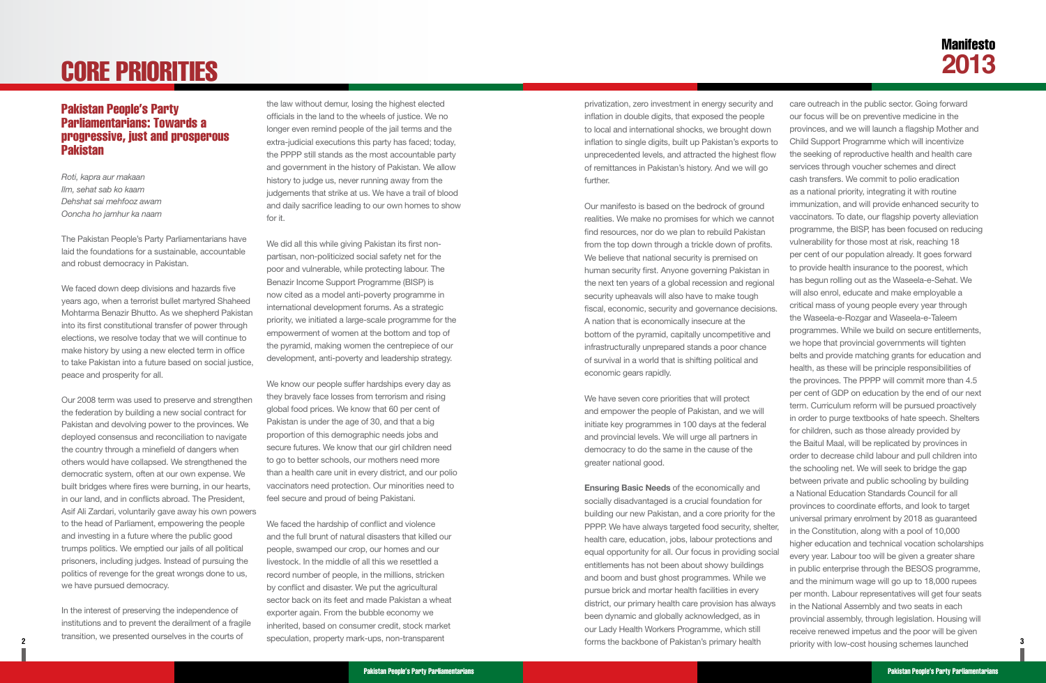# CORE PRIORITIES

## Pakistan People's Party Parliamentarians: Towards a progressive, just and prosperous Pakistan

*Roti, kapra aur makaan*
*Ilm, sehat sab ko kaam*
*Dehshat sai mehfooz awam*
*Ooncha ho jamhur ka naam*

The Pakistan People's Party Parliamentarians have laid the foundations for a sustainable, accountable and robust democracy in Pakistan.

We faced down deep divisions and hazards five years ago, when a terrorist bullet martyred Shaheed Mohtarma Benazir Bhutto. As we shepherd Pakistan into its first constitutional transfer of power through elections, we resolve today that we will continue to make history by using a new elected term in office to take Pakistan into a future based on social justice, peace and prosperity for all.

Our 2008 term was used to preserve and strengthen the federation by building a new social contract for Pakistan and devolving power to the provinces. We deployed consensus and reconciliation to navigate the country through a minefield of dangers when others would have collapsed. We strengthened the democratic system, often at our own expense. We built bridges where fires were burning, in our hearts, in our land, and in conflicts abroad. The President, Asif Ali Zardari, voluntarily gave away his own powers to the head of Parliament, empowering the people and investing in a future where the public good trumps politics. We emptied our jails of all political prisoners, including judges. Instead of pursuing the politics of revenge for the great wrongs done to us, we have pursued democracy.

In the interest of preserving the independence of institutions and to prevent the derailment of a fragile transition, we presented ourselves in the courts of the law without demur, losing the highest elected officials in the land to the wheels of justice. We no longer even remind people of the jail terms and the extra-judicial executions this party has faced; today, the PPPP still stands as the most accountable party and government in the history of Pakistan. We allow history to judge us, never running away from the judgements that strike at us. We have a trail of blood and daily sacrifice leading to our own homes to show for it.

We did all this while giving Pakistan its first non-partisan, non-politicized social safety net for the poor and vulnerable, while protecting labour. The Benazir Income Support Programme (BISP) is now cited as a model anti-poverty programme in international development forums. As a strategic priority, we initiated a large-scale programme for the empowerment of women at the bottom and top of the pyramid, making women the centrepiece of our development, anti-poverty and leadership strategy.

We know our people suffer hardships every day as they bravely face losses from terrorism and rising global food prices. We know that 60 per cent of Pakistan is under the age of 30, and that a big proportion of this demographic needs jobs and secure futures. We know that our girl children need to go to better schools, our mothers need more than a health care unit in every district, and our polio vaccinators need protection. Our minorities need to feel secure and proud of being Pakistani.

We faced the hardship of conflict and violence and the full brunt of natural disasters that killed our people, swamped our crop, our homes and our livestock. In the middle of all this we resettled a record number of people, in the millions, stricken by conflict and disaster. We put the agricultural sector back on its feet and made Pakistan a wheat exporter again. From the bubble economy we inherited, based on consumer credit, stock market speculation, property mark-ups, non-transparent privatization, zero investment in energy security and inflation in double digits, that exposed the people to local and international shocks, we brought down inflation to single digits, built up Pakistan's exports to unprecedented levels, and attracted the highest flow of remittances in Pakistan's history. And we will go further.

Our manifesto is based on the bedrock of ground realities. We make no promises for which we cannot find resources, nor do we plan to rebuild Pakistan from the top down through a trickle down of profits. We believe that national security is premised on human security first. Anyone governing Pakistan in the next ten years of a global recession and regional security upheavals will also have to make tough fiscal, economic, security and governance decisions. A nation that is economically insecure at the bottom of the pyramid, capitally uncompetitive and infrastructurally unprepared stands a poor chance of survival in a world that is shifting political and economic gears rapidly.

We have seven core priorities that will protect and empower the people of Pakistan, and we will initiate key programmes in 100 days at the federal and provincial levels. We will urge all partners in democracy to do the same in the cause of the greater national good.

**Ensuring Basic Needs** of the economically and socially disadvantaged is a crucial foundation for building our new Pakistan, and a core priority for the PPPP. We have always targeted food security, shelter, health care, education, jobs, labour protections and equal opportunity for all. Our focus in providing social entitlements has not been about showy buildings and boom and bust ghost programmes. While we pursue brick and mortar health facilities in every district, our primary health care provision has always been dynamic and globally acknowledged, as in our Lady Health Workers Programme, which still forms the backbone of Pakistan's primary health care outreach in the public sector. Going forward our focus will be on preventive medicine in the provinces, and we will launch a flagship Mother and Child Support Programme which will incentivize the seeking of reproductive health and health care services through voucher schemes and direct cash transfers. We commit to polio eradication as a national priority, integrating it with routine immunization, and will provide enhanced security to vaccinators. To date, our flagship poverty alleviation programme, the BISP, has been focused on reducing vulnerability for those most at risk, reaching 18 per cent of our population already. It goes forward to provide health insurance to the poorest, which has begun rolling out as the Waseela-e-Sehat. We will also enrol, educate and make employable a critical mass of young people every year through the Waseela-e-Rozgar and Waseela-e-Taleem programmes. While we build on secure entitlements, we hope that provincial governments will tighten belts and provide matching grants for education and health, as these will be principle responsibilities of the provinces. The PPPP will commit more than 4.5 per cent of GDP on education by the end of our next term. Curriculum reform will be pursued proactively in order to purge textbooks of hate speech. Shelters for children, such as those already provided by the Baitul Maal, will be replicated by provinces in order to decrease child labour and pull children into the schooling net. We will seek to bridge the gap between private and public schooling by building a National Education Standards Council for all provinces to coordinate efforts, and look to target universal primary enrolment by 2018 as guaranteed in the Constitution, along with a pool of 10,000 higher education and technical vocation scholarships every year. Labour too will be given a greater share in public enterprise through the BESOS programme, and the minimum wage will go up to 18,000 rupees per month. Labour representatives will get four seats in the National Assembly and two seats in each provincial assembly, through legislation. Housing will receive renewed impetus and the poor will be given priority with low-cost housing schemes launched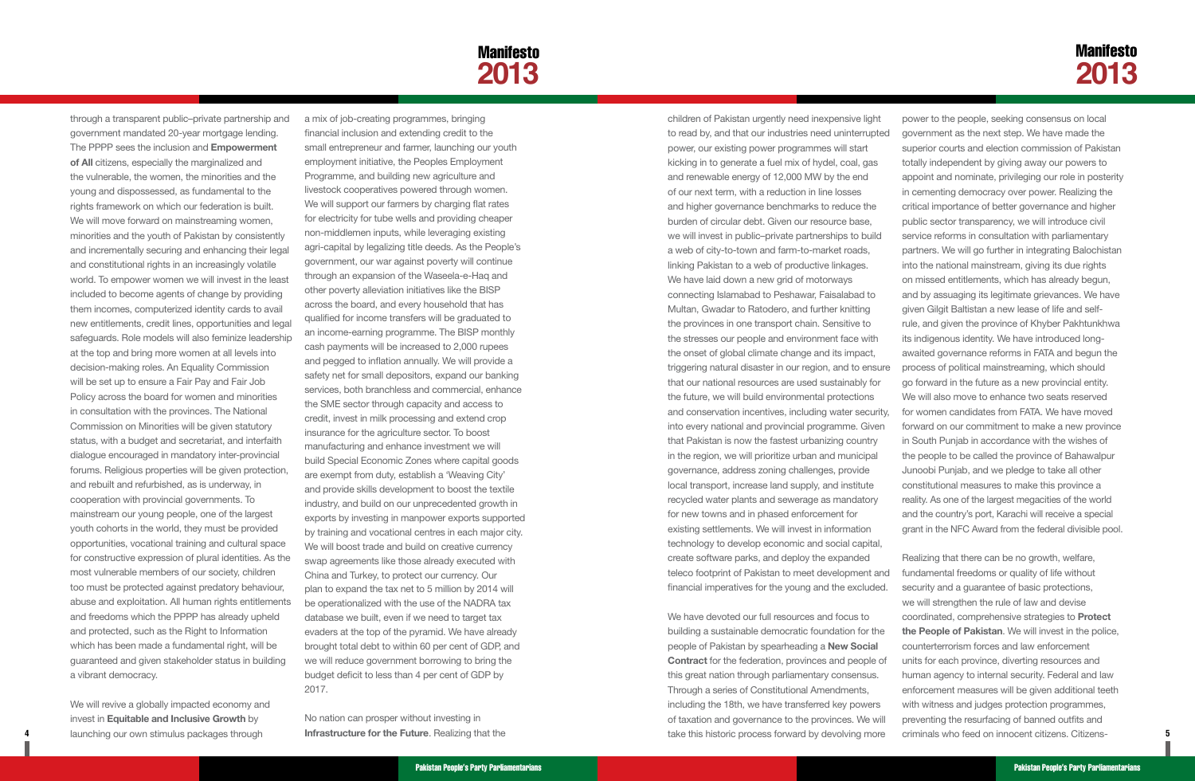through a transparent public–private partnership and government mandated 20-year mortgage lending. The PPPP sees the inclusion and **Empowerment of All** citizens, especially the marginalized and the vulnerable, the women, the minorities and the young and dispossessed, as fundamental to the rights framework on which our federation is built. We will move forward on mainstreaming women, minorities and the youth of Pakistan by consistently and incrementally securing and enhancing their legal and constitutional rights in an increasingly volatile world. To empower women we will invest in the least included to become agents of change by providing them incomes, computerized identity cards to avail new entitlements, credit lines, opportunities and legal safeguards. Role models will also feminize leadership at the top and bring more women at all levels into decision-making roles. An Equality Commission will be set up to ensure a Fair Pay and Fair Job Policy across the board for women and minorities in consultation with the provinces. The National Commission on Minorities will be given statutory status, with a budget and secretariat, and interfaith dialogue encouraged in mandatory inter-provincial forums. Religious properties will be given protection, and rebuilt and refurbished, as is underway, in cooperation with provincial governments. To mainstream our young people, one of the largest youth cohorts in the world, they must be provided opportunities, vocational training and cultural space for constructive expression of plural identities. As the most vulnerable members of our society, children too must be protected against predatory behaviour, abuse and exploitation. All human rights entitlements and freedoms which the PPPP has already upheld and protected, such as the Right to Information which has been made a fundamental right, will be guaranteed and given stakeholder status in building a vibrant democracy.

We will revive a globally impacted economy and invest in **Equitable and Inclusive Growth** by launching our own stimulus packages through a mix of job-creating programmes, bringing financial inclusion and extending credit to the small entrepreneur and farmer, launching our youth employment initiative, the Peoples Employment Programme, and building new agriculture and livestock cooperatives powered through women. We will support our farmers by charging flat rates for electricity for tube wells and providing cheaper non-middlemen inputs, while leveraging existing agri-capital by legalizing title deeds. As the People's government, our war against poverty will continue through an expansion of the Waseela-e-Haq and other poverty alleviation initiatives like the BISP across the board, and every household that has qualified for income transfers will be graduated to an income-earning programme. The BISP monthly cash payments will be increased to 2,000 rupees and pegged to inflation annually. We will provide a safety net for small depositors, expand our banking services, both branchless and commercial, enhance the SME sector through capacity and access to credit, invest in milk processing and extend crop insurance for the agriculture sector. To boost manufacturing and enhance investment we will build Special Economic Zones where capital goods are exempt from duty, establish a 'Weaving City' and provide skills development to boost the textile industry, and build on our unprecedented growth in exports by investing in manpower exports supported by training and vocational centres in each major city. We will boost trade and build on creative currency swap agreements like those already executed with China and Turkey, to protect our currency. Our plan to expand the tax net to 5 million by 2014 will be operationalized with the use of the NADRA tax database we built, even if we need to target tax evaders at the top of the pyramid. We have already brought total debt to within 60 per cent of GDP, and we will reduce government borrowing to bring the budget deficit to less than 4 per cent of GDP by 2017.

No nation can prosper without investing in **Infrastructure for the Future**. Realizing that the children of Pakistan urgently need inexpensive light to read by, and that our industries need uninterrupted power, our existing power programmes will start kicking in to generate a fuel mix of hydel, coal, gas and renewable energy of 12,000 MW by the end of our next term, with a reduction in line losses and higher governance benchmarks to reduce the burden of circular debt. Given our resource base, we will invest in public–private partnerships to build a web of city-to-town and farm-to-market roads, linking Pakistan to a web of productive linkages. We have laid down a new grid of motorways connecting Islamabad to Peshawar, Faisalabad to Multan, Gwadar to Ratodero, and further knitting the provinces in one transport chain. Sensitive to the stresses our people and environment face with the onset of global climate change and its impact, triggering natural disaster in our region, and to ensure that our national resources are used sustainably for the future, we will build environmental protections and conservation incentives, including water security, into every national and provincial programme. Given that Pakistan is now the fastest urbanizing country in the region, we will prioritize urban and municipal governance, address zoning challenges, provide local transport, increase land supply, and institute recycled water plants and sewerage as mandatory for new towns and in phased enforcement for existing settlements. We will invest in information technology to develop economic and social capital, create software parks, and deploy the expanded teleco footprint of Pakistan to meet development and financial imperatives for the young and the excluded.

We have devoted our full resources and focus to building a sustainable democratic foundation for the people of Pakistan by spearheading a **New Social Contract** for the federation, provinces and people of this great nation through parliamentary consensus. Through a series of Constitutional Amendments, including the 18th, we have transferred key powers of taxation and governance to the provinces. We will take this historic process forward by devolving more power to the people, seeking consensus on local government as the next step. We have made the superior courts and election commission of Pakistan totally independent by giving away our powers to appoint and nominate, privileging our role in posterity in cementing democracy over power. Realizing the critical importance of better governance and higher public sector transparency, we will introduce civil service reforms in consultation with parliamentary partners. We will go further in integrating Balochistan into the national mainstream, giving its due rights on missed entitlements, which has already begun, and by assuaging its legitimate grievances. We have given Gilgit Baltistan a new lease of life and self-rule, and given the province of Khyber Pakhtunkhwa its indigenous identity. We have introduced long-awaited governance reforms in FATA and begun the process of political mainstreaming, which should go forward in the future as a new provincial entity. We will also move to enhance two seats reserved for women candidates from FATA. We have moved forward on our commitment to make a new province in South Punjab in accordance with the wishes of the people to be called the province of Bahawalpur Junoobi Punjab, and we pledge to take all other constitutional measures to make this province a reality. As one of the largest megacities of the world and the country's port, Karachi will receive a special grant in the NFC Award from the federal divisible pool.

Realizing that there can be no growth, welfare, fundamental freedoms or quality of life without security and a guarantee of basic protections, we will strengthen the rule of law and devise coordinated, comprehensive strategies to **Protect the People of Pakistan**. We will invest in the police, counterterrorism forces and law enforcement units for each province, diverting resources and human agency to internal security. Federal and law enforcement measures will be given additional teeth with witness and judges protection programmes, preventing the resurfacing of banned outfits and criminals who feed on innocent citizens. Citizens-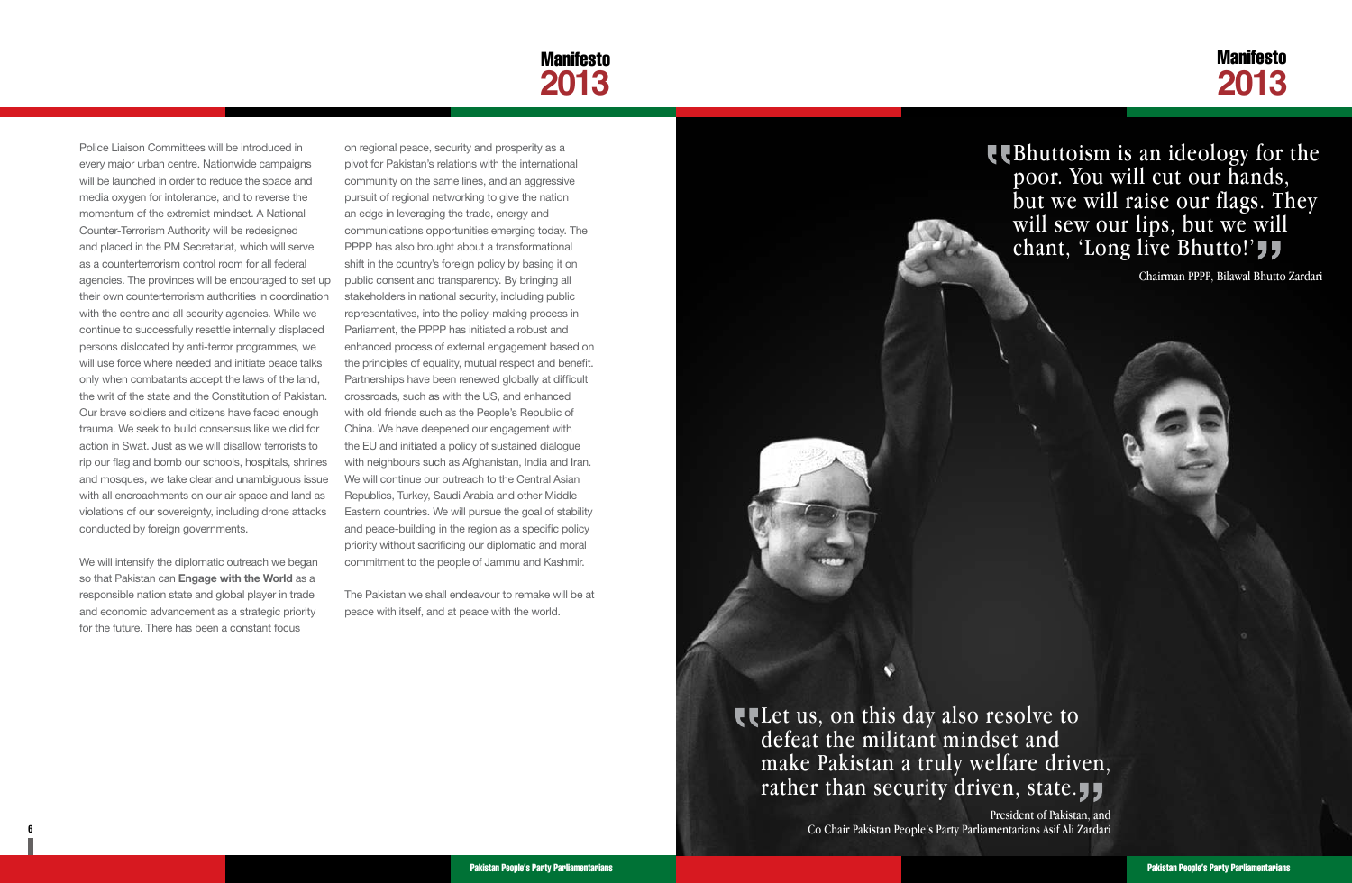Police Liaison Committees will be introduced in every major urban centre. Nationwide campaigns will be launched in order to reduce the space and media oxygen for intolerance, and to reverse the momentum of the extremist mindset. A National Counter-Terrorism Authority will be redesigned and placed in the PM Secretariat, which will serve as a counterterrorism control room for all federal agencies. The provinces will be encouraged to set up their own counterterrorism authorities in coordination with the centre and all security agencies. While we continue to successfully resettle internally displaced persons dislocated by anti-terror programmes, we will use force where needed and initiate peace talks only when combatants accept the laws of the land, the writ of the state and the Constitution of Pakistan. Our brave soldiers and citizens have faced enough trauma. We seek to build consensus like we did for action in Swat. Just as we will disallow terrorists to rip our flag and bomb our schools, hospitals, shrines and mosques, we take clear and unambiguous issue with all encroachments on our air space and land as violations of our sovereignty, including drone attacks conducted by foreign governments.

We will intensify the diplomatic outreach we began so that Pakistan can **Engage with the World** as a responsible nation state and global player in trade and economic advancement as a strategic priority for the future. There has been a constant focus on regional peace, security and prosperity as a pivot for Pakistan's relations with the international community on the same lines, and an aggressive pursuit of regional networking to give the nation an edge in leveraging the trade, energy and communications opportunities emerging today. The PPPP has also brought about a transformational shift in the country's foreign policy by basing it on public consent and transparency. By bringing all stakeholders in national security, including public representatives, into the policy-making process in Parliament, the PPPP has initiated a robust and enhanced process of external engagement based on the principles of equality, mutual respect and benefit. Partnerships have been renewed globally at difficult crossroads, such as with the US, and enhanced with old friends such as the People's Republic of China. We have deepened our engagement with the EU and initiated a policy of sustained dialogue with neighbours such as Afghanistan, India and Iran. We will continue our outreach to the Central Asian Republics, Turkey, Saudi Arabia and other Middle Eastern countries. We will pursue the goal of stability and peace-building in the region as a specific policy priority without sacrificing our diplomatic and moral commitment to the people of Jammu and Kashmir.

The Pakistan we shall endeavour to remake will be at peace with itself, and at peace with the world.

> "Bhuttoism is an ideology for the poor. You will cut our hands, but we will raise our flags. They will sew our lips, but we will chant, 'Long live Bhutto!'"
>
> Chairman PPPP, Bilawal Bhutto Zardari

> "Let us, on this day also resolve to defeat the militant mindset and make Pakistan a truly welfare driven, rather than security driven, state."
>
> President of Pakistan, and Co Chair Pakistan People's Party Parliamentarians Asif Ali Zardari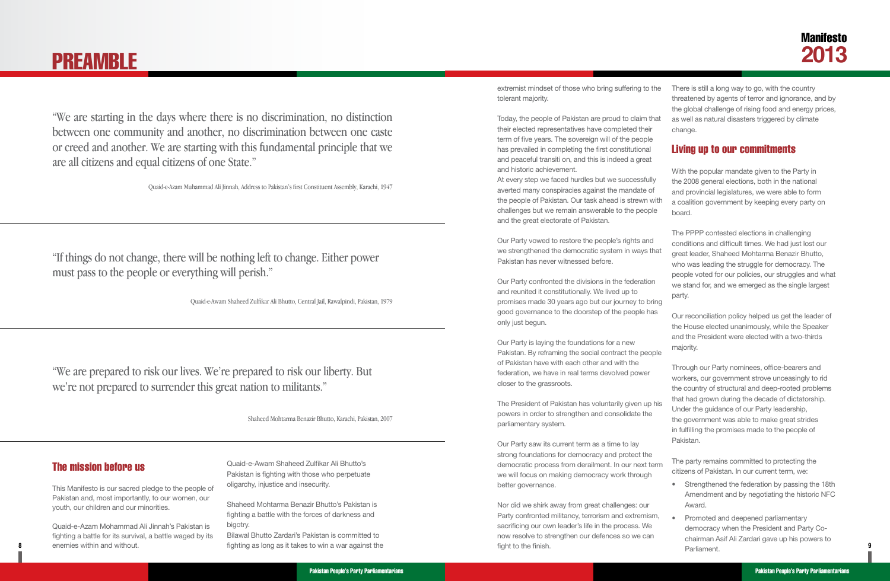# PREAMBLE

"We are starting in the days where there is no discrimination, no distinction between one community and another, no discrimination between one caste or creed and another. We are starting with this fundamental principle that we are all citizens and equal citizens of one State."

Quaid-e-Azam Muhammad Ali Jinnah, Address to Pakistan's first Constituent Assembly, Karachi, 1947

"If things do not change, there will be nothing left to change. Either power must pass to the people or everything will perish."

Quaid-e-Awam Shaheed Zulfikar Ali Bhutto, Central Jail, Rawalpindi, Pakistan, 1979

"We are prepared to risk our lives. We're prepared to risk our liberty. But we're not prepared to surrender this great nation to militants."

Shaheed Mohtarma Benazir Bhutto, Karachi, Pakistan, 2007

## The mission before us

This Manifesto is our sacred pledge to the people of Pakistan and, most importantly, to our women, our youth, our children and our minorities.

Quaid-e-Azam Mohammad Ali Jinnah's Pakistan is fighting a battle for its survival, a battle waged by its enemies within and without.

Quaid-e-Awam Shaheed Zulfikar Ali Bhutto's Pakistan is fighting with those who perpetuate oligarchy, injustice and insecurity.

Shaheed Mohtarma Benazir Bhutto's Pakistan is fighting a battle with the forces of darkness and bigotry.

Bilawal Bhutto Zardari's Pakistan is committed to fighting as long as it takes to win a war against the extremist mindset of those who bring suffering to the tolerant majority.

Today, the people of Pakistan are proud to claim that their elected representatives have completed their term of five years. The sovereign will of the people has prevailed in completing the first constitutional and peaceful transiti on, and this is indeed a great and historic achievement.

At every step we faced hurdles but we successfully averted many conspiracies against the mandate of the people of Pakistan. Our task ahead is strewn with challenges but we remain answerable to the people and the great electorate of Pakistan.

Our Party vowed to restore the people's rights and we strengthened the democratic system in ways that Pakistan has never witnessed before.

Our Party confronted the divisions in the federation and reunited it constitutionally. We lived up to promises made 30 years ago but our journey to bring good governance to the doorstep of the people has only just begun.

Our Party is laying the foundations for a new Pakistan. By reframing the social contract the people of Pakistan have with each other and with the federation, we have in real terms devolved power closer to the grassroots.

The President of Pakistan has voluntarily given up his powers in order to strengthen and consolidate the parliamentary system.

Our Party saw its current term as a time to lay strong foundations for democracy and protect the democratic process from derailment. In our next term we will focus on making democracy work through better governance.

Nor did we shirk away from great challenges: our Party confronted militancy, terrorism and extremism, sacrificing our own leader's life in the process. We now resolve to strengthen our defences so we can fight to the finish.

There is still a long way to go, with the country threatened by agents of terror and ignorance, and by the global challenge of rising food and energy prices, as well as natural disasters triggered by climate change.

## Living up to our commitments

With the popular mandate given to the Party in the 2008 general elections, both in the national and provincial legislatures, we were able to form a coalition government by keeping every party on board.

The PPPP contested elections in challenging conditions and difficult times. We had just lost our great leader, Shaheed Mohtarma Benazir Bhutto, who was leading the struggle for democracy. The people voted for our policies, our struggles and what we stand for, and we emerged as the single largest party.

Our reconciliation policy helped us get the leader of the House elected unanimously, while the Speaker and the President were elected with a two-thirds majority.

Through our Party nominees, office-bearers and workers, our government strove unceasingly to rid the country of structural and deep-rooted problems that had grown during the decade of dictatorship. Under the guidance of our Party leadership, the government was able to make great strides in fulfilling the promises made to the people of Pakistan.

The party remains committed to protecting the citizens of Pakistan. In our current term, we:

- Strengthened the federation by passing the 18th Amendment and by negotiating the historic NFC Award.
- Promoted and deepened parliamentary democracy when the President and Party Co-chairman Asif Ali Zardari gave up his powers to Parliament.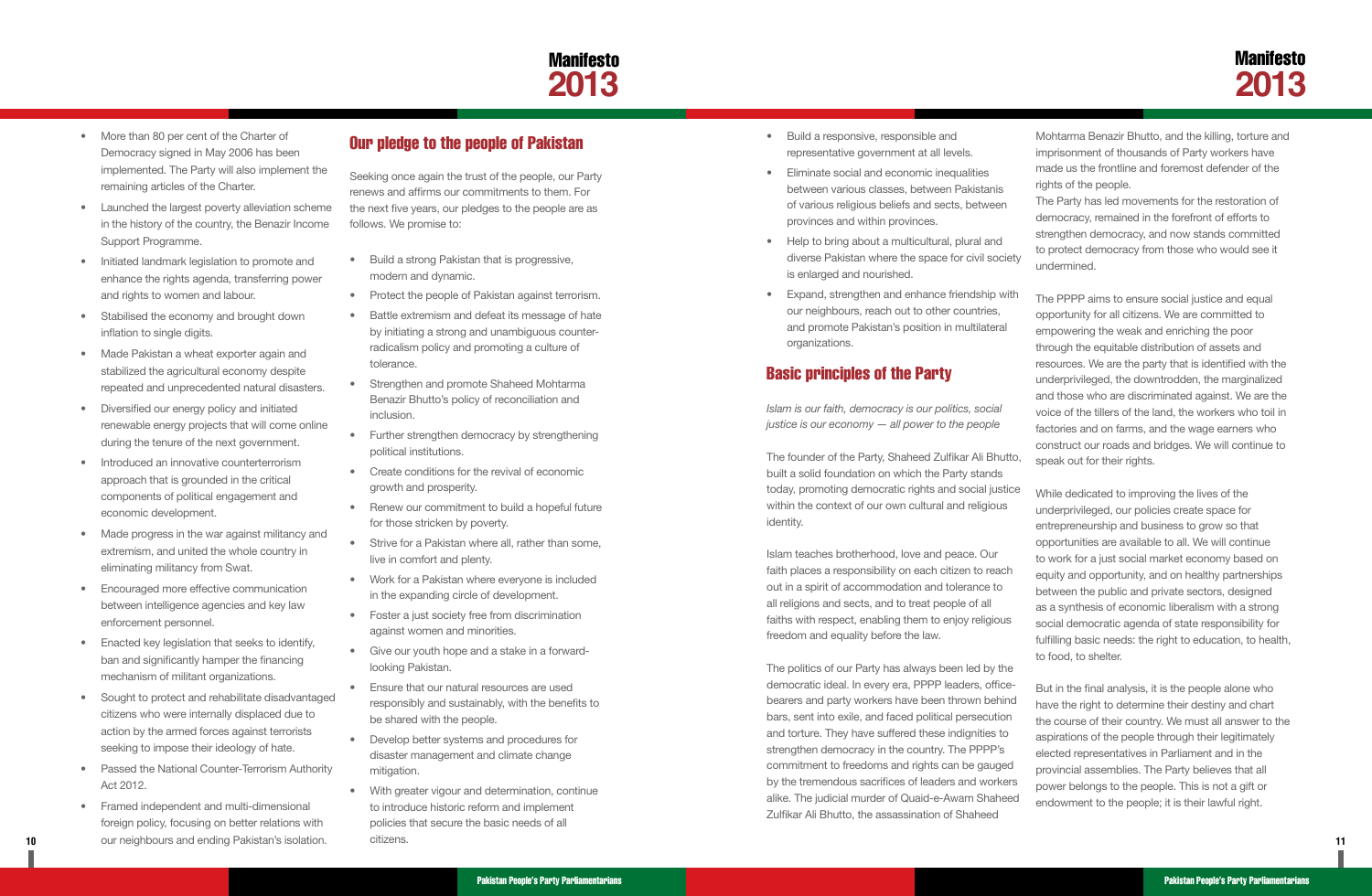- More than 80 per cent of the Charter of Democracy signed in May 2006 has been implemented. The Party will also implement the remaining articles of the Charter.
- Launched the largest poverty alleviation scheme in the history of the country, the Benazir Income Support Programme.
- Initiated landmark legislation to promote and enhance the rights agenda, transferring power and rights to women and labour.
- Stabilised the economy and brought down inflation to single digits.
- Made Pakistan a wheat exporter again and stabilized the agricultural economy despite repeated and unprecedented natural disasters.
- Diversified our energy policy and initiated renewable energy projects that will come online during the tenure of the next government.
- Introduced an innovative counterterrorism approach that is grounded in the critical components of political engagement and economic development.
- Made progress in the war against militancy and extremism, and united the whole country in eliminating militancy from Swat.
- Encouraged more effective communication between intelligence agencies and key law enforcement personnel.
- Enacted key legislation that seeks to identify, ban and significantly hamper the financing mechanism of militant organizations.
- Sought to protect and rehabilitate disadvantaged citizens who were internally displaced due to action by the armed forces against terrorists seeking to impose their ideology of hate.
- Passed the National Counter-Terrorism Authority Act 2012.
- Framed independent and multi-dimensional foreign policy, focusing on better relations with our neighbours and ending Pakistan's isolation.

## Our pledge to the people of Pakistan

Seeking once again the trust of the people, our Party renews and affirms our commitments to them. For the next five years, our pledges to the people are as follows. We promise to:

- Build a strong Pakistan that is progressive, modern and dynamic.
- Protect the people of Pakistan against terrorism.
- Battle extremism and defeat its message of hate by initiating a strong and unambiguous counter-radicalism policy and promoting a culture of tolerance.
- Strengthen and promote Shaheed Mohtarma Benazir Bhutto's policy of reconciliation and inclusion.
- Further strengthen democracy by strengthening political institutions.
- Create conditions for the revival of economic growth and prosperity.
- Renew our commitment to build a hopeful future for those stricken by poverty.
- Strive for a Pakistan where all, rather than some, live in comfort and plenty.
- Work for a Pakistan where everyone is included in the expanding circle of development.
- Foster a just society free from discrimination against women and minorities.
- Give our youth hope and a stake in a forward-looking Pakistan.
- Ensure that our natural resources are used responsibly and sustainably, with the benefits to be shared with the people.
- Develop better systems and procedures for disaster management and climate change mitigation.
- With greater vigour and determination, continue to introduce historic reform and implement policies that secure the basic needs of all citizens.
- Build a responsive, responsible and representative government at all levels.
- Eliminate social and economic inequalities between various classes, between Pakistanis of various religious beliefs and sects, between provinces and within provinces.
- Help to bring about a multicultural, plural and diverse Pakistan where the space for civil society is enlarged and nourished.
- Expand, strengthen and enhance friendship with our neighbours, reach out to other countries, and promote Pakistan's position in multilateral organizations.

## Basic principles of the Party

*Islam is our faith, democracy is our politics, social justice is our economy — all power to the people*

The founder of the Party, Shaheed Zulfikar Ali Bhutto, built a solid foundation on which the Party stands today, promoting democratic rights and social justice within the context of our own cultural and religious identity.

Islam teaches brotherhood, love and peace. Our faith places a responsibility on each citizen to reach out in a spirit of accommodation and tolerance to all religions and sects, and to treat people of all faiths with respect, enabling them to enjoy religious freedom and equality before the law.

The politics of our Party has always been led by the democratic ideal. In every era, PPPP leaders, office-bearers and party workers have been thrown behind bars, sent into exile, and faced political persecution and torture. They have suffered these indignities to strengthen democracy in the country. The PPPP's commitment to freedoms and rights can be gauged by the tremendous sacrifices of leaders and workers alike. The judicial murder of Quaid-e-Awam Shaheed Zulfikar Ali Bhutto, the assassination of Shaheed Mohtarma Benazir Bhutto, and the killing, torture and imprisonment of thousands of Party workers have made us the frontline and foremost defender of the rights of the people.

The Party has led movements for the restoration of democracy, remained in the forefront of efforts to strengthen democracy, and now stands committed to protect democracy from those who would see it undermined.

The PPPP aims to ensure social justice and equal opportunity for all citizens. We are committed to empowering the weak and enriching the poor through the equitable distribution of assets and resources. We are the party that is identified with the underprivileged, the downtrodden, the marginalized and those who are discriminated against. We are the voice of the tillers of the land, the workers who toil in factories and on farms, and the wage earners who construct our roads and bridges. We will continue to speak out for their rights.

While dedicated to improving the lives of the underprivileged, our policies create space for entrepreneurship and business to grow so that opportunities are available to all. We will continue to work for a just social market economy based on equity and opportunity, and on healthy partnerships between the public and private sectors, designed as a synthesis of economic liberalism with a strong social democratic agenda of state responsibility for fulfilling basic needs: the right to education, to health, to food, to shelter.

But in the final analysis, it is the people alone who have the right to determine their destiny and chart the course of their country. We must all answer to the aspirations of the people through their legitimately elected representatives in Parliament and in the provincial assemblies. The Party believes that all power belongs to the people. This is not a gift or endowment to the people; it is their lawful right.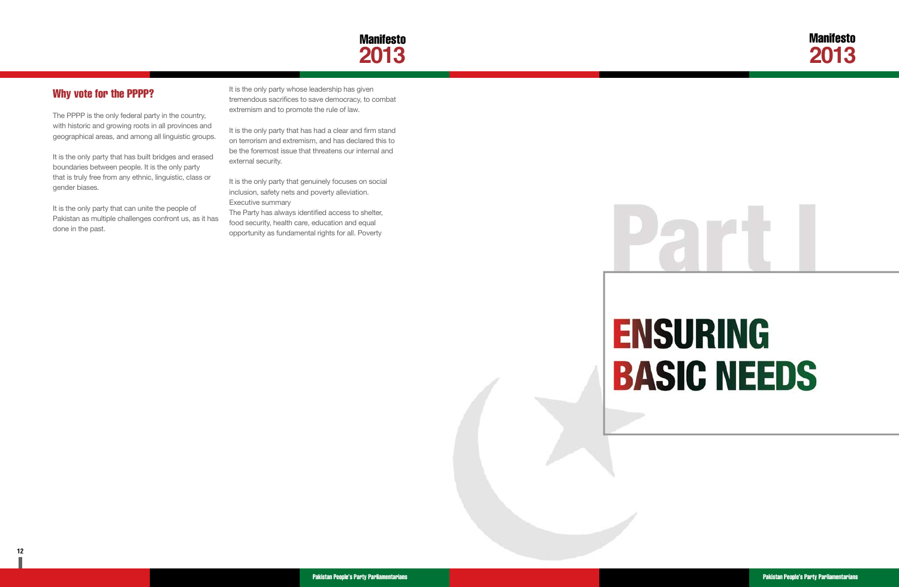## Why vote for the PPPP?

The PPPP is the only federal party in the country, with historic and growing roots in all provinces and geographical areas, and among all linguistic groups.

It is the only party that has built bridges and erased boundaries between people. It is the only party that is truly free from any ethnic, linguistic, class or gender biases.

It is the only party that can unite the people of Pakistan as multiple challenges confront us, as it has done in the past.

It is the only party whose leadership has given tremendous sacrifices to save democracy, to combat extremism and to promote the rule of law.

It is the only party that has had a clear and firm stand on terrorism and extremism, and has declared this to be the foremost issue that threatens our internal and external security.

It is the only party that genuinely focuses on social inclusion, safety nets and poverty alleviation.
Executive summary
The Party has always identified access to shelter, food security, health care, education and equal opportunity as fundamental rights for all. Poverty

# Part I

# ENSURING BASIC NEEDS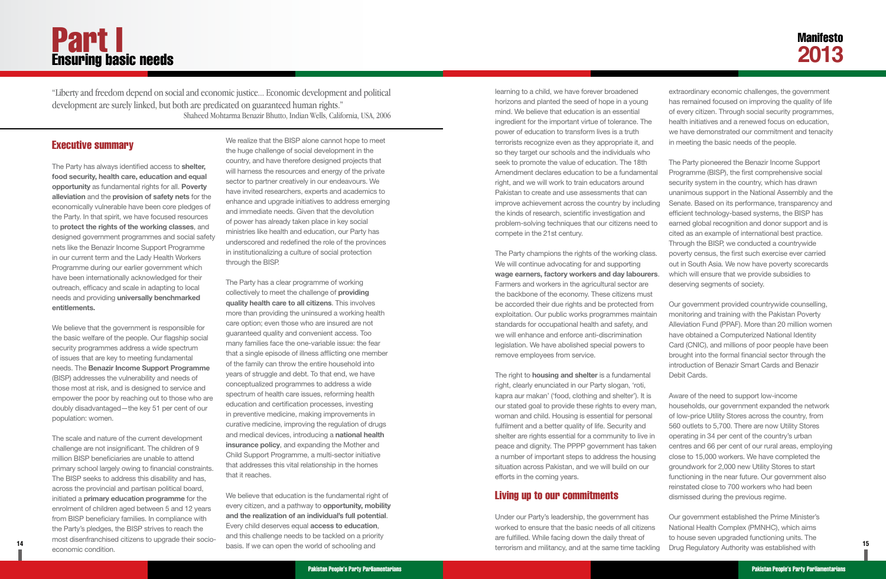# Part I
## Ensuring basic needs

"Liberty and freedom depend on social and economic justice… Economic development and political development are surely linked, but both are predicated on guaranteed human rights."
Shaheed Mohtarma Benazir Bhutto, Indian Wells, California, USA, 2006

### Executive summary

The Party has always identified access to **shelter, food security, health care, education and equal opportunity** as fundamental rights for all. **Poverty alleviation** and the **provision of safety nets** for the economically vulnerable have been core pledges of the Party. In that spirit, we have focused resources to **protect the rights of the working classes**, and designed government programmes and social safety nets like the Benazir Income Support Programme in our current term and the Lady Health Workers Programme during our earlier government which have been internationally acknowledged for their outreach, efficacy and scale in adapting to local needs and providing **universally benchmarked entitlements.**

We believe that the government is responsible for the basic welfare of the people. Our flagship social security programmes address a wide spectrum of issues that are key to meeting fundamental needs. The **Benazir Income Support Programme** (BISP) addresses the vulnerability and needs of those most at risk, and is designed to service and empower the poor by reaching out to those who are doubly disadvantaged—the key 51 per cent of our population: women.

The scale and nature of the current development challenge are not insignificant. The children of 9 million BISP beneficiaries are unable to attend primary school largely owing to financial constraints. The BISP seeks to address this disability and has, across the provincial and partisan political board, initiated a **primary education programme** for the enrolment of children aged between 5 and 12 years from BISP beneficiary families. In compliance with the Party's pledges, the BISP strives to reach the most disenfranchised citizens to upgrade their socio-economic condition.

We realize that the BISP alone cannot hope to meet the huge challenge of social development in the country, and have therefore designed projects that will harness the resources and energy of the private sector to partner creatively in our endeavours. We have invited researchers, experts and academics to enhance and upgrade initiatives to address emerging and immediate needs. Given that the devolution of power has already taken place in key social ministries like health and education, our Party has underscored and redefined the role of the provinces in institutionalizing a culture of social protection through the BISP.

The Party has a clear programme of working collectively to meet the challenge of **providing quality health care to all citizens**. This involves more than providing the uninsured a working health care option; even those who are insured are not guaranteed quality and convenient access. Too many families face the one-variable issue: the fear that a single episode of illness afflicting one member of the family can throw the entire household into years of struggle and debt. To that end, we have conceptualized programmes to address a wide spectrum of health care issues, reforming health education and certification processes, investing in preventive medicine, making improvements in curative medicine, improving the regulation of drugs and medical devices, introducing a **national health insurance policy**, and expanding the Mother and Child Support Programme, a multi-sector initiative that addresses this vital relationship in the homes that it reaches.

We believe that education is the fundamental right of every citizen, and a pathway to **opportunity, mobility and the realization of an individual's full potential**. Every child deserves equal **access to education**, and this challenge needs to be tackled on a priority basis. If we can open the world of schooling and learning to a child, we have forever broadened horizons and planted the seed of hope in a young mind. We believe that education is an essential ingredient for the important virtue of tolerance. The power of education to transform lives is a truth terrorists recognize even as they appropriate it, and so they target our schools and the individuals who seek to promote the value of education. The 18th Amendment declares education to be a fundamental right, and we will work to train educators around Pakistan to create and use assessments that can improve achievement across the country by including the kinds of research, scientific investigation and problem-solving techniques that our citizens need to compete in the 21st century.

The Party champions the rights of the working class. We will continue advocating for and supporting **wage earners, factory workers and day labourers**. Farmers and workers in the agricultural sector are the backbone of the economy. These citizens must be accorded their due rights and be protected from exploitation. Our public works programmes maintain standards for occupational health and safety, and we will enhance and enforce anti-discrimination legislation. We have abolished special powers to remove employees from service.

The right to **housing and shelter** is a fundamental right, clearly enunciated in our Party slogan, 'roti, kapra aur makan' ('food, clothing and shelter'). It is our stated goal to provide these rights to every man, woman and child. Housing is essential for personal fulfilment and a better quality of life. Security and shelter are rights essential for a community to live in peace and dignity. The PPPP government has taken a number of important steps to address the housing situation across Pakistan, and we will build on our efforts in the coming years.

### Living up to our commitments

Under our Party's leadership, the government has worked to ensure that the basic needs of all citizens are fulfilled. While facing down the daily threat of terrorism and militancy, and at the same time tackling extraordinary economic challenges, the government has remained focused on improving the quality of life of every citizen. Through social security programmes, health initiatives and a renewed focus on education, we have demonstrated our commitment and tenacity in meeting the basic needs of the people.

The Party pioneered the Benazir Income Support Programme (BISP), the first comprehensive social security system in the country, which has drawn unanimous support in the National Assembly and the Senate. Based on its performance, transparency and efficient technology-based systems, the BISP has earned global recognition and donor support and is cited as an example of international best practice. Through the BISP, we conducted a countrywide poverty census, the first such exercise ever carried out in South Asia. We now have poverty scorecards which will ensure that we provide subsidies to deserving segments of society.

Our government provided countrywide counselling, monitoring and training with the Pakistan Poverty Alleviation Fund (PPAF). More than 20 million women have obtained a Computerized National Identity Card (CNIC), and millions of poor people have been brought into the formal financial sector through the introduction of Benazir Smart Cards and Benazir Debit Cards.

Aware of the need to support low-income households, our government expanded the network of low-price Utility Stores across the country, from 560 outlets to 5,700. There are now Utility Stores operating in 34 per cent of the country's urban centres and 66 per cent of our rural areas, employing close to 15,000 workers. We have completed the groundwork for 2,000 new Utility Stores to start functioning in the near future. Our government also reinstated close to 700 workers who had been dismissed during the previous regime.

Our government established the Prime Minister's National Health Complex (PMNHC), which aims to house seven upgraded functioning units. The Drug Regulatory Authority was established with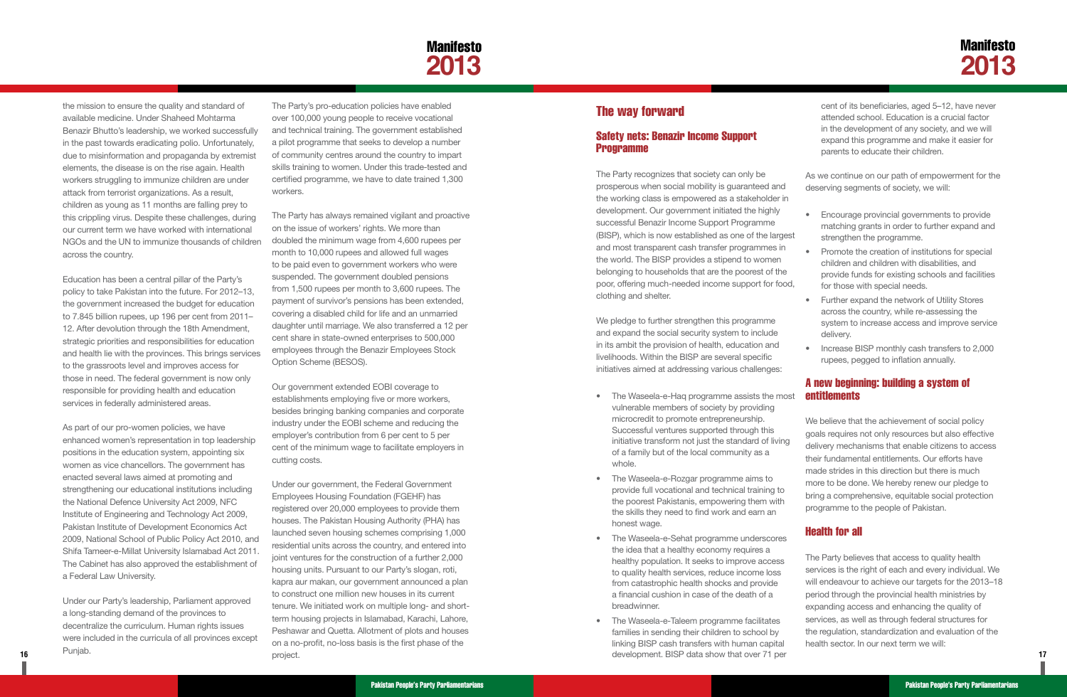the mission to ensure the quality and standard of available medicine. Under Shaheed Mohtarma Benazir Bhutto's leadership, we worked successfully in the past towards eradicating polio. Unfortunately, due to misinformation and propaganda by extremist elements, the disease is on the rise again. Health workers struggling to immunize children are under attack from terrorist organizations. As a result, children as young as 11 months are falling prey to this crippling virus. Despite these challenges, during our current term we have worked with international NGOs and the UN to immunize thousands of children across the country.

Education has been a central pillar of the Party's policy to take Pakistan into the future. For 2012–13, the government increased the budget for education to 7.845 billion rupees, up 196 per cent from 2011–12. After devolution through the 18th Amendment, strategic priorities and responsibilities for education and health lie with the provinces. This brings services to the grassroots level and improves access for those in need. The federal government is now only responsible for providing health and education services in federally administered areas.

As part of our pro-women policies, we have enhanced women's representation in top leadership positions in the education system, appointing six women as vice chancellors. The government has enacted several laws aimed at promoting and strengthening our educational institutions including the National Defence University Act 2009, NFC Institute of Engineering and Technology Act 2009, Pakistan Institute of Development Economics Act 2009, National School of Public Policy Act 2010, and Shifa Tameer-e-Millat University Islamabad Act 2011. The Cabinet has also approved the establishment of a Federal Law University.

Under our Party's leadership, Parliament approved a long-standing demand of the provinces to decentralize the curriculum. Human rights issues were included in the curricula of all provinces except Punjab.

The Party's pro-education policies have enabled over 100,000 young people to receive vocational and technical training. The government established a pilot programme that seeks to develop a number of community centres around the country to impart skills training to women. Under this trade-tested and certified programme, we have to date trained 1,300 workers.

The Party has always remained vigilant and proactive on the issue of workers' rights. We more than doubled the minimum wage from 4,600 rupees per month to 10,000 rupees and allowed full wages to be paid even to government workers who were suspended. The government doubled pensions from 1,500 rupees per month to 3,600 rupees. The payment of survivor's pensions has been extended, covering a disabled child for life and an unmarried daughter until marriage. We also transferred a 12 per cent share in state-owned enterprises to 500,000 employees through the Benazir Employees Stock Option Scheme (BESOS).

Our government extended EOBI coverage to establishments employing five or more workers, besides bringing banking companies and corporate industry under the EOBI scheme and reducing the employer's contribution from 6 per cent to 5 per cent of the minimum wage to facilitate employers in cutting costs.

Under our government, the Federal Government Employees Housing Foundation (FGEHF) has registered over 20,000 employees to provide them houses. The Pakistan Housing Authority (PHA) has launched seven housing schemes comprising 1,000 residential units across the country, and entered into joint ventures for the construction of a further 2,000 housing units. Pursuant to our Party's slogan, roti, kapra aur makan, our government announced a plan to construct one million new houses in its current tenure. We initiated work on multiple long- and short-term housing projects in Islamabad, Karachi, Lahore, Peshawar and Quetta. Allotment of plots and houses on a no-profit, no-loss basis is the first phase of the project.

## The way forward

### Safety nets: Benazir Income Support Programme

The Party recognizes that society can only be prosperous when social mobility is guaranteed and the working class is empowered as a stakeholder in development. Our government initiated the highly successful Benazir Income Support Programme (BISP), which is now established as one of the largest and most transparent cash transfer programmes in the world. The BISP provides a stipend to women belonging to households that are the poorest of the poor, offering much-needed income support for food, clothing and shelter.

We pledge to further strengthen this programme and expand the social security system to include in its ambit the provision of health, education and livelihoods. Within the BISP are several specific initiatives aimed at addressing various challenges:

- The Waseela-e-Haq programme assists the most vulnerable members of society by providing microcredit to promote entrepreneurship. Successful ventures supported through this initiative transform not just the standard of living of a family but of the local community as a whole.
- The Waseela-e-Rozgar programme aims to provide full vocational and technical training to the poorest Pakistanis, empowering them with the skills they need to find work and earn an honest wage.
- The Waseela-e-Sehat programme underscores the idea that a healthy economy requires a healthy population. It seeks to improve access to quality health services, reduce income loss from catastrophic health shocks and provide a financial cushion in case of the death of a breadwinner.
- The Waseela-e-Taleem programme facilitates families in sending their children to school by linking BISP cash transfers with human capital development. BISP data show that over 71 per cent of its beneficiaries, aged 5–12, have never attended school. Education is a crucial factor in the development of any society, and we will expand this programme and make it easier for parents to educate their children.

As we continue on our path of empowerment for the deserving segments of society, we will:

- Encourage provincial governments to provide matching grants in order to further expand and strengthen the programme.
- Promote the creation of institutions for special children and children with disabilities, and provide funds for existing schools and facilities for those with special needs.
- Further expand the network of Utility Stores across the country, while re-assessing the system to increase access and improve service delivery.
- Increase BISP monthly cash transfers to 2,000 rupees, pegged to inflation annually.

### A new beginning: building a system of entitlements

We believe that the achievement of social policy goals requires not only resources but also effective delivery mechanisms that enable citizens to access their fundamental entitlements. Our efforts have made strides in this direction but there is much more to be done. We hereby renew our pledge to bring a comprehensive, equitable social protection programme to the people of Pakistan.

### Health for all

The Party believes that access to quality health services is the right of each and every individual. We will endeavour to achieve our targets for the 2013–18 period through the provincial health ministries by expanding access and enhancing the quality of services, as well as through federal structures for the regulation, standardization and evaluation of the health sector. In our next term we will: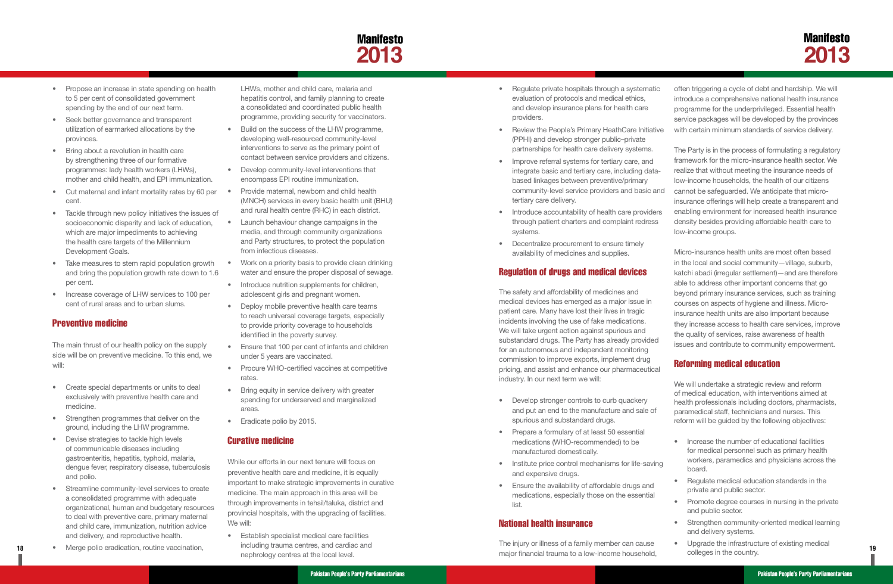- Propose an increase in state spending on health to 5 per cent of consolidated government spending by the end of our next term.
- Seek better governance and transparent utilization of earmarked allocations by the provinces.
- Bring about a revolution in health care by strengthening three of our formative programmes: lady health workers (LHWs), mother and child health, and EPI immunization.
- Cut maternal and infant mortality rates by 60 per cent.
- Tackle through new policy initiatives the issues of socioeconomic disparity and lack of education, which are major impediments to achieving the health care targets of the Millennium Development Goals.
- Take measures to stem rapid population growth and bring the population growth rate down to 1.6 per cent.
- Increase coverage of LHW services to 100 per cent of rural areas and to urban slums.

### Preventive medicine

The main thrust of our health policy on the supply side will be on preventive medicine. To this end, we will:

- Create special departments or units to deal exclusively with preventive health care and medicine.
- Strengthen programmes that deliver on the ground, including the LHW programme.
- Devise strategies to tackle high levels of communicable diseases including gastroenteritis, hepatitis, typhoid, malaria, dengue fever, respiratory disease, tuberculosis and polio.
- Streamline community-level services to create a consolidated programme with adequate organizational, human and budgetary resources to deal with preventive care, primary maternal and child care, immunization, nutrition advice and delivery, and reproductive health.
- Merge polio eradication, routine vaccination, LHWs, mother and child care, malaria and hepatitis control, and family planning to create a consolidated and coordinated public health programme, providing security for vaccinators.
- Build on the success of the LHW programme, developing well-resourced community-level interventions to serve as the primary point of contact between service providers and citizens.
- Develop community-level interventions that encompass EPI routine immunization.
- Provide maternal, newborn and child health (MNCH) services in every basic health unit (BHU) and rural health centre (RHC) in each district.
- Launch behaviour change campaigns in the media, and through community organizations and Party structures, to protect the population from infectious diseases.
- Work on a priority basis to provide clean drinking water and ensure the proper disposal of sewage.
- Introduce nutrition supplements for children, adolescent girls and pregnant women.
- Deploy mobile preventive health care teams to reach universal coverage targets, especially to provide priority coverage to households identified in the poverty survey.
- Ensure that 100 per cent of infants and children under 5 years are vaccinated.
- Procure WHO-certified vaccines at competitive rates.
- Bring equity in service delivery with greater spending for underserved and marginalized areas.
- Eradicate polio by 2015.

### Curative medicine

While our efforts in our next tenure will focus on preventive health care and medicine, it is equally important to make strategic improvements in curative medicine. The main approach in this area will be through improvements in tehsil/taluka, district and provincial hospitals, with the upgrading of facilities. We will:

- Establish specialist medical care facilities including trauma centres, and cardiac and nephrology centres at the local level.
- Regulate private hospitals through a systematic evaluation of protocols and medical ethics, and develop insurance plans for health care providers.
- Review the People's Primary HeathCare Initiative (PPHI) and develop stronger public–private partnerships for health care delivery systems.
- Improve referral systems for tertiary care, and integrate basic and tertiary care, including data-based linkages between preventive/primary community-level service providers and basic and tertiary care delivery.
- Introduce accountability of health care providers through patient charters and complaint redress systems.
- Decentralize procurement to ensure timely availability of medicines and supplies.

### Regulation of drugs and medical devices

The safety and affordability of medicines and medical devices has emerged as a major issue in patient care. Many have lost their lives in tragic incidents involving the use of fake medications. We will take urgent action against spurious and substandard drugs. The Party has already provided for an autonomous and independent monitoring commission to improve exports, implement drug pricing, and assist and enhance our pharmaceutical industry. In our next term we will:

- Develop stronger controls to curb quackery and put an end to the manufacture and sale of spurious and substandard drugs.
- Prepare a formulary of at least 50 essential medications (WHO-recommended) to be manufactured domestically.
- Institute price control mechanisms for life-saving and expensive drugs.
- Ensure the availability of affordable drugs and medications, especially those on the essential list.

### National health insurance

The injury or illness of a family member can cause major financial trauma to a low-income household, often triggering a cycle of debt and hardship. We will introduce a comprehensive national health insurance programme for the underprivileged. Essential health service packages will be developed by the provinces with certain minimum standards of service delivery.

The Party is in the process of formulating a regulatory framework for the micro-insurance health sector. We realize that without meeting the insurance needs of low-income households, the health of our citizens cannot be safeguarded. We anticipate that micro-insurance offerings will help create a transparent and enabling environment for increased health insurance density besides providing affordable health care to low-income groups.

Micro-insurance health units are most often based in the local and social community—village, suburb, katchi abadi (irregular settlement)—and are therefore able to address other important concerns that go beyond primary insurance services, such as training courses on aspects of hygiene and illness. Micro-insurance health units are also important because they increase access to health care services, improve the quality of services, raise awareness of health issues and contribute to community empowerment.

### Reforming medical education

We will undertake a strategic review and reform of medical education, with interventions aimed at health professionals including doctors, pharmacists, paramedical staff, technicians and nurses. This reform will be guided by the following objectives:

- Increase the number of educational facilities for medical personnel such as primary health workers, paramedics and physicians across the board.
- Regulate medical education standards in the private and public sector.
- Promote degree courses in nursing in the private and public sector.
- Strengthen community-oriented medical learning and delivery systems.
- Upgrade the infrastructure of existing medical colleges in the country.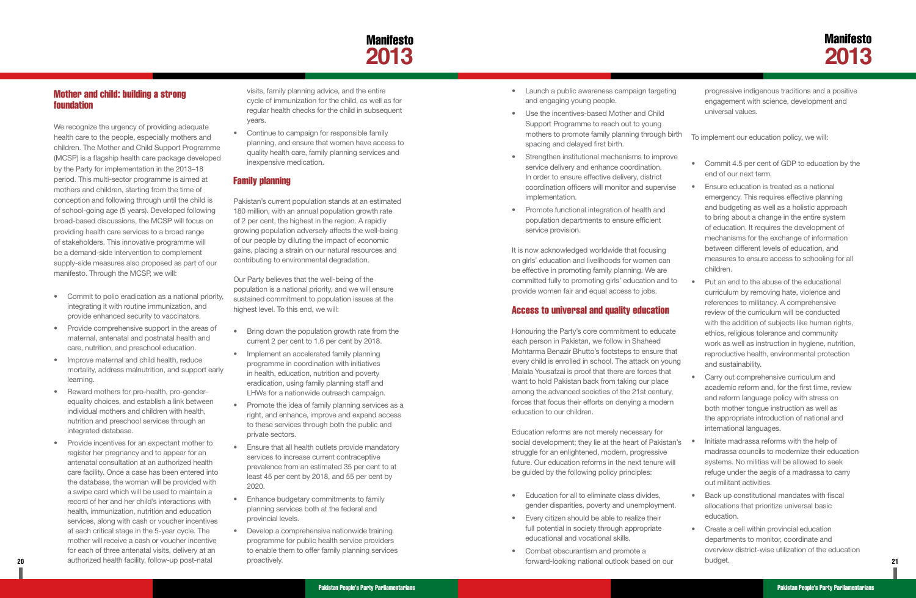## Mother and child: building a strong foundation

We recognize the urgency of providing adequate health care to the people, especially mothers and children. The Mother and Child Support Programme (MCSP) is a flagship health care package developed by the Party for implementation in the 2013–18 period. This multi-sector programme is aimed at mothers and children, starting from the time of conception and following through until the child is of school-going age (5 years). Developed following broad-based discussions, the MCSP will focus on providing health care services to a broad range of stakeholders. This innovative programme will be a demand-side intervention to complement supply-side measures also proposed as part of our manifesto. Through the MCSP, we will:

- Commit to polio eradication as a national priority, integrating it with routine immunization, and provide enhanced security to vaccinators.
- Provide comprehensive support in the areas of maternal, antenatal and postnatal health and care, nutrition, and preschool education.
- Improve maternal and child health, reduce mortality, address malnutrition, and support early learning.
- Reward mothers for pro-health, pro-gender-equality choices, and establish a link between individual mothers and children with health, nutrition and preschool services through an integrated database.
- Provide incentives for an expectant mother to register her pregnancy and to appear for an antenatal consultation at an authorized health care facility. Once a case has been entered into the database, the woman will be provided with a swipe card which will be used to maintain a record of her and her child's interactions with health, immunization, nutrition and education services, along with cash or voucher incentives at each critical stage in the 5-year cycle. The mother will receive a cash or voucher incentive for each of three antenatal visits, delivery at an authorized health facility, follow-up post-natal visits, family planning advice, and the entire cycle of immunization for the child, as well as for regular health checks for the child in subsequent years.
- Continue to campaign for responsible family planning, and ensure that women have access to quality health care, family planning services and inexpensive medication.

## Family planning

Pakistan's current population stands at an estimated 180 million, with an annual population growth rate of 2 per cent, the highest in the region. A rapidly growing population adversely affects the well-being of our people by diluting the impact of economic gains, placing a strain on our natural resources and contributing to environmental degradation.

Our Party believes that the well-being of the population is a national priority, and we will ensure sustained commitment to population issues at the highest level. To this end, we will:

- Bring down the population growth rate from the current 2 per cent to 1.6 per cent by 2018.
- Implement an accelerated family planning programme in coordination with initiatives in health, education, nutrition and poverty eradication, using family planning staff and LHWs for a nationwide outreach campaign.
- Promote the idea of family planning services as a right, and enhance, improve and expand access to these services through both the public and private sectors.
- Ensure that all health outlets provide mandatory services to increase current contraceptive prevalence from an estimated 35 per cent to at least 45 per cent by 2018, and 55 per cent by 2020.
- Enhance budgetary commitments to family planning services both at the federal and provincial levels.
- Develop a comprehensive nationwide training programme for public health service providers to enable them to offer family planning services proactively.
- Launch a public awareness campaign targeting and engaging young people.
- Use the incentives-based Mother and Child Support Programme to reach out to young mothers to promote family planning through birth spacing and delayed first birth.
- Strengthen institutional mechanisms to improve service delivery and enhance coordination. In order to ensure effective delivery, district coordination officers will monitor and supervise implementation.
- Promote functional integration of health and population departments to ensure efficient service provision.

It is now acknowledged worldwide that focusing on girls' education and livelihoods for women can be effective in promoting family planning. We are committed fully to promoting girls' education and to provide women fair and equal access to jobs.

## Access to universal and quality education

Honouring the Party's core commitment to educate each person in Pakistan, we follow in Shaheed Mohtarma Benazir Bhutto's footsteps to ensure that every child is enrolled in school. The attack on young Malala Yousafzai is proof that there are forces that want to hold Pakistan back from taking our place among the advanced societies of the 21st century, forces that focus their efforts on denying a modern education to our children.

Education reforms are not merely necessary for social development; they lie at the heart of Pakistan's struggle for an enlightened, modern, progressive future. Our education reforms in the next tenure will be guided by the following policy principles:

- Education for all to eliminate class divides, gender disparities, poverty and unemployment.
- Every citizen should be able to realize their full potential in society through appropriate educational and vocational skills.
- Combat obscurantism and promote a forward-looking national outlook based on our progressive indigenous traditions and a positive engagement with science, development and universal values.

To implement our education policy, we will:

- Commit 4.5 per cent of GDP to education by the end of our next term.
- Ensure education is treated as a national emergency. This requires effective planning and budgeting as well as a holistic approach to bring about a change in the entire system of education. It requires the development of mechanisms for the exchange of information between different levels of education, and measures to ensure access to schooling for all children.
- Put an end to the abuse of the educational curriculum by removing hate, violence and references to militancy. A comprehensive review of the curriculum will be conducted with the addition of subjects like human rights, ethics, religious tolerance and community work as well as instruction in hygiene, nutrition, reproductive health, environmental protection and sustainability.
- Carry out comprehensive curriculum and academic reform and, for the first time, review and reform language policy with stress on both mother tongue instruction as well as the appropriate introduction of national and international languages.
- Initiate madrassa reforms with the help of madrassa councils to modernize their education systems. No militias will be allowed to seek refuge under the aegis of a madrassa to carry out militant activities.
- Back up constitutional mandates with fiscal allocations that prioritize universal basic education.
- Create a cell within provincial education departments to monitor, coordinate and overview district-wise utilization of the education budget.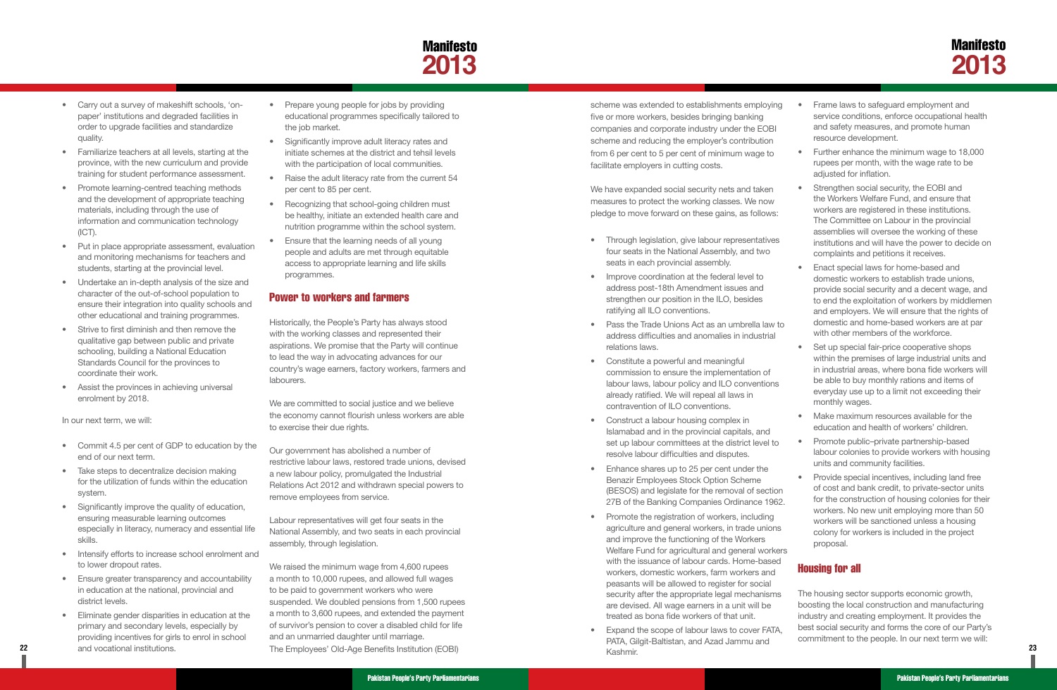- Carry out a survey of makeshift schools, 'on-paper' institutions and degraded facilities in order to upgrade facilities and standardize quality.
- Familiarize teachers at all levels, starting at the province, with the new curriculum and provide training for student performance assessment.
- Promote learning-centred teaching methods and the development of appropriate teaching materials, including through the use of information and communication technology (ICT).
- Put in place appropriate assessment, evaluation and monitoring mechanisms for teachers and students, starting at the provincial level.
- Undertake an in-depth analysis of the size and character of the out-of-school population to ensure their integration into quality schools and other educational and training programmes.
- Strive to first diminish and then remove the qualitative gap between public and private schooling, building a National Education Standards Council for the provinces to coordinate their work.
- Assist the provinces in achieving universal enrolment by 2018.

In our next term, we will:

- Commit 4.5 per cent of GDP to education by the end of our next term.
- Take steps to decentralize decision making for the utilization of funds within the education system.
- Significantly improve the quality of education, ensuring measurable learning outcomes especially in literacy, numeracy and essential life skills.
- Intensify efforts to increase school enrolment and to lower dropout rates.
- Ensure greater transparency and accountability in education at the national, provincial and district levels.
- Eliminate gender disparities in education at the primary and secondary levels, especially by providing incentives for girls to enrol in school and vocational institutions.
- Prepare young people for jobs by providing educational programmes specifically tailored to the job market.
- Significantly improve adult literacy rates and initiate schemes at the district and tehsil levels with the participation of local communities.
- Raise the adult literacy rate from the current 54 per cent to 85 per cent.
- Recognizing that school-going children must be healthy, initiate an extended health care and nutrition programme within the school system.
- Ensure that the learning needs of all young people and adults are met through equitable access to appropriate learning and life skills programmes.

## Power to workers and farmers

Historically, the People's Party has always stood with the working classes and represented their aspirations. We promise that the Party will continue to lead the way in advocating advances for our country's wage earners, factory workers, farmers and labourers.

We are committed to social justice and we believe the economy cannot flourish unless workers are able to exercise their due rights.

Our government has abolished a number of restrictive labour laws, restored trade unions, devised a new labour policy, promulgated the Industrial Relations Act 2012 and withdrawn special powers to remove employees from service.

Labour representatives will get four seats in the National Assembly, and two seats in each provincial assembly, through legislation.

We raised the minimum wage from 4,600 rupees a month to 10,000 rupees, and allowed full wages to be paid to government workers who were suspended. We doubled pensions from 1,500 rupees a month to 3,600 rupees, and extended the payment of survivor's pension to cover a disabled child for life and an unmarried daughter until marriage. The Employees' Old-Age Benefits Institution (EOBI) scheme was extended to establishments employing five or more workers, besides bringing banking companies and corporate industry under the EOBI scheme and reducing the employer's contribution from 6 per cent to 5 per cent of minimum wage to facilitate employers in cutting costs.

We have expanded social security nets and taken measures to protect the working classes. We now pledge to move forward on these gains, as follows:

- Through legislation, give labour representatives four seats in the National Assembly, and two seats in each provincial assembly.
- Improve coordination at the federal level to address post-18th Amendment issues and strengthen our position in the ILO, besides ratifying all ILO conventions.
- Pass the Trade Unions Act as an umbrella law to address difficulties and anomalies in industrial relations laws.
- Constitute a powerful and meaningful commission to ensure the implementation of labour laws, labour policy and ILO conventions already ratified. We will repeal all laws in contravention of ILO conventions.
- Construct a labour housing complex in Islamabad and in the provincial capitals, and set up labour committees at the district level to resolve labour difficulties and disputes.
- Enhance shares up to 25 per cent under the Benazir Employees Stock Option Scheme (BESOS) and legislate for the removal of section 27B of the Banking Companies Ordinance 1962.
- Promote the registration of workers, including agriculture and general workers, in trade unions and improve the functioning of the Workers Welfare Fund for agricultural and general workers with the issuance of labour cards. Home-based workers, domestic workers, farm workers and peasants will be allowed to register for social security after the appropriate legal mechanisms are devised. All wage earners in a unit will be treated as bona fide workers of that unit.
- Expand the scope of labour laws to cover FATA, PATA, Gilgit-Baltistan, and Azad Jammu and Kashmir.
- Frame laws to safeguard employment and service conditions, enforce occupational health and safety measures, and promote human resource development.
- Further enhance the minimum wage to 18,000 rupees per month, with the wage rate to be adjusted for inflation.
- Strengthen social security, the EOBI and the Workers Welfare Fund, and ensure that workers are registered in these institutions. The Committee on Labour in the provincial assemblies will oversee the working of these institutions and will have the power to decide on complaints and petitions it receives.
- Enact special laws for home-based and domestic workers to establish trade unions, provide social security and a decent wage, and to end the exploitation of workers by middlemen and employers. We will ensure that the rights of domestic and home-based workers are at par with other members of the workforce.
- Set up special fair-price cooperative shops within the premises of large industrial units and in industrial areas, where bona fide workers will be able to buy monthly rations and items of everyday use up to a limit not exceeding their monthly wages.
- Make maximum resources available for the education and health of workers' children.
- Promote public–private partnership-based labour colonies to provide workers with housing units and community facilities.
- Provide special incentives, including land free of cost and bank credit, to private-sector units for the construction of housing colonies for their workers. No new unit employing more than 50 workers will be sanctioned unless a housing colony for workers is included in the project proposal.

## Housing for all

The housing sector supports economic growth, boosting the local construction and manufacturing industry and creating employment. It provides the best social security and forms the core of our Party's commitment to the people. In our next term we will: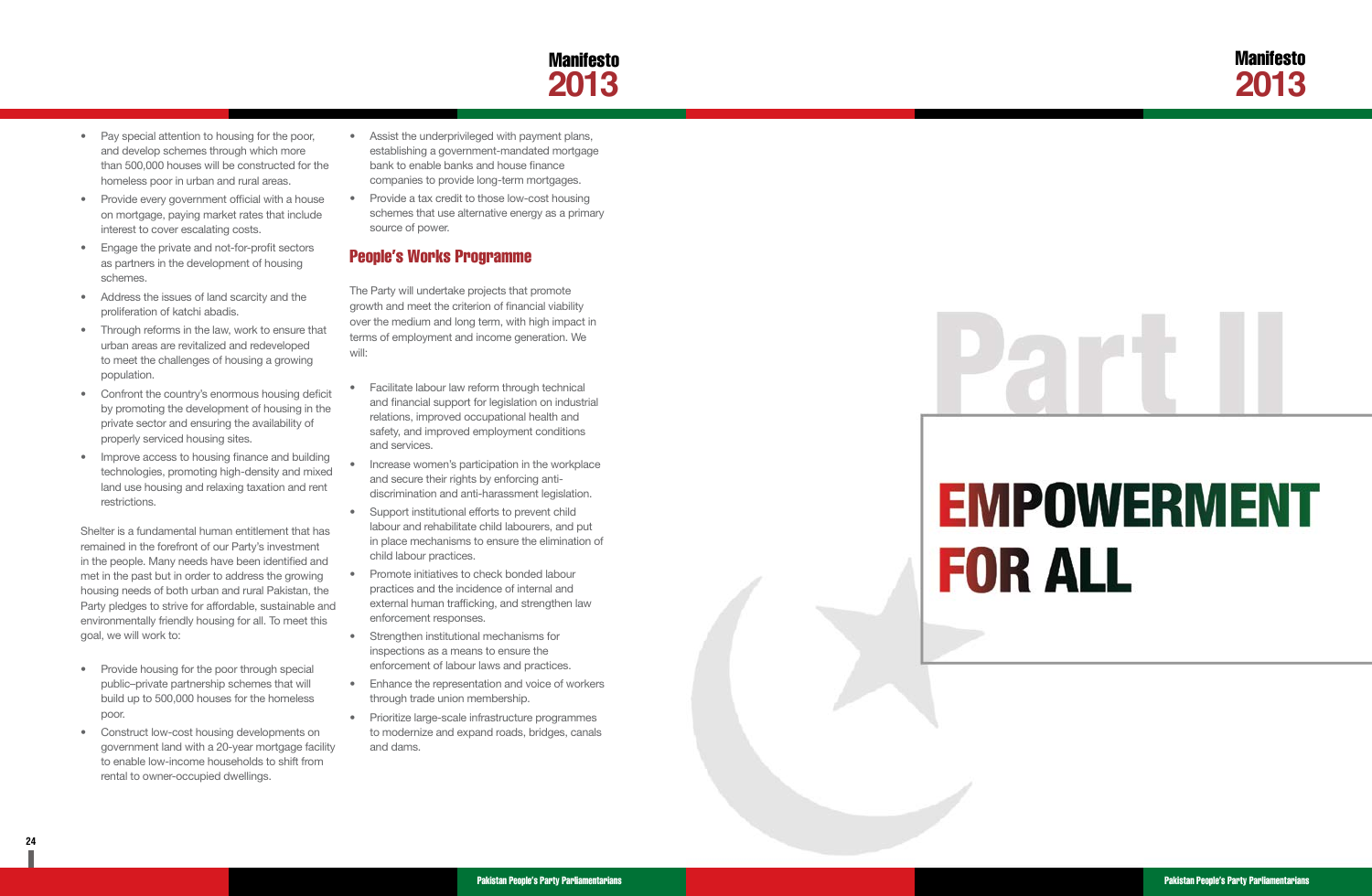- Pay special attention to housing for the poor, and develop schemes through which more than 500,000 houses will be constructed for the homeless poor in urban and rural areas.
- Provide every government official with a house on mortgage, paying market rates that include interest to cover escalating costs.
- Engage the private and not-for-profit sectors as partners in the development of housing schemes.
- Address the issues of land scarcity and the proliferation of katchi abadis.
- Through reforms in the law, work to ensure that urban areas are revitalized and redeveloped to meet the challenges of housing a growing population.
- Confront the country's enormous housing deficit by promoting the development of housing in the private sector and ensuring the availability of properly serviced housing sites.
- Improve access to housing finance and building technologies, promoting high-density and mixed land use housing and relaxing taxation and rent restrictions.

Shelter is a fundamental human entitlement that has remained in the forefront of our Party's investment in the people. Many needs have been identified and met in the past but in order to address the growing housing needs of both urban and rural Pakistan, the Party pledges to strive for affordable, sustainable and environmentally friendly housing for all. To meet this goal, we will work to:

- Provide housing for the poor through special public–private partnership schemes that will build up to 500,000 houses for the homeless poor.
- Construct low-cost housing developments on government land with a 20-year mortgage facility to enable low-income households to shift from rental to owner-occupied dwellings.
- Assist the underprivileged with payment plans, establishing a government-mandated mortgage bank to enable banks and house finance companies to provide long-term mortgages.
- Provide a tax credit to those low-cost housing schemes that use alternative energy as a primary source of power.

## People's Works Programme

The Party will undertake projects that promote growth and meet the criterion of financial viability over the medium and long term, with high impact in terms of employment and income generation. We will:

- Facilitate labour law reform through technical and financial support for legislation on industrial relations, improved occupational health and safety, and improved employment conditions and services.
- Increase women's participation in the workplace and secure their rights by enforcing anti-discrimination and anti-harassment legislation.
- Support institutional efforts to prevent child labour and rehabilitate child labourers, and put in place mechanisms to ensure the elimination of child labour practices.
- Promote initiatives to check bonded labour practices and the incidence of internal and external human trafficking, and strengthen law enforcement responses.
- Strengthen institutional mechanisms for inspections as a means to ensure the enforcement of labour laws and practices.
- Enhance the representation and voice of workers through trade union membership.
- Prioritize large-scale infrastructure programmes to modernize and expand roads, bridges, canals and dams.

# Part II

# EMPOWERMENT FOR ALL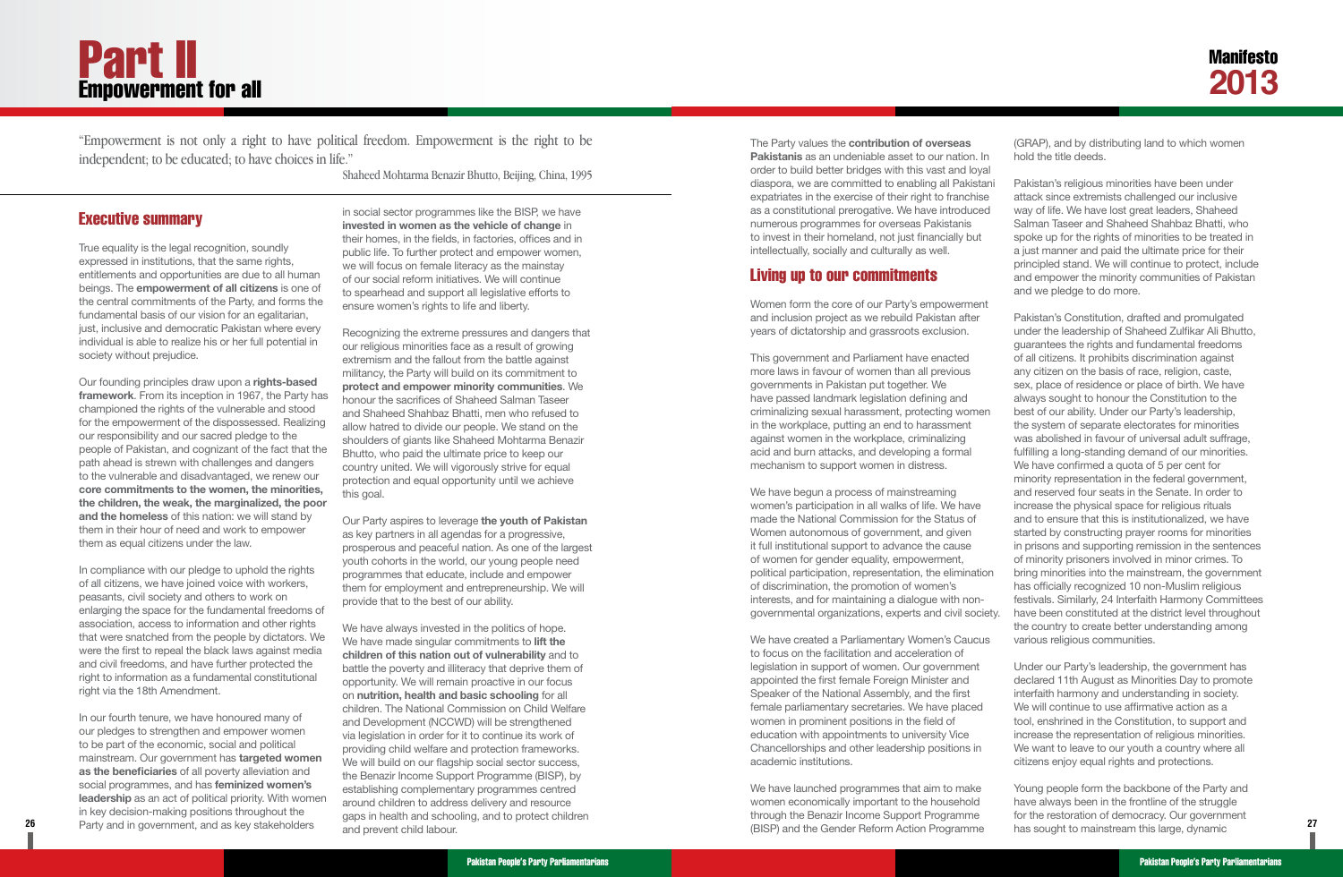# Part II
## Empowerment for all

"Empowerment is not only a right to have political freedom. Empowerment is the right to be independent; to be educated; to have choices in life."

Shaheed Mohtarma Benazir Bhutto, Beijing, China, 1995

### Executive summary

True equality is the legal recognition, soundly expressed in institutions, that the same rights, entitlements and opportunities are due to all human beings. The **empowerment of all citizens** is one of the central commitments of the Party, and forms the fundamental basis of our vision for an egalitarian, just, inclusive and democratic Pakistan where every individual is able to realize his or her full potential in society without prejudice.

Our founding principles draw upon a **rights-based framework**. From its inception in 1967, the Party has championed the rights of the vulnerable and stood for the empowerment of the dispossessed. Realizing our responsibility and our sacred pledge to the people of Pakistan, and cognizant of the fact that the path ahead is strewn with challenges and dangers to the vulnerable and disadvantaged, we renew our **core commitments to the women, the minorities, the children, the weak, the marginalized, the poor and the homeless** of this nation: we will stand by them in their hour of need and work to empower them as equal citizens under the law.

In compliance with our pledge to uphold the rights of all citizens, we have joined voice with workers, peasants, civil society and others to work on enlarging the space for the fundamental freedoms of association, access to information and other rights that were snatched from the people by dictators. We were the first to repeal the black laws against media and civil freedoms, and have further protected the right to information as a fundamental constitutional right via the 18th Amendment.

In our fourth tenure, we have honoured many of our pledges to strengthen and empower women to be part of the economic, social and political mainstream. Our government has **targeted women as the beneficiaries** of all poverty alleviation and social programmes, and has **feminized women's leadership** as an act of political priority. With women in key decision-making positions throughout the Party and in government, and as key stakeholders in social sector programmes like the BISP, we have **invested in women as the vehicle of change** in their homes, in the fields, in factories, offices and in public life. To further protect and empower women, we will focus on female literacy as the mainstay of our social reform initiatives. We will continue to spearhead and support all legislative efforts to ensure women's rights to life and liberty.

Recognizing the extreme pressures and dangers that our religious minorities face as a result of growing extremism and the fallout from the battle against militancy, the Party will build on its commitment to **protect and empower minority communities**. We honour the sacrifices of Shaheed Salman Taseer and Shaheed Shahbaz Bhatti, men who refused to allow hatred to divide our people. We stand on the shoulders of giants like Shaheed Mohtarma Benazir Bhutto, who paid the ultimate price to keep our country united. We will vigorously strive for equal protection and equal opportunity until we achieve this goal.

Our Party aspires to leverage **the youth of Pakistan** as key partners in all agendas for a progressive, prosperous and peaceful nation. As one of the largest youth cohorts in the world, our young people need programmes that educate, include and empower them for employment and entrepreneurship. We will provide that to the best of our ability.

We have always invested in the politics of hope. We have made singular commitments to **lift the children of this nation out of vulnerability** and to battle the poverty and illiteracy that deprive them of opportunity. We will remain proactive in our focus on **nutrition, health and basic schooling** for all children. The National Commission on Child Welfare and Development (NCCWD) will be strengthened via legislation in order for it to continue its work of providing child welfare and protection frameworks. We will build on our flagship social sector success, the Benazir Income Support Programme (BISP), by establishing complementary programmes centred around children to address delivery and resource gaps in health and schooling, and to protect children and prevent child labour.

The Party values the **contribution of overseas Pakistanis** as an undeniable asset to our nation. In order to build better bridges with this vast and loyal diaspora, we are committed to enabling all Pakistani expatriates in the exercise of their right to franchise as a constitutional prerogative. We have introduced numerous programmes for overseas Pakistanis to invest in their homeland, not just financially but intellectually, socially and culturally as well.

### Living up to our commitments

Women form the core of our Party's empowerment and inclusion project as we rebuild Pakistan after years of dictatorship and grassroots exclusion.

This government and Parliament have enacted more laws in favour of women than all previous governments in Pakistan put together. We have passed landmark legislation defining and criminalizing sexual harassment, protecting women in the workplace, putting an end to harassment against women in the workplace, criminalizing acid and burn attacks, and developing a formal mechanism to support women in distress.

We have begun a process of mainstreaming women's participation in all walks of life. We have made the National Commission for the Status of Women autonomous of government, and given it full institutional support to advance the cause of women for gender equality, empowerment, political participation, representation, the elimination of discrimination, the promotion of women's interests, and for maintaining a dialogue with non-governmental organizations, experts and civil society.

We have created a Parliamentary Women's Caucus to focus on the facilitation and acceleration of legislation in support of women. Our government appointed the first female Foreign Minister and Speaker of the National Assembly, and the first female parliamentary secretaries. We have placed women in prominent positions in the field of education with appointments to university Vice Chancellorships and other leadership positions in academic institutions.

We have launched programmes that aim to make women economically important to the household through the Benazir Income Support Programme (BISP) and the Gender Reform Action Programme (GRAP), and by distributing land to which women hold the title deeds.

Pakistan's religious minorities have been under attack since extremists challenged our inclusive way of life. We have lost great leaders, Shaheed Salman Taseer and Shaheed Shahbaz Bhatti, who spoke up for the rights of minorities to be treated in a just manner and paid the ultimate price for their principled stand. We will continue to protect, include and empower the minority communities of Pakistan and we pledge to do more.

Pakistan's Constitution, drafted and promulgated under the leadership of Shaheed Zulfikar Ali Bhutto, guarantees the rights and fundamental freedoms of all citizens. It prohibits discrimination against any citizen on the basis of race, religion, caste, sex, place of residence or place of birth. We have always sought to honour the Constitution to the best of our ability. Under our Party's leadership, the system of separate electorates for minorities was abolished in favour of universal adult suffrage, fulfilling a long-standing demand of our minorities. We have confirmed a quota of 5 per cent for minority representation in the federal government, and reserved four seats in the Senate. In order to increase the physical space for religious rituals and to ensure that this is institutionalized, we have started by constructing prayer rooms for minorities in prisons and supporting remission in the sentences of minority prisoners involved in minor crimes. To bring minorities into the mainstream, the government has officially recognized 10 non-Muslim religious festivals. Similarly, 24 Interfaith Harmony Committees have been constituted at the district level throughout the country to create better understanding among various religious communities.

Under our Party's leadership, the government has declared 11th August as Minorities Day to promote interfaith harmony and understanding in society. We will continue to use affirmative action as a tool, enshrined in the Constitution, to support and increase the representation of religious minorities. We want to leave to our youth a country where all citizens enjoy equal rights and protections.

Young people form the backbone of the Party and have always been in the frontline of the struggle for the restoration of democracy. Our government has sought to mainstream this large, dynamic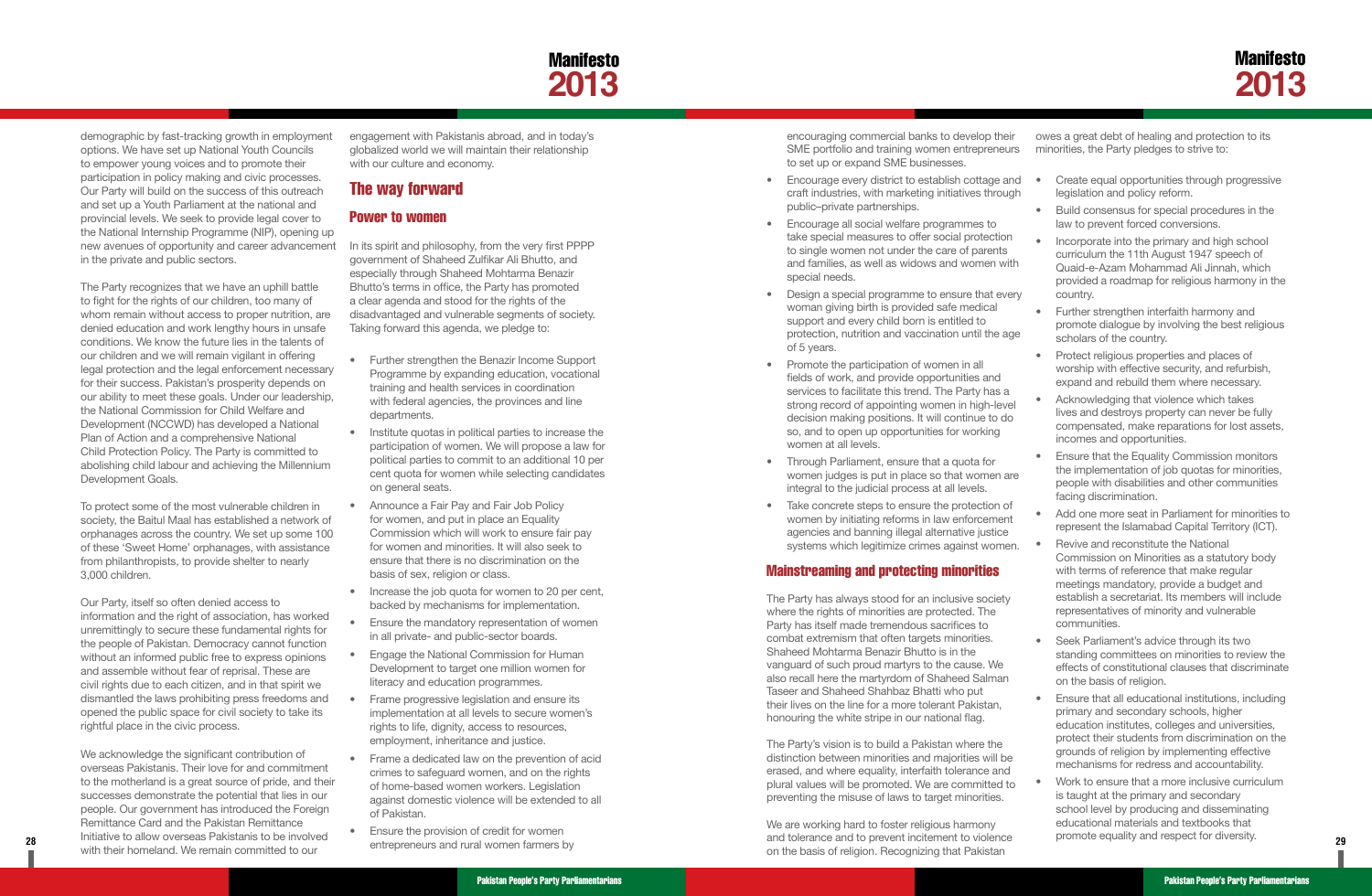demographic by fast-tracking growth in employment options. We have set up National Youth Councils to empower young voices and to promote their participation in policy making and civic processes. Our Party will build on the success of this outreach and set up a Youth Parliament at the national and provincial levels. We seek to provide legal cover to the National Internship Programme (NIP), opening up new avenues of opportunity and career advancement in the private and public sectors.

The Party recognizes that we have an uphill battle to fight for the rights of our children, too many of whom remain without access to proper nutrition, are denied education and work lengthy hours in unsafe conditions. We know the future lies in the talents of our children and we will remain vigilant in offering legal protection and the legal enforcement necessary for their success. Pakistan's prosperity depends on our ability to meet these goals. Under our leadership, the National Commission for Child Welfare and Development (NCCWD) has developed a National Plan of Action and a comprehensive National Child Protection Policy. The Party is committed to abolishing child labour and achieving the Millennium Development Goals.

To protect some of the most vulnerable children in society, the Baitul Maal has established a network of orphanages across the country. We set up some 100 of these 'Sweet Home' orphanages, with assistance from philanthropists, to provide shelter to nearly 3,000 children.

Our Party, itself so often denied access to information and the right of association, has worked unremittingly to secure these fundamental rights for the people of Pakistan. Democracy cannot function without an informed public free to express opinions and assemble without fear of reprisal. These are civil rights due to each citizen, and in that spirit we dismantled the laws prohibiting press freedoms and opened the public space for civil society to take its rightful place in the civic process.

We acknowledge the significant contribution of overseas Pakistanis. Their love for and commitment to the motherland is a great source of pride, and their successes demonstrate the potential that lies in our people. Our government has introduced the Foreign Remittance Card and the Pakistan Remittance Initiative to allow overseas Pakistanis to be involved with their homeland. We remain committed to our engagement with Pakistanis abroad, and in today's globalized world we will maintain their relationship with our culture and economy.

## The way forward

### Power to women

In its spirit and philosophy, from the very first PPPP government of Shaheed Zulfikar Ali Bhutto, and especially through Shaheed Mohtarma Benazir Bhutto's terms in office, the Party has promoted a clear agenda and stood for the rights of the disadvantaged and vulnerable segments of society. Taking forward this agenda, we pledge to:

- Further strengthen the Benazir Income Support Programme by expanding education, vocational training and health services in coordination with federal agencies, the provinces and line departments.
- Institute quotas in political parties to increase the participation of women. We will propose a law for political parties to commit to an additional 10 per cent quota for women while selecting candidates on general seats.
- Announce a Fair Pay and Fair Job Policy for women, and put in place an Equality Commission which will work to ensure fair pay for women and minorities. It will also seek to ensure that there is no discrimination on the basis of sex, religion or class.
- Increase the job quota for women to 20 per cent, backed by mechanisms for implementation.
- Ensure the mandatory representation of women in all private- and public-sector boards.
- Engage the National Commission for Human Development to target one million women for literacy and education programmes.
- Frame progressive legislation and ensure its implementation at all levels to secure women's rights to life, dignity, access to resources, employment, inheritance and justice.
- Frame a dedicated law on the prevention of acid crimes to safeguard women, and on the rights of home-based women workers. Legislation against domestic violence will be extended to all of Pakistan.
- Ensure the provision of credit for women entrepreneurs and rural women farmers by encouraging commercial banks to develop their SME portfolio and training women entrepreneurs to set up or expand SME businesses.
- Encourage every district to establish cottage and craft industries, with marketing initiatives through public–private partnerships.
- Encourage all social welfare programmes to take special measures to offer social protection to single women not under the care of parents and families, as well as widows and women with special needs.
- Design a special programme to ensure that every woman giving birth is provided safe medical support and every child born is entitled to protection, nutrition and vaccination until the age of 5 years.
- Promote the participation of women in all fields of work, and provide opportunities and services to facilitate this trend. The Party has a strong record of appointing women in high-level decision making positions. It will continue to do so, and to open up opportunities for working women at all levels.
- Through Parliament, ensure that a quota for women judges is put in place so that women are integral to the judicial process at all levels.
- Take concrete steps to ensure the protection of women by initiating reforms in law enforcement agencies and banning illegal alternative justice systems which legitimize crimes against women.

### Mainstreaming and protecting minorities

The Party has always stood for an inclusive society where the rights of minorities are protected. The Party has itself made tremendous sacrifices to combat extremism that often targets minorities. Shaheed Mohtarma Benazir Bhutto is in the vanguard of such proud martyrs to the cause. We also recall here the martyrdom of Shaheed Salman Taseer and Shaheed Shahbaz Bhatti who put their lives on the line for a more tolerant Pakistan, honouring the white stripe in our national flag.

The Party's vision is to build a Pakistan where the distinction between minorities and majorities will be erased, and where equality, interfaith tolerance and plural values will be promoted. We are committed to preventing the misuse of laws to target minorities.

We are working hard to foster religious harmony and tolerance and to prevent incitement to violence on the basis of religion. Recognizing that Pakistan owes a great debt of healing and protection to its minorities, the Party pledges to strive to:

- Create equal opportunities through progressive legislation and policy reform.
- Build consensus for special procedures in the law to prevent forced conversions.
- Incorporate into the primary and high school curriculum the 11th August 1947 speech of Quaid-e-Azam Mohammad Ali Jinnah, which provided a roadmap for religious harmony in the country.
- Further strengthen interfaith harmony and promote dialogue by involving the best religious scholars of the country.
- Protect religious properties and places of worship with effective security, and refurbish, expand and rebuild them where necessary.
- Acknowledging that violence which takes lives and destroys property can never be fully compensated, make reparations for lost assets, incomes and opportunities.
- Ensure that the Equality Commission monitors the implementation of job quotas for minorities, people with disabilities and other communities facing discrimination.
- Add one more seat in Parliament for minorities to represent the Islamabad Capital Territory (ICT).
- Revive and reconstitute the National Commission on Minorities as a statutory body with terms of reference that make regular meetings mandatory, provide a budget and establish a secretariat. Its members will include representatives of minority and vulnerable communities.
- Seek Parliament's advice through its two standing committees on minorities to review the effects of constitutional clauses that discriminate on the basis of religion.
- Ensure that all educational institutions, including primary and secondary schools, higher education institutes, colleges and universities, protect their students from discrimination on the grounds of religion by implementing effective mechanisms for redress and accountability.
- Work to ensure that a more inclusive curriculum is taught at the primary and secondary school level by producing and disseminating educational materials and textbooks that promote equality and respect for diversity.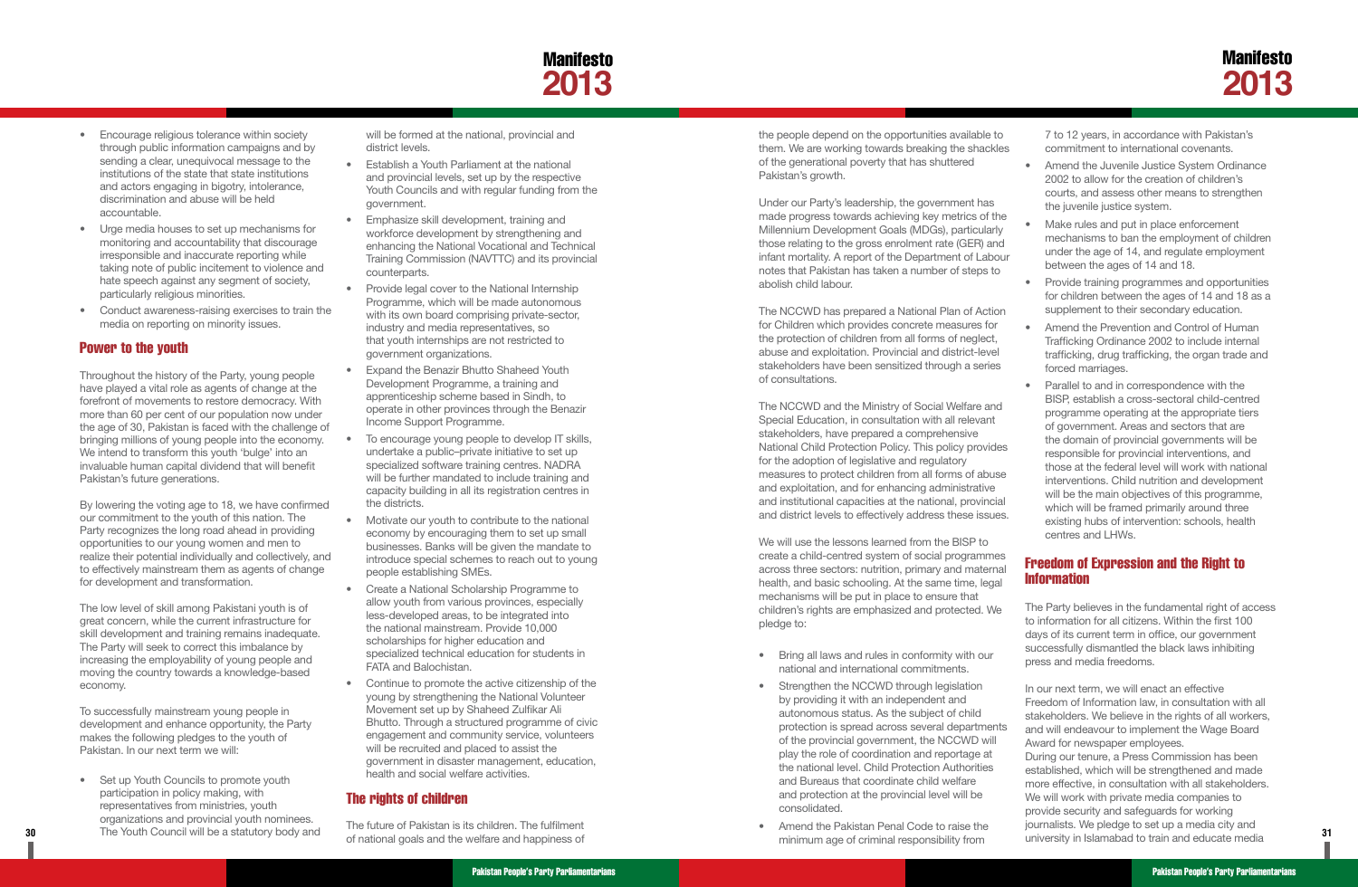- Encourage religious tolerance within society through public information campaigns and by sending a clear, unequivocal message to the institutions of the state that state institutions and actors engaging in bigotry, intolerance, discrimination and abuse will be held accountable.
- Urge media houses to set up mechanisms for monitoring and accountability that discourage irresponsible and inaccurate reporting while taking note of public incitement to violence and hate speech against any segment of society, particularly religious minorities.
- Conduct awareness-raising exercises to train the media on reporting on minority issues.

## Power to the youth

Throughout the history of the Party, young people have played a vital role as agents of change at the forefront of movements to restore democracy. With more than 60 per cent of our population now under the age of 30, Pakistan is faced with the challenge of bringing millions of young people into the economy. We intend to transform this youth 'bulge' into an invaluable human capital dividend that will benefit Pakistan's future generations.

By lowering the voting age to 18, we have confirmed our commitment to the youth of this nation. The Party recognizes the long road ahead in providing opportunities to our young women and men to realize their potential individually and collectively, and to effectively mainstream them as agents of change for development and transformation.

The low level of skill among Pakistani youth is of great concern, while the current infrastructure for skill development and training remains inadequate. The Party will seek to correct this imbalance by increasing the employability of young people and moving the country towards a knowledge-based economy.

To successfully mainstream young people in development and enhance opportunity, the Party makes the following pledges to the youth of Pakistan. In our next term we will:

- Set up Youth Councils to promote youth participation in policy making, with representatives from ministries, youth organizations and provincial youth nominees. The Youth Council will be a statutory body and will be formed at the national, provincial and district levels.
- Establish a Youth Parliament at the national and provincial levels, set up by the respective Youth Councils and with regular funding from the government.
- Emphasize skill development, training and workforce development by strengthening and enhancing the National Vocational and Technical Training Commission (NAVTTC) and its provincial counterparts.
- Provide legal cover to the National Internship Programme, which will be made autonomous with its own board comprising private-sector, industry and media representatives, so that youth internships are not restricted to government organizations.
- Expand the Benazir Bhutto Shaheed Youth Development Programme, a training and apprenticeship scheme based in Sindh, to operate in other provinces through the Benazir Income Support Programme.
- To encourage young people to develop IT skills, undertake a public–private initiative to set up specialized software training centres. NADRA will be further mandated to include training and capacity building in all its registration centres in the districts.
- Motivate our youth to contribute to the national economy by encouraging them to set up small businesses. Banks will be given the mandate to introduce special schemes to reach out to young people establishing SMEs.
- Create a National Scholarship Programme to allow youth from various provinces, especially less-developed areas, to be integrated into the national mainstream. Provide 10,000 scholarships for higher education and specialized technical education for students in FATA and Balochistan.
- Continue to promote the active citizenship of the young by strengthening the National Volunteer Movement set up by Shaheed Zulfikar Ali Bhutto. Through a structured programme of civic engagement and community service, volunteers will be recruited and placed to assist the government in disaster management, education, health and social welfare activities.

## The rights of children

The future of Pakistan is its children. The fulfilment of national goals and the welfare and happiness of the people depend on the opportunities available to them. We are working towards breaking the shackles of the generational poverty that has shuttered Pakistan's growth.

Under our Party's leadership, the government has made progress towards achieving key metrics of the Millennium Development Goals (MDGs), particularly those relating to the gross enrolment rate (GER) and infant mortality. A report of the Department of Labour notes that Pakistan has taken a number of steps to abolish child labour.

The NCCWD has prepared a National Plan of Action for Children which provides concrete measures for the protection of children from all forms of neglect, abuse and exploitation. Provincial and district-level stakeholders have been sensitized through a series of consultations.

The NCCWD and the Ministry of Social Welfare and Special Education, in consultation with all relevant stakeholders, have prepared a comprehensive National Child Protection Policy. This policy provides for the adoption of legislative and regulatory measures to protect children from all forms of abuse and exploitation, and for enhancing administrative and institutional capacities at the national, provincial and district levels to effectively address these issues.

We will use the lessons learned from the BISP to create a child-centred system of social programmes across three sectors: nutrition, primary and maternal health, and basic schooling. At the same time, legal mechanisms will be put in place to ensure that children's rights are emphasized and protected. We pledge to:

- Bring all laws and rules in conformity with our national and international commitments.
- Strengthen the NCCWD through legislation by providing it with an independent and autonomous status. As the subject of child protection is spread across several departments of the provincial government, the NCCWD will play the role of coordination and reportage at the national level. Child Protection Authorities and Bureaus that coordinate child welfare and protection at the provincial level will be consolidated.
- Amend the Pakistan Penal Code to raise the minimum age of criminal responsibility from 7 to 12 years, in accordance with Pakistan's commitment to international covenants.
- Amend the Juvenile Justice System Ordinance 2002 to allow for the creation of children's courts, and assess other means to strengthen the juvenile justice system.
- Make rules and put in place enforcement mechanisms to ban the employment of children under the age of 14, and regulate employment between the ages of 14 and 18.
- Provide training programmes and opportunities for children between the ages of 14 and 18 as a supplement to their secondary education.
- Amend the Prevention and Control of Human Trafficking Ordinance 2002 to include internal trafficking, drug trafficking, the organ trade and forced marriages.
- Parallel to and in correspondence with the BISP, establish a cross-sectoral child-centred programme operating at the appropriate tiers of government. Areas and sectors that are the domain of provincial governments will be responsible for provincial interventions, and those at the federal level will work with national interventions. Child nutrition and development will be the main objectives of this programme, which will be framed primarily around three existing hubs of intervention: schools, health centres and LHWs.

## Freedom of Expression and the Right to Information

The Party believes in the fundamental right of access to information for all citizens. Within the first 100 days of its current term in office, our government successfully dismantled the black laws inhibiting press and media freedoms.

In our next term, we will enact an effective Freedom of Information law, in consultation with all stakeholders. We believe in the rights of all workers, and will endeavour to implement the Wage Board Award for newspaper employees.

During our tenure, a Press Commission has been established, which will be strengthened and made more effective, in consultation with all stakeholders. We will work with private media companies to provide security and safeguards for working journalists. We pledge to set up a media city and university in Islamabad to train and educate media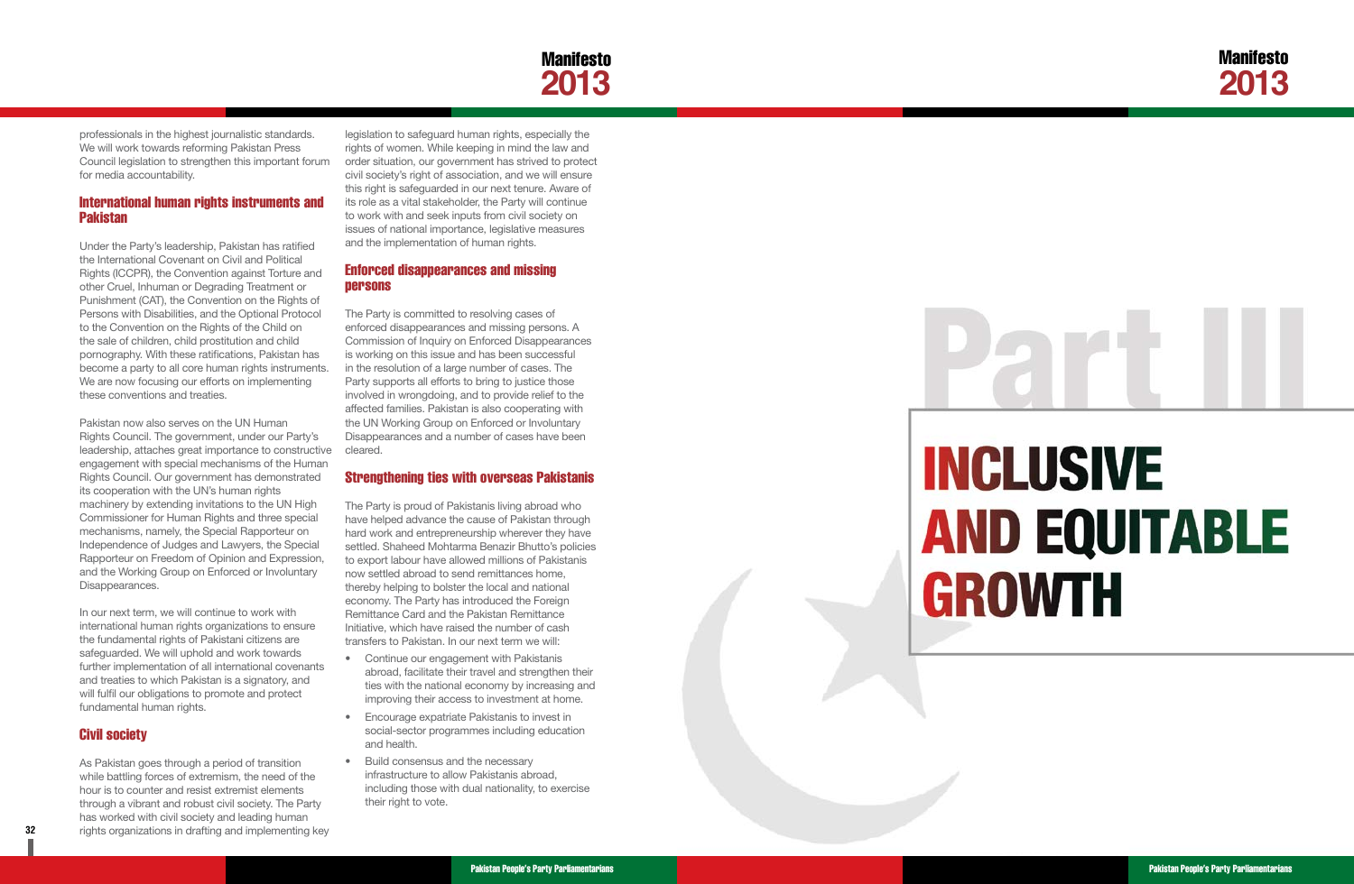professionals in the highest journalistic standards. We will work towards reforming Pakistan Press Council legislation to strengthen this important forum for media accountability.

### International human rights instruments and Pakistan

Under the Party's leadership, Pakistan has ratified the International Covenant on Civil and Political Rights (ICCPR), the Convention against Torture and other Cruel, Inhuman or Degrading Treatment or Punishment (CAT), the Convention on the Rights of Persons with Disabilities, and the Optional Protocol to the Convention on the Rights of the Child on the sale of children, child prostitution and child pornography. With these ratifications, Pakistan has become a party to all core human rights instruments. We are now focusing our efforts on implementing these conventions and treaties.

Pakistan now also serves on the UN Human Rights Council. The government, under our Party's leadership, attaches great importance to constructive engagement with special mechanisms of the Human Rights Council. Our government has demonstrated its cooperation with the UN's human rights machinery by extending invitations to the UN High Commissioner for Human Rights and three special mechanisms, namely, the Special Rapporteur on Independence of Judges and Lawyers, the Special Rapporteur on Freedom of Opinion and Expression, and the Working Group on Enforced or Involuntary Disappearances.

In our next term, we will continue to work with international human rights organizations to ensure the fundamental rights of Pakistani citizens are safeguarded. We will uphold and work towards further implementation of all international covenants and treaties to which Pakistan is a signatory, and will fulfil our obligations to promote and protect fundamental human rights.

### Civil society

As Pakistan goes through a period of transition while battling forces of extremism, the need of the hour is to counter and resist extremist elements through a vibrant and robust civil society. The Party has worked with civil society and leading human rights organizations in drafting and implementing key legislation to safeguard human rights, especially the rights of women. While keeping in mind the law and order situation, our government has strived to protect civil society's right of association, and we will ensure this right is safeguarded in our next tenure. Aware of its role as a vital stakeholder, the Party will continue to work with and seek inputs from civil society on issues of national importance, legislative measures and the implementation of human rights.

### Enforced disappearances and missing persons

The Party is committed to resolving cases of enforced disappearances and missing persons. A Commission of Inquiry on Enforced Disappearances is working on this issue and has been successful in the resolution of a large number of cases. The Party supports all efforts to bring to justice those involved in wrongdoing, and to provide relief to the affected families. Pakistan is also cooperating with the UN Working Group on Enforced or Involuntary Disappearances and a number of cases have been cleared.

### Strengthening ties with overseas Pakistanis

The Party is proud of Pakistanis living abroad who have helped advance the cause of Pakistan through hard work and entrepreneurship wherever they have settled. Shaheed Mohtarma Benazir Bhutto's policies to export labour have allowed millions of Pakistanis now settled abroad to send remittances home, thereby helping to bolster the local and national economy. The Party has introduced the Foreign Remittance Card and the Pakistan Remittance Initiative, which have raised the number of cash transfers to Pakistan. In our next term we will:

- Continue our engagement with Pakistanis abroad, facilitate their travel and strengthen their ties with the national economy by increasing and improving their access to investment at home.
- Encourage expatriate Pakistanis to invest in social-sector programmes including education and health.
- Build consensus and the necessary infrastructure to allow Pakistanis abroad, including those with dual nationality, to exercise their right to vote.

# Part III

# INCLUSIVE AND EQUITABLE GROWTH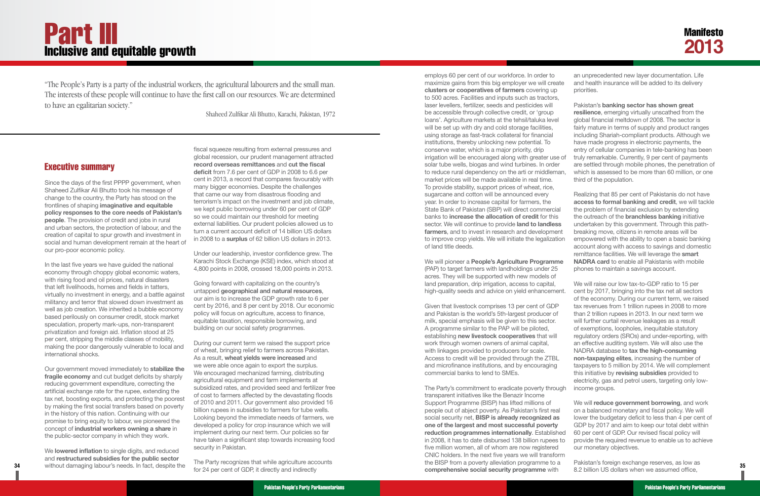# Part III
## Inclusive and equitable growth

"The People's Party is a party of the industrial workers, the agricultural labourers and the small man. The interests of these people will continue to have the first call on our resources. We are determined to have an egalitarian society."

Shaheed Zulfikar Ali Bhutto, Karachi, Pakistan, 1972

### Executive summary

Since the days of the first PPPP government, when Shaheed Zulfikar Ali Bhutto took his message of change to the country, the Party has stood on the frontlines of shaping **imaginative and equitable policy responses to the core needs of Pakistan's people**. The provision of credit and jobs in rural and urban sectors, the protection of labour, and the creation of capital to spur growth and investment in social and human development remain at the heart of our pro-poor economic policy.

In the last five years we have guided the national economy through choppy global economic waters, with rising food and oil prices, natural disasters that left livelihoods, homes and fields in tatters, virtually no investment in energy, and a battle against militancy and terror that slowed down investment as well as job creation. We inherited a bubble economy based perilously on consumer credit, stock market speculation, property mark-ups, non-transparent privatization and foreign aid. Inflation stood at 25 per cent, stripping the middle classes of mobility, making the poor dangerously vulnerable to local and international shocks.

Our government moved immediately to **stabilize the fragile economy** and cut budget deficits by sharply reducing government expenditure, correcting the artificial exchange rate for the rupee, extending the tax net, boosting exports, and protecting the poorest by making the first social transfers based on poverty in the history of this nation. Continuing with our promise to bring equity to labour, we pioneered the concept of **industrial workers owning a share** in the public-sector company in which they work.

We **lowered inflation** to single digits, and reduced and **restructured subsidies for the public sector** without damaging labour's needs. In fact, despite the fiscal squeeze resulting from external pressures and global recession, our prudent management attracted **record overseas remittances** and **cut the fiscal deficit** from 7.6 per cent of GDP in 2008 to 6.6 per cent in 2013, a record that compares favourably with many bigger economies. Despite the challenges that came our way from disastrous flooding and terrorism's impact on the investment and job climate, we kept public borrowing under 60 per cent of GDP so we could maintain our threshold for meeting external liabilities. Our prudent policies allowed us to turn a current account deficit of 14 billion US dollars in 2008 to a **surplus** of 62 billion US dollars in 2013.

Under our leadership, investor confidence grew. The Karachi Stock Exchange (KSE) index, which stood at 4,800 points in 2008, crossed 18,000 points in 2013.

Going forward with capitalizing on the country's untapped **geographical and natural resources**, our aim is to increase the GDP growth rate to 6 per cent by 2016, and 8 per cent by 2018. Our economic policy will focus on agriculture, access to finance, equitable taxation, responsible borrowing, and building on our social safety programmes.

During our current term we raised the support price of wheat, bringing relief to farmers across Pakistan. As a result, **wheat yields were increased** and we were able once again to export the surplus. We encouraged mechanized farming, distributing agricultural equipment and farm implements at subsidized rates, and provided seed and fertilizer free of cost to farmers affected by the devastating floods of 2010 and 2011. Our government also provided 16 billion rupees in subsidies to farmers for tube wells. Looking beyond the immediate needs of farmers, we developed a policy for crop insurance which we will implement during our next term. Our policies so far have taken a significant step towards increasing food security in Pakistan.

The Party recognizes that while agriculture accounts for 24 per cent of GDP, it directly and indirectly employs 60 per cent of our workforce. In order to maximize gains from this big employer we will create **clusters or cooperatives of farmers** covering up to 500 acres. Facilities and inputs such as tractors, laser levellers, fertilizer, seeds and pesticides will be accessible through collective credit, or 'group loans'. Agriculture markets at the tehsil/taluka level will be set up with dry and cold storage facilities, using storage as fast-track collateral for financial institutions, thereby unlocking new potential. To conserve water, which is a major priority, drip irrigation will be encouraged along with greater use of solar tube wells, biogas and wind turbines. In order to reduce rural dependency on the arti or middleman, market prices will be made available in real time. To provide stability, support prices of wheat, rice, sugarcane and cotton will be announced every year. In order to increase capital for farmers, the State Bank of Pakistan (SBP) will direct commercial banks to **increase the allocation of credit** for this sector. We will continue to provide **land to landless farmers**, and to invest in research and development to improve crop yields. We will initiate the legalization of land title deeds.

We will pioneer a **People's Agriculture Programme** (PAP) to target farmers with landholdings under 25 acres. They will be supported with new models of land preparation, drip irrigation, access to capital, high-quality seeds and advice on yield enhancement.

Given that livestock comprises 13 per cent of GDP and Pakistan is the world's 5th-largest producer of milk, special emphasis will be given to this sector. A programme similar to the PAP will be piloted, establishing **new livestock cooperatives** that will work through women owners of animal capital, with linkages provided to producers for scale. Access to credit will be provided through the ZTBL and microfinance institutions, and by encouraging commercial banks to lend to SMEs.

The Party's commitment to eradicate poverty through transparent initiatives like the Benazir Income Support Programme (BISP) has lifted millions of people out of abject poverty. As Pakistan's first real social security net, **BISP is already recognized as one of the largest and most successful poverty reduction programmes internationally**. Established in 2008, it has to date disbursed 138 billion rupees to five million women, all of whom are now registered CNIC holders. In the next five years we will transform the BISP from a poverty alleviation programme to a **comprehensive social security programme** with an unprecedented new layer documentation. Life and health insurance will be added to its delivery priorities.

Pakistan's **banking sector has shown great resilience**, emerging virtually unscathed from the global financial meltdown of 2008. The sector is fairly mature in terms of supply and product ranges including Shariah-compliant products. Although we have made progress in electronic payments, the entry of cellular companies in tele-banking has been truly remarkable. Currently, 9 per cent of payments are settled through mobile phones, the penetration of which is assessed to be more than 60 million, or one third of the population.

Realizing that 85 per cent of Pakistanis do not have **access to formal banking and credit**, we will tackle the problem of financial exclusion by extending the outreach of the **branchless banking** initiative undertaken by this government. Through this path-breaking move, citizens in remote areas will be empowered with the ability to open a basic banking account along with access to savings and domestic remittance facilities. We will leverage the **smart NADRA card** to enable all Pakistanis with mobile phones to maintain a savings account.

We will raise our low tax-to-GDP ratio to 15 per cent by 2017, bringing into the tax net all sectors of the economy. During our current term, we raised tax revenues from 1 trillion rupees in 2008 to more than 2 trillion rupees in 2013. In our next term we will further curtail revenue leakages as a result of exemptions, loopholes, inequitable statutory regulatory orders (SROs) and under-reporting, with an effective auditing system. We will also use the NADRA database to **tax the high-consuming non-taxpaying elites**, increasing the number of taxpayers to 5 million by 2014. We will complement this initiative by **revising subsidies** provided to electricity, gas and petrol users, targeting only low-income groups.

We will **reduce government borrowing**, and work on a balanced monetary and fiscal policy. We will lower the budgetary deficit to less than 4 per cent of GDP by 2017 and aim to keep our total debt within 60 per cent of GDP. Our revised fiscal policy will provide the required revenue to enable us to achieve our monetary objectives.

Pakistan's foreign exchange reserves, as low as 8.2 billion US dollars when we assumed office,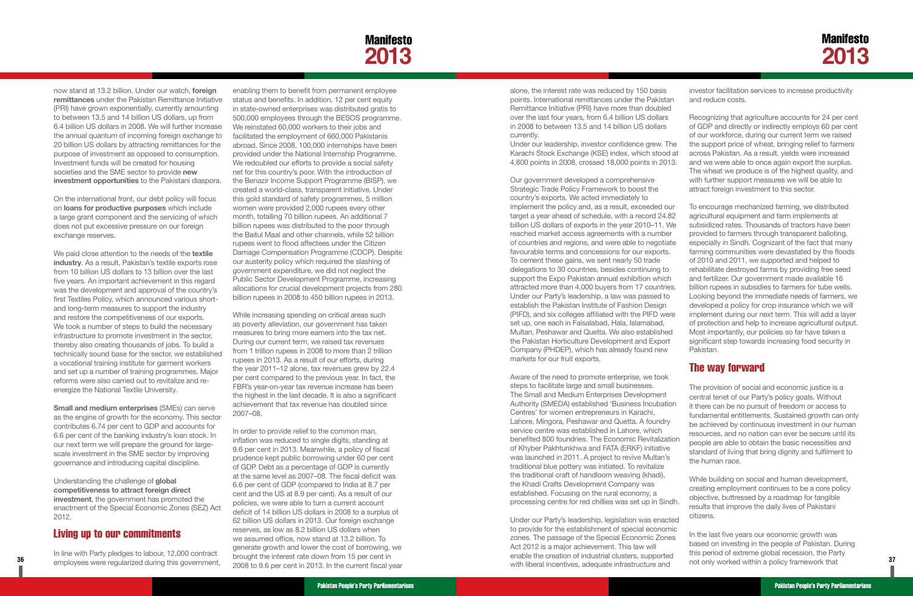now stand at 13.2 billion. Under our watch, **foreign remittances** under the Pakistan Remittance Initiative (PRI) have grown exponentially, currently amounting to between 13.5 and 14 billion US dollars, up from 6.4 billion US dollars in 2008. We will further increase the annual quantum of incoming foreign exchange to 20 billion US dollars by attracting remittances for the purpose of investment as opposed to consumption. Investment funds will be created for housing societies and the SME sector to provide **new investment opportunities** to the Pakistani diaspora.

On the international front, our debt policy will focus on **loans for productive purposes** which include a large grant component and the servicing of which does not put excessive pressure on our foreign exchange reserves.

We paid close attention to the needs of the **textile industry**. As a result, Pakistan's textile exports rose from 10 billion US dollars to 13 billion over the last five years. An important achievement in this regard was the development and approval of the country's first Textiles Policy, which announced various short- and long-term measures to support the industry and restore the competitiveness of our exports. We took a number of steps to build the necessary infrastructure to promote investment in the sector, thereby also creating thousands of jobs. To build a technically sound base for the sector, we established a vocational training institute for garment workers and set up a number of training programmes. Major reforms were also carried out to revitalize and re-energize the National Textile University.

**Small and medium enterprises** (SMEs) can serve as the engine of growth for the economy. This sector contributes 6.74 per cent to GDP and accounts for 6.6 per cent of the banking industry's loan stock. In our next term we will prepare the ground for large-scale investment in the SME sector by improving governance and introducing capital discipline.

Understanding the challenge of **global competitiveness to attract foreign direct investment**, the government has promoted the enactment of the Special Economic Zones (SEZ) Act 2012.

## Living up to our commitments

In line with Party pledges to labour, 12,000 contract employees were regularized during this government, enabling them to benefit from permanent employee status and benefits. In addition, 12 per cent equity in state-owned enterprises was distributed gratis to 500,000 employees through the BESOS programme. We reinstated 60,000 workers to their jobs and facilitated the employment of 660,000 Pakistanis abroad. Since 2008, 100,000 internships have been provided under the National Internship Programme. We redoubled our efforts to provide a social safety net for this country's poor. With the introduction of the Benazir Income Support Programme (BISP), we created a world-class, transparent initiative. Under this gold standard of safety programmes, 5 million women were provided 2,000 rupees every other month, totalling 70 billion rupees. An additional 7 billion rupees was distributed to the poor through the Baitul Maal and other channels, while 52 billion rupees went to flood affectees under the Citizen Damage Compensation Programme (CDCP). Despite our austerity policy which required the slashing of government expenditure, we did not neglect the Public Sector Development Programme, increasing allocations for crucial development projects from 280 billion rupees in 2008 to 450 billion rupees in 2013.

While increasing spending on critical areas such as poverty alleviation, our government has taken measures to bring more earners into the tax net. During our current term, we raised tax revenues from 1 trillion rupees in 2008 to more than 2 trillion rupees in 2013. As a result of our efforts, during the year 2011–12 alone, tax revenues grew by 22.4 per cent compared to the previous year. In fact, the FBR's year-on-year tax revenue increase has been the highest in the last decade. It is also a significant achievement that tax revenue has doubled since 2007–08.

In order to provide relief to the common man, inflation was reduced to single digits, standing at 9.6 per cent in 2013. Meanwhile, a policy of fiscal prudence kept public borrowing under 60 per cent of GDP. Debt as a percentage of GDP is currently at the same level as 2007–08. The fiscal deficit was 6.6 per cent of GDP (compared to India at 8.7 per cent and the US at 8.9 per cent). As a result of our policies, we were able to turn a current account deficit of 14 billion US dollars in 2008 to a surplus of 62 billion US dollars in 2013. Our foreign exchange reserves, as low as 8.2 billion US dollars when we assumed office, now stand at 13.2 billion. To generate growth and lower the cost of borrowing, we brought the interest rate down from 15 per cent in 2008 to 9.6 per cent in 2013. In the current fiscal year alone, the interest rate was reduced by 150 basis points. International remittances under the Pakistan Remittance Initiative (PRI) have more than doubled over the last four years, from 6.4 billion US dollars in 2008 to between 13.5 and 14 billion US dollars currently.

Under our leadership, investor confidence grew. The Karachi Stock Exchange (KSE) index, which stood at 4,800 points in 2008, crossed 18,000 points in 2013.

Our government developed a comprehensive Strategic Trade Policy Framework to boost the country's exports. We acted immediately to implement the policy and, as a result, exceeded our target a year ahead of schedule, with a record 24.82 billion US dollars of exports in the year 2010–11. We reached market access agreements with a number of countries and regions, and were able to negotiate favourable terms and concessions for our exports. To cement these gains, we sent nearly 50 trade delegations to 30 countries, besides continuing to support the Expo Pakistan annual exhibition which attracted more than 4,000 buyers from 17 countries. Under our Party's leadership, a law was passed to establish the Pakistan Institute of Fashion Design (PIFD), and six colleges affiliated with the PIFD were set up, one each in Faisalabad, Hala, Islamabad, Multan, Peshawar and Quetta. We also established the Pakistan Horticulture Development and Export Company (PHDEP), which has already found new markets for our fruit exports.

Aware of the need to promote enterprise, we took steps to facilitate large and small businesses. The Small and Medium Enterprises Development Authority (SMEDA) established 'Business Incubation Centres' for women entrepreneurs in Karachi, Lahore, Mingora, Peshawar and Quetta. A foundry service centre was established in Lahore, which benefited 800 foundries. The Economic Revitalization of Khyber Pakhtunkhwa and FATA (ERKF) initiative was launched in 2011. A project to revive Multan's traditional blue pottery was initiated. To revitalize the traditional craft of handloom weaving (khadi), the Khadi Crafts Development Company was established. Focusing on the rural economy, a processing centre for red chillies was set up in Sindh.

Under our Party's leadership, legislation was enacted to provide for the establishment of special economic zones. The passage of the Special Economic Zones Act 2012 is a major achievement. This law will enable the creation of industrial clusters, supported with liberal incentives, adequate infrastructure and investor facilitation services to increase productivity and reduce costs.

Recognizing that agriculture accounts for 24 per cent of GDP and directly or indirectly employs 60 per cent of our workforce, during our current term we raised the support price of wheat, bringing relief to farmers across Pakistan. As a result, yields were increased and we were able to once again export the surplus. The wheat we produce is of the highest quality, and with further support measures we will be able to attract foreign investment to this sector.

To encourage mechanized farming, we distributed agricultural equipment and farm implements at subsidized rates. Thousands of tractors have been provided to farmers through transparent balloting, especially in Sindh. Cognizant of the fact that many farming communities were devastated by the floods of 2010 and 2011, we supported and helped to rehabilitate destroyed farms by providing free seed and fertilizer. Our government made available 16 billion rupees in subsidies to farmers for tube wells. Looking beyond the immediate needs of farmers, we developed a policy for crop insurance which we will implement during our next term. This will add a layer of protection and help to increase agricultural output. Most importantly, our policies so far have taken a significant step towards increasing food security in Pakistan.

## The way forward

The provision of social and economic justice is a central tenet of our Party's policy goals. Without it there can be no pursuit of freedom or access to fundamental entitlements. Sustained growth can only be achieved by continuous investment in our human resources, and no nation can ever be secure until its people are able to obtain the basic necessities and standard of living that bring dignity and fulfilment to the human race.

While building on social and human development, creating employment continues to be a core policy objective, buttressed by a roadmap for tangible results that improve the daily lives of Pakistani citizens.

In the last five years our economic growth was based on investing in the people of Pakistan. During this period of extreme global recession, the Party not only worked within a policy framework that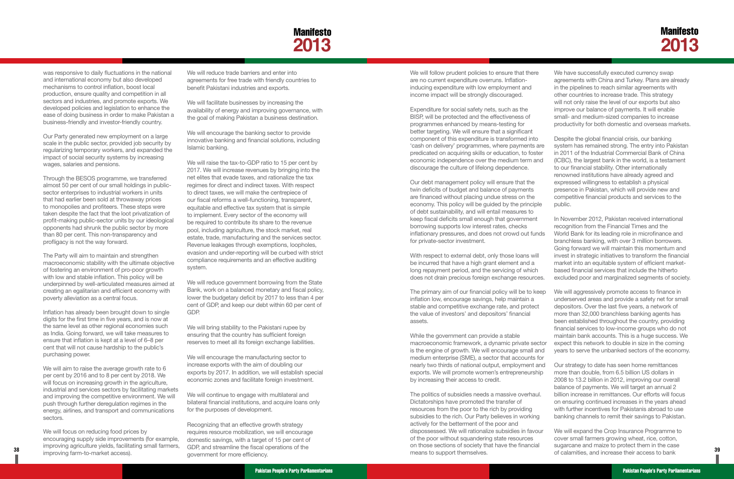was responsive to daily fluctuations in the national and international economy but also developed mechanisms to control inflation, boost local production, ensure quality and competition in all sectors and industries, and promote exports. We developed policies and legislation to enhance the ease of doing business in order to make Pakistan a business-friendly and investor-friendly country.

Our Party generated new employment on a large scale in the public sector, provided job security by regularizing temporary workers, and expanded the impact of social security systems by increasing wages, salaries and pensions.

Through the BESOS programme, we transferred almost 50 per cent of our small holdings in public-sector enterprises to industrial workers in units that had earlier been sold at throwaway prices to monopolies and profiteers. These steps were taken despite the fact that the loot privatization of profit-making public-sector units by our ideological opponents had shrunk the public sector by more than 80 per cent. This non-transparency and profligacy is not the way forward.

The Party will aim to maintain and strengthen macroeconomic stability with the ultimate objective of fostering an environment of pro-poor growth with low and stable inflation. This policy will be underpinned by well-articulated measures aimed at creating an egalitarian and efficient economy with poverty alleviation as a central focus.

Inflation has already been brought down to single digits for the first time in five years, and is now at the same level as other regional economies such as India. Going forward, we will take measures to ensure that inflation is kept at a level of 6–8 per cent that will not cause hardship to the public's purchasing power.

We will aim to raise the average growth rate to 6 per cent by 2016 and to 8 per cent by 2018. We will focus on increasing growth in the agriculture, industrial and services sectors by facilitating markets and improving the competitive environment. We will push through further deregulation regimes in the energy, airlines, and transport and communications sectors.

We will focus on reducing food prices by encouraging supply side improvements (for example, improving agriculture yields, facilitating small farmers, improving farm-to-market access).

We will reduce trade barriers and enter into agreements for free trade with friendly countries to benefit Pakistani industries and exports.

We will facilitate businesses by increasing the availability of energy and improving governance, with the goal of making Pakistan a business destination.

We will encourage the banking sector to provide innovative banking and financial solutions, including Islamic banking.

We will raise the tax-to-GDP ratio to 15 per cent by 2017. We will increase revenues by bringing into the net elites that evade taxes, and rationalize the tax regimes for direct and indirect taxes. With respect to direct taxes, we will make the centrepiece of our fiscal reforms a well-functioning, transparent, equitable and effective tax system that is simple to implement. Every sector of the economy will be required to contribute its share to the revenue pool, including agriculture, the stock market, real estate, trade, manufacturing and the services sector. Revenue leakages through exemptions, loopholes, evasion and under-reporting will be curbed with strict compliance requirements and an effective auditing system.

We will reduce government borrowing from the State Bank, work on a balanced monetary and fiscal policy, lower the budgetary deficit by 2017 to less than 4 per cent of GDP, and keep our debt within 60 per cent of GDP.

We will bring stability to the Pakistani rupee by ensuring that the country has sufficient foreign reserves to meet all its foreign exchange liabilities.

We will encourage the manufacturing sector to increase exports with the aim of doubling our exports by 2017. In addition, we will establish special economic zones and facilitate foreign investment.

We will continue to engage with multilateral and bilateral financial institutions, and acquire loans only for the purposes of development.

Recognizing that an effective growth strategy requires resource mobilization, we will encourage domestic savings, with a target of 15 per cent of GDP, and streamline the fiscal operations of the government for more efficiency.

We will follow prudent policies to ensure that there are no current expenditure overruns. Inflation-inducing expenditure with low employment and income impact will be strongly discouraged.

Expenditure for social safety nets, such as the BISP, will be protected and the effectiveness of programmes enhanced by means-testing for better targeting. We will ensure that a significant component of this expenditure is transformed into 'cash on delivery' programmes, where payments are predicated on acquiring skills or education, to foster economic independence over the medium term and discourage the culture of lifelong dependence.

Our debt management policy will ensure that the twin deficits of budget and balance of payments are financed without placing undue stress on the economy. This policy will be guided by the principle of debt sustainability, and will entail measures to keep fiscal deficits small enough that government borrowing supports low interest rates, checks inflationary pressures, and does not crowd out funds for private-sector investment.

With respect to external debt, only those loans will be incurred that have a high grant element and a long repayment period, and the servicing of which does not drain precious foreign exchange resources.

The primary aim of our financial policy will be to keep inflation low, encourage savings, help maintain a stable and competitive exchange rate, and protect the value of investors' and depositors' financial assets.

While the government can provide a stable macroeconomic framework, a dynamic private sector is the engine of growth. We will encourage small and medium enterprise (SME), a sector that accounts for nearly two thirds of national output, employment and exports. We will promote women's entrepreneurship by increasing their access to credit.

The politics of subsidies needs a massive overhaul. Dictatorships have promoted the transfer of resources from the poor to the rich by providing subsidies to the rich. Our Party believes in working actively for the betterment of the poor and dispossessed. We will rationalize subsidies in favour of the poor without squandering state resources on those sections of society that have the financial means to support themselves.

We have successfully executed currency swap agreements with China and Turkey. Plans are already in the pipelines to reach similar agreements with other countries to increase trade. This strategy will not only raise the level of our exports but also improve our balance of payments. It will enable small- and medium-sized companies to increase productivity for both domestic and overseas markets.

Despite the global financial crisis, our banking system has remained strong. The entry into Pakistan in 2011 of the Industrial Commercial Bank of China (ICBC), the largest bank in the world, is a testament to our financial stability. Other internationally renowned institutions have already agreed and expressed willingness to establish a physical presence in Pakistan, which will provide new and competitive financial products and services to the public.

In November 2012, Pakistan received international recognition from the Financial Times and the World Bank for its leading role in microfinance and branchless banking, with over 3 million borrowers. Going forward we will maintain this momentum and invest in strategic initiatives to transform the financial market into an equitable system of efficient market-based financial services that include the hitherto excluded poor and marginalized segments of society.

We will aggressively promote access to finance in underserved areas and provide a safety net for small depositors. Over the last five years, a network of more than 32,000 branchless banking agents has been established throughout the country, providing financial services to low-income groups who do not maintain bank accounts. This is a huge success. We expect this network to double in size in the coming years to serve the unbanked sectors of the economy.

Our strategy to date has seen home remittances more than double, from 6.5 billion US dollars in 2008 to 13.2 billion in 2012, improving our overall balance of payments. We will target an annual 2 billion increase in remittances. Our efforts will focus on ensuring continued increases in the years ahead with further incentives for Pakistanis abroad to use banking channels to remit their savings to Pakistan.

We will expand the Crop Insurance Programme to cover small farmers growing wheat, rice, cotton, sugarcane and maize to protect them in the case of calamities, and increase their access to bank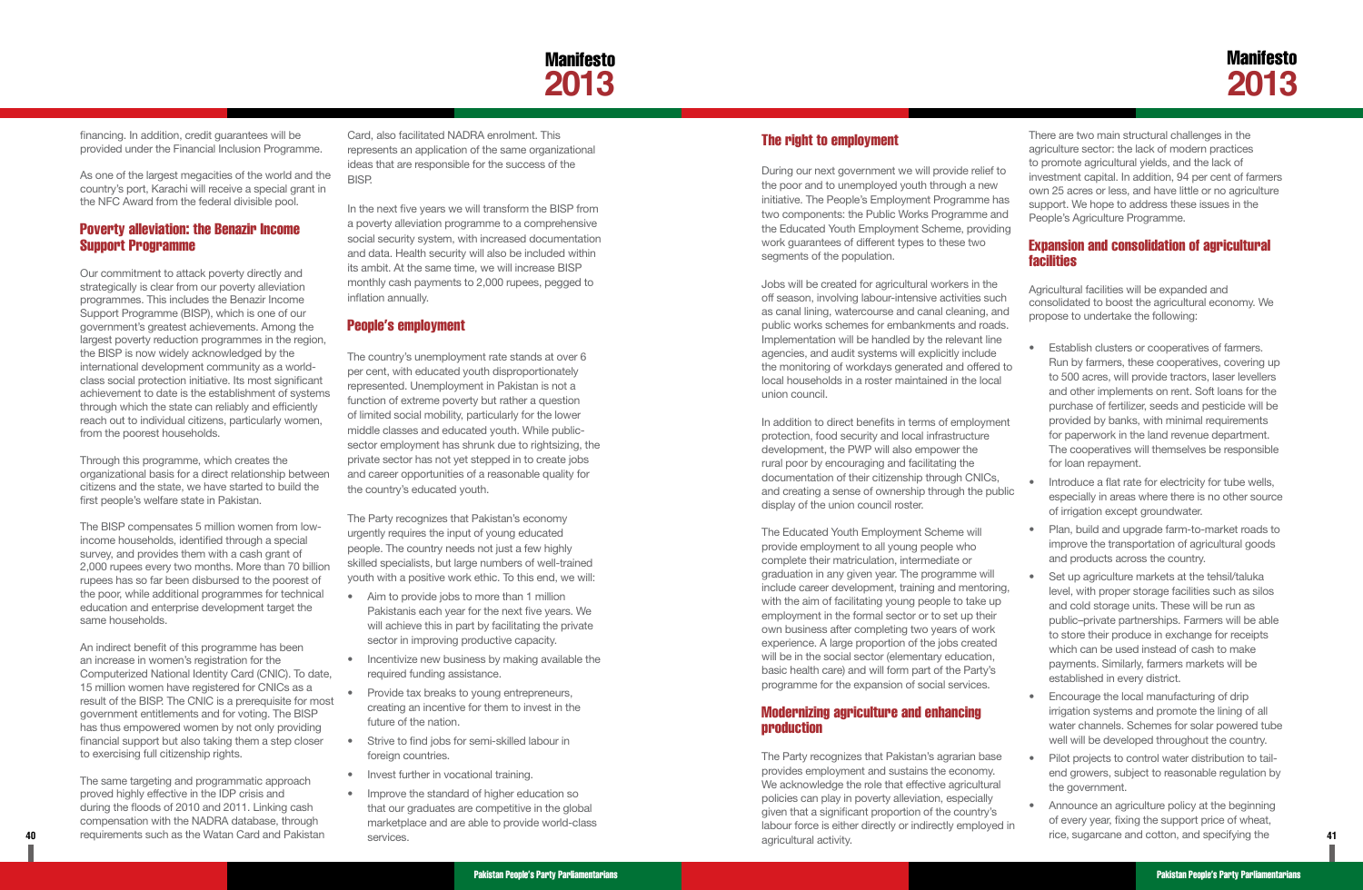financing. In addition, credit guarantees will be provided under the Financial Inclusion Programme.

As one of the largest megacities of the world and the country's port, Karachi will receive a special grant in the NFC Award from the federal divisible pool.

## Poverty alleviation: the Benazir Income Support Programme

Our commitment to attack poverty directly and strategically is clear from our poverty alleviation programmes. This includes the Benazir Income Support Programme (BISP), which is one of our government's greatest achievements. Among the largest poverty reduction programmes in the region, the BISP is now widely acknowledged by the international development community as a world-class social protection initiative. Its most significant achievement to date is the establishment of systems through which the state can reliably and efficiently reach out to individual citizens, particularly women, from the poorest households.

Through this programme, which creates the organizational basis for a direct relationship between citizens and the state, we have started to build the first people's welfare state in Pakistan.

The BISP compensates 5 million women from low-income households, identified through a special survey, and provides them with a cash grant of 2,000 rupees every two months. More than 70 billion rupees has so far been disbursed to the poorest of the poor, while additional programmes for technical education and enterprise development target the same households.

An indirect benefit of this programme has been an increase in women's registration for the Computerized National Identity Card (CNIC). To date, 15 million women have registered for CNICs as a result of the BISP. The CNIC is a prerequisite for most government entitlements and for voting. The BISP has thus empowered women by not only providing financial support but also taking them a step closer to exercising full citizenship rights.

The same targeting and programmatic approach proved highly effective in the IDP crisis and during the floods of 2010 and 2011. Linking cash compensation with the NADRA database, through requirements such as the Watan Card and Pakistan Card, also facilitated NADRA enrolment. This represents an application of the same organizational ideas that are responsible for the success of the BISP.

In the next five years we will transform the BISP from a poverty alleviation programme to a comprehensive social security system, with increased documentation and data. Health security will also be included within its ambit. At the same time, we will increase BISP monthly cash payments to 2,000 rupees, pegged to inflation annually.

## People's employment

The country's unemployment rate stands at over 6 per cent, with educated youth disproportionately represented. Unemployment in Pakistan is not a function of extreme poverty but rather a question of limited social mobility, particularly for the lower middle classes and educated youth. While public-sector employment has shrunk due to rightsizing, the private sector has not yet stepped in to create jobs and career opportunities of a reasonable quality for the country's educated youth.

The Party recognizes that Pakistan's economy urgently requires the input of young educated people. The country needs not just a few highly skilled specialists, but large numbers of well-trained youth with a positive work ethic. To this end, we will:

- Aim to provide jobs to more than 1 million Pakistanis each year for the next five years. We will achieve this in part by facilitating the private sector in improving productive capacity.
- Incentivize new business by making available the required funding assistance.
- Provide tax breaks to young entrepreneurs, creating an incentive for them to invest in the future of the nation.
- Strive to find jobs for semi-skilled labour in foreign countries.
- Invest further in vocational training.
- Improve the standard of higher education so that our graduates are competitive in the global marketplace and are able to provide world-class services.

## The right to employment

During our next government we will provide relief to the poor and to unemployed youth through a new initiative. The People's Employment Programme has two components: the Public Works Programme and the Educated Youth Employment Scheme, providing work guarantees of different types to these two segments of the population.

Jobs will be created for agricultural workers in the off season, involving labour-intensive activities such as canal lining, watercourse and canal cleaning, and public works schemes for embankments and roads. Implementation will be handled by the relevant line agencies, and audit systems will explicitly include the monitoring of workdays generated and offered to local households in a roster maintained in the local union council.

In addition to direct benefits in terms of employment protection, food security and local infrastructure development, the PWP will also empower the rural poor by encouraging and facilitating the documentation of their citizenship through CNICs, and creating a sense of ownership through the public display of the union council roster.

The Educated Youth Employment Scheme will provide employment to all young people who complete their matriculation, intermediate or graduation in any given year. The programme will include career development, training and mentoring, with the aim of facilitating young people to take up employment in the formal sector or to set up their own business after completing two years of work experience. A large proportion of the jobs created will be in the social sector (elementary education, basic health care) and will form part of the Party's programme for the expansion of social services.

## Modernizing agriculture and enhancing production

The Party recognizes that Pakistan's agrarian base provides employment and sustains the economy. We acknowledge the role that effective agricultural policies can play in poverty alleviation, especially given that a significant proportion of the country's labour force is either directly or indirectly employed in agricultural activity.

There are two main structural challenges in the agriculture sector: the lack of modern practices to promote agricultural yields, and the lack of investment capital. In addition, 94 per cent of farmers own 25 acres or less, and have little or no agriculture support. We hope to address these issues in the People's Agriculture Programme.

## Expansion and consolidation of agricultural facilities

Agricultural facilities will be expanded and consolidated to boost the agricultural economy. We propose to undertake the following:

- Establish clusters or cooperatives of farmers. Run by farmers, these cooperatives, covering up to 500 acres, will provide tractors, laser levellers and other implements on rent. Soft loans for the purchase of fertilizer, seeds and pesticide will be provided by banks, with minimal requirements for paperwork in the land revenue department. The cooperatives will themselves be responsible for loan repayment.
- Introduce a flat rate for electricity for tube wells, especially in areas where there is no other source of irrigation except groundwater.
- Plan, build and upgrade farm-to-market roads to improve the transportation of agricultural goods and products across the country.
- Set up agriculture markets at the tehsil/taluka level, with proper storage facilities such as silos and cold storage units. These will be run as public–private partnerships. Farmers will be able to store their produce in exchange for receipts which can be used instead of cash to make payments. Similarly, farmers markets will be established in every district.
- Encourage the local manufacturing of drip irrigation systems and promote the lining of all water channels. Schemes for solar powered tube well will be developed throughout the country.
- Pilot projects to control water distribution to tail-end growers, subject to reasonable regulation by the government.
- Announce an agriculture policy at the beginning of every year, fixing the support price of wheat, rice, sugarcane and cotton, and specifying the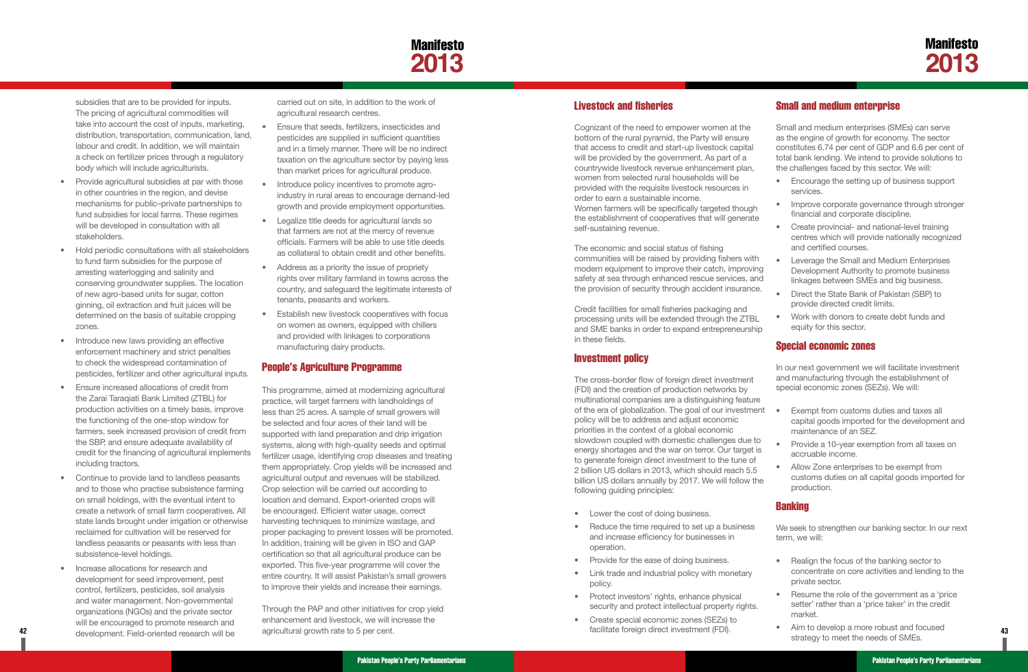subsidies that are to be provided for inputs. The pricing of agricultural commodities will take into account the cost of inputs, marketing, distribution, transportation, communication, land, labour and credit. In addition, we will maintain a check on fertilizer prices through a regulatory body which will include agriculturists.

- Provide agricultural subsidies at par with those in other countries in the region, and devise mechanisms for public–private partnerships to fund subsidies for local farms. These regimes will be developed in consultation with all stakeholders.
- Hold periodic consultations with all stakeholders to fund farm subsidies for the purpose of arresting waterlogging and salinity and conserving groundwater supplies. The location of new agro-based units for sugar, cotton ginning, oil extraction and fruit juices will be determined on the basis of suitable cropping zones.
- Introduce new laws providing an effective enforcement machinery and strict penalties to check the widespread contamination of pesticides, fertilizer and other agricultural inputs.
- Ensure increased allocations of credit from the Zarai Taraqiati Bank Limited (ZTBL) for production activities on a timely basis, improve the functioning of the one-stop window for farmers, seek increased provision of credit from the SBP, and ensure adequate availability of credit for the financing of agricultural implements including tractors.
- Continue to provide land to landless peasants and to those who practise subsistence farming on small holdings, with the eventual intent to create a network of small farm cooperatives. All state lands brought under irrigation or otherwise reclaimed for cultivation will be reserved for landless peasants or peasants with less than subsistence-level holdings.
- Increase allocations for research and development for seed improvement, pest control, fertilizers, pesticides, soil analysis and water management. Non-governmental organizations (NGOs) and the private sector will be encouraged to promote research and development. Field-oriented research will be carried out on site, in addition to the work of agricultural research centres.
- Ensure that seeds, fertilizers, insecticides and pesticides are supplied in sufficient quantities and in a timely manner. There will be no indirect taxation on the agriculture sector by paying less than market prices for agricultural produce.
- Introduce policy incentives to promote agro-industry in rural areas to encourage demand-led growth and provide employment opportunities.
- Legalize title deeds for agricultural lands so that farmers are not at the mercy of revenue officials. Farmers will be able to use title deeds as collateral to obtain credit and other benefits.
- Address as a priority the issue of propriety rights over military farmland in towns across the country, and safeguard the legitimate interests of tenants, peasants and workers.
- Establish new livestock cooperatives with focus on women as owners, equipped with chillers and provided with linkages to corporations manufacturing dairy products.

## People's Agriculture Programme

This programme, aimed at modernizing agricultural practice, will target farmers with landholdings of less than 25 acres. A sample of small growers will be selected and four acres of their land will be supported with land preparation and drip irrigation systems, along with high-quality seeds and optimal fertilizer usage, identifying crop diseases and treating them appropriately. Crop yields will be increased and agricultural output and revenues will be stabilized. Crop selection will be carried out according to location and demand. Export-oriented crops will be encouraged. Efficient water usage, correct harvesting techniques to minimize wastage, and proper packaging to prevent losses will be promoted. In addition, training will be given in ISO and GAP certification so that all agricultural produce can be exported. This five-year programme will cover the entire country. It will assist Pakistan's small growers to improve their yields and increase their earnings.

Through the PAP and other initiatives for crop yield enhancement and livestock, we will increase the agricultural growth rate to 5 per cent.

## Livestock and fisheries

Cognizant of the need to empower women at the bottom of the rural pyramid, the Party will ensure that access to credit and start-up livestock capital will be provided by the government. As part of a countrywide livestock revenue enhancement plan, women from selected rural households will be provided with the requisite livestock resources in order to earn a sustainable income.
Women farmers will be specifically targeted though the establishment of cooperatives that will generate self-sustaining revenue.

The economic and social status of fishing communities will be raised by providing fishers with modern equipment to improve their catch, improving safety at sea through enhanced rescue services, and the provision of security through accident insurance.

Credit facilities for small fisheries packaging and processing units will be extended through the ZTBL and SME banks in order to expand entrepreneurship in these fields.

## Investment policy

The cross-border flow of foreign direct investment (FDI) and the creation of production networks by multinational companies are a distinguishing feature of the era of globalization. The goal of our investment policy will be to address and adjust economic priorities in the context of a global economic slowdown coupled with domestic challenges due to energy shortages and the war on terror. Our target is to generate foreign direct investment to the tune of 2 billion US dollars in 2013, which should reach 5.5 billion US dollars annually by 2017. We will follow the following guiding principles:

- Lower the cost of doing business.
- Reduce the time required to set up a business and increase efficiency for businesses in operation.
- Provide for the ease of doing business.
- Link trade and industrial policy with monetary policy.
- Protect investors' rights, enhance physical security and protect intellectual property rights.
- Create special economic zones (SEZs) to facilitate foreign direct investment (FDI).

## Small and medium enterprise

Small and medium enterprises (SMEs) can serve as the engine of growth for economy. The sector constitutes 6.74 per cent of GDP and 6.6 per cent of total bank lending. We intend to provide solutions to the challenges faced by this sector. We will:

- Encourage the setting up of business support services.
- Improve corporate governance through stronger financial and corporate discipline.
- Create provincial- and national-level training centres which will provide nationally recognized and certified courses.
- Leverage the Small and Medium Enterprises Development Authority to promote business linkages between SMEs and big business.
- Direct the State Bank of Pakistan (SBP) to provide directed credit limits.
- Work with donors to create debt funds and equity for this sector.

## Special economic zones

In our next government we will facilitate investment and manufacturing through the establishment of special economic zones (SEZs). We will:

- Exempt from customs duties and taxes all capital goods imported for the development and maintenance of an SEZ.
- Provide a 10-year exemption from all taxes on accruable income.
- Allow Zone enterprises to be exempt from customs duties on all capital goods imported for production.

## Banking

We seek to strengthen our banking sector. In our next term, we will:

- Realign the focus of the banking sector to concentrate on core activities and lending to the private sector.
- Resume the role of the government as a 'price setter' rather than a 'price taker' in the credit market.
- Aim to develop a more robust and focused strategy to meet the needs of SMEs.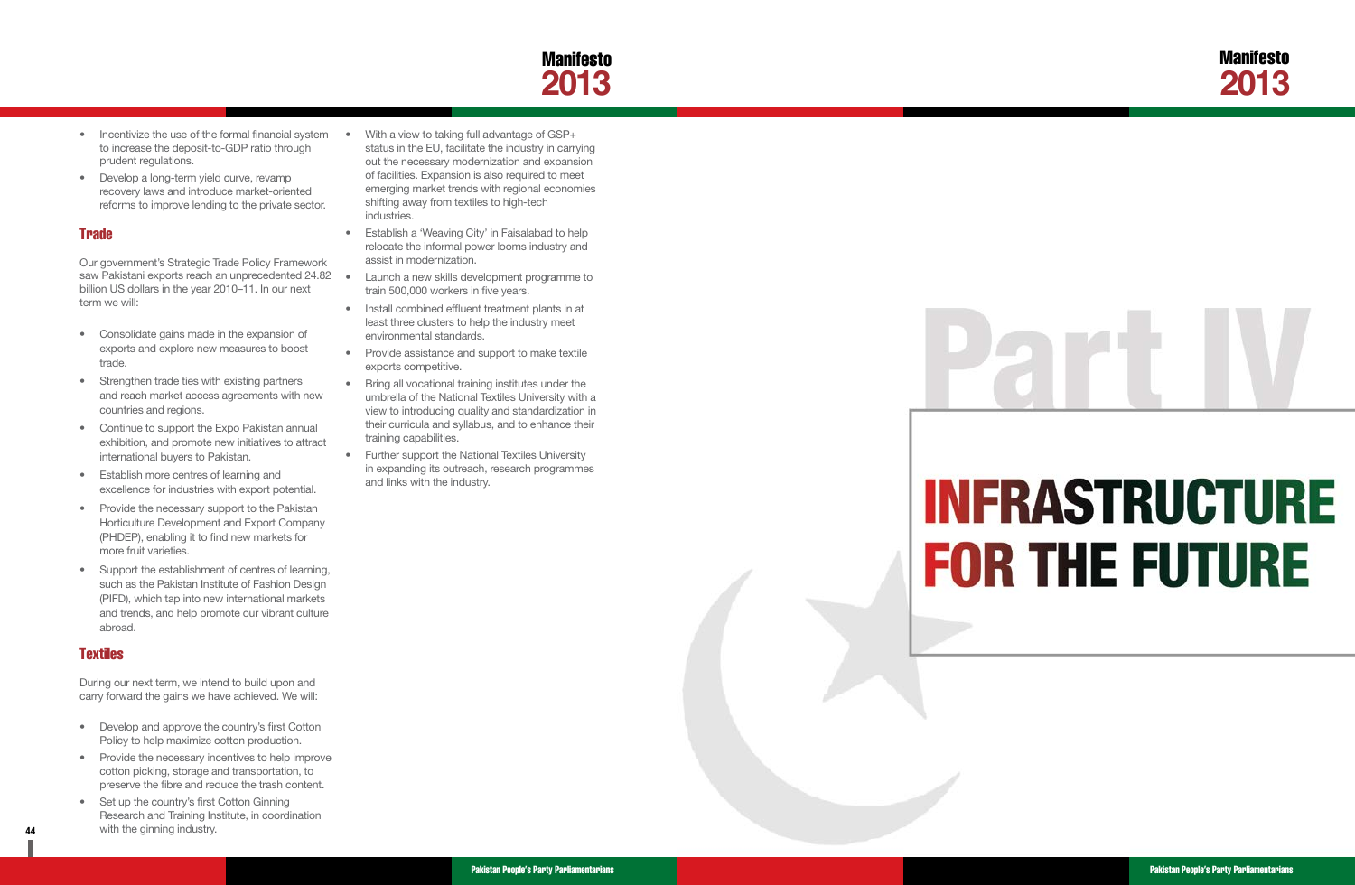- Incentivize the use of the formal financial system to increase the deposit-to-GDP ratio through prudent regulations.
- Develop a long-term yield curve, revamp recovery laws and introduce market-oriented reforms to improve lending to the private sector.

## Trade

Our government's Strategic Trade Policy Framework saw Pakistani exports reach an unprecedented 24.82 billion US dollars in the year 2010–11. In our next term we will:

- Consolidate gains made in the expansion of exports and explore new measures to boost trade.
- Strengthen trade ties with existing partners and reach market access agreements with new countries and regions.
- Continue to support the Expo Pakistan annual exhibition, and promote new initiatives to attract international buyers to Pakistan.
- Establish more centres of learning and excellence for industries with export potential.
- Provide the necessary support to the Pakistan Horticulture Development and Export Company (PHDEP), enabling it to find new markets for more fruit varieties.
- Support the establishment of centres of learning, such as the Pakistan Institute of Fashion Design (PIFD), which tap into new international markets and trends, and help promote our vibrant culture abroad.

## Textiles

During our next term, we intend to build upon and carry forward the gains we have achieved. We will:

- Develop and approve the country's first Cotton Policy to help maximize cotton production.
- Provide the necessary incentives to help improve cotton picking, storage and transportation, to preserve the fibre and reduce the trash content.
- Set up the country's first Cotton Ginning Research and Training Institute, in coordination with the ginning industry.
- With a view to taking full advantage of GSP+ status in the EU, facilitate the industry in carrying out the necessary modernization and expansion of facilities. Expansion is also required to meet emerging market trends with regional economies shifting away from textiles to high-tech industries.
- Establish a 'Weaving City' in Faisalabad to help relocate the informal power looms industry and assist in modernization.
- Launch a new skills development programme to train 500,000 workers in five years.
- Install combined effluent treatment plants in at least three clusters to help the industry meet environmental standards.
- Provide assistance and support to make textile exports competitive.
- Bring all vocational training institutes under the umbrella of the National Textiles University with a view to introducing quality and standardization in their curricula and syllabus, and to enhance their training capabilities.
- Further support the National Textiles University in expanding its outreach, research programmes and links with the industry.

# Part IV

# INFRASTRUCTURE FOR THE FUTURE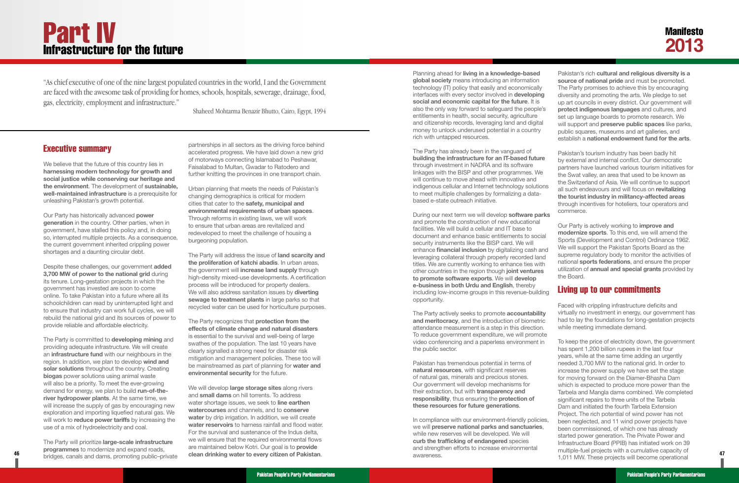# Part IV
## Infrastructure for the future

"As chief executive of one of the nine largest populated countries in the world, I and the Government are faced with the awesome task of providing for homes, schools, hospitals, sewerage, drainage, food, gas, electricity, employment and infrastructure."

Shaheed Mohtarma Benazir Bhutto, Cairo, Egypt, 1994

### Executive summary

We believe that the future of this country lies in **harnessing modern technology for growth and social justice while conserving our heritage and the environment**. The development of **sustainable, well-maintained infrastructure** is a prerequisite for unleashing Pakistan's growth potential.

Our Party has historically advanced **power generation** in the country. Other parties, when in government, have stalled this policy and, in doing so, interrupted multiple projects. As a consequence, the current government inherited crippling power shortages and a daunting circular debt.

Despite these challenges, our government **added 3,700 MW of power to the national grid** during its tenure. Long-gestation projects in which the government has invested are soon to come online. To take Pakistan into a future where all its schoolchildren can read by uninterrupted light and to ensure that industry can work full cycles, we will rebuild the national grid and its sources of power to provide reliable and affordable electricity.

The Party is committed to **developing mining** and providing adequate infrastructure. We will create an **infrastructure fund** with our neighbours in the region. In addition, we plan to develop **wind and solar solutions** throughout the country. Creating **biogas** power solutions using animal waste will also be a priority. To meet the ever-growing demand for energy, we plan to build **run-of-the-river hydropower plants**. At the same time, we will increase the supply of gas by encouraging new exploration and importing liquefied natural gas. We will work to **reduce power tariffs** by increasing the use of a mix of hydroelectricity and coal.

The Party will prioritize **large-scale infrastructure programmes** to modernize and expand roads, bridges, canals and dams, promoting public–private partnerships in all sectors as the driving force behind accelerated progress. We have laid down a new grid of motorways connecting Islamabad to Peshawar, Faisalabad to Multan, Gwadar to Ratodero and further knitting the provinces in one transport chain.

Urban planning that meets the needs of Pakistan's changing demographics is critical for modern cities that cater to the **safety, municipal and environmental requirements of urban spaces**. Through reforms in existing laws, we will work to ensure that urban areas are revitalized and redeveloped to meet the challenge of housing a burgeoning population.

The Party will address the issue of **land scarcity and the proliferation of katchi abadis**. In urban areas, the government will **increase land supply** through high-density mixed-use developments. A certification process will be introduced for property dealers. We will also address sanitation issues by **diverting sewage to treatment plants** in large parks so that recycled water can be used for horticulture purposes.

The Party recognizes that **protection from the effects of climate change and natural disasters** is essential to the survival and well-being of large swathes of the population. The last 10 years have clearly signalled a strong need for disaster risk mitigation and management policies. These too will be mainstreamed as part of planning for **water and environmental security** for the future.

We will develop **large storage sites** along rivers and **small dams** on hill torrents. To address water shortage issues, we seek to **line earthen watercourses** and channels, and to **conserve water** by drip irrigation. In addition, we will create **water reservoirs** to harness rainfall and flood water. For the survival and sustenance of the Indus delta, we will ensure that the required environmental flows are maintained below Kotri. Our goal is to **provide clean drinking water to every citizen of Pakistan**.

Planning ahead for **living in a knowledge-based global society** means introducing an information technology (IT) policy that easily and economically interfaces with every sector involved in **developing social and economic capital for the future**. It is also the only way forward to safeguard the people's entitlements in health, social security, agriculture and citizenship records, leveraging land and digital money to unlock underused potential in a country rich with untapped resources.

The Party has already been in the vanguard of **building the infrastructure for an IT-based future** through investment in NADRA and its software linkages with the BISP and other programmes. We will continue to move ahead with innovative and indigenous cellular and Internet technology solutions to meet multiple challenges by formalizing a data-based e-state outreach initiative.

During our next term we will develop **software parks** and promote the construction of new educational facilities. We will build a cellular and IT base to document and enhance basic entitlements to social security instruments like the BISP card. We will enhance **financial inclusion** by digitalizing cash and leveraging collateral through properly recorded land titles. We are currently working to enhance ties with other countries in the region though **joint ventures to promote software exports**. We will **develop e-business in both Urdu and English**, thereby including low-income groups in this revenue-building opportunity.

The Party actively seeks to promote **accountability and meritocracy**, and the introduction of biometric attendance measurement is a step in this direction. To reduce government expenditure, we will promote video conferencing and a paperless environment in the public sector.

Pakistan has tremendous potential in terms of **natural resources**, with significant reserves of natural gas, minerals and precious stones. Our government will develop mechanisms for their extraction, but with **transparency and responsibility**, thus ensuring the **protection of these resources for future generations**.

In compliance with our environment-friendly policies, we will **preserve national parks and sanctuaries**, while new reserves will be developed. We will **curb the trafficking of endangered** species and strengthen efforts to increase environmental awareness.

Pakistan's rich **cultural and religious diversity is a source of national pride** and must be promoted. The Party promises to achieve this by encouraging diversity and promoting the arts. We pledge to set up art councils in every district. Our government will **protect indigenous languages** and cultures, and set up language boards to promote research. We will support and **preserve public spaces** like parks, public squares, museums and art galleries, and establish a **national endowment fund for the arts**.

Pakistan's tourism industry has been badly hit by external and internal conflict. Our democratic partners have launched various tourism initiatives for the Swat valley, an area that used to be known as the Switzerland of Asia. We will continue to support all such endeavours and will focus on **revitalizing the tourist industry in militancy-affected areas** through incentives for hoteliers, tour operators and commerce.

Our Party is actively working to **improve and modernize sports**. To this end, we will amend the Sports (Development and Control) Ordinance 1962. We will support the Pakistan Sports Board as the supreme regulatory body to monitor the activities of national **sports federations**, and ensure the proper utilization of **annual and special grants** provided by the Board.

### Living up to our commitments

Faced with crippling infrastructure deficits and virtually no investment in energy, our government has had to lay the foundations for long-gestation projects while meeting immediate demand.

To keep the price of electricity down, the government has spent 1,200 billion rupees in the last four years, while at the same time adding an urgently needed 3,700 MW to the national grid. In order to increase the power supply we have set the stage for moving forward on the Diamer-Bhasha Dam which is expected to produce more power than the Tarbela and Mangla dams combined. We completed significant repairs to three units of the Tarbela Dam and initiated the fourth Tarbela Extension Project. The rich potential of wind power has not been neglected, and 11 wind power projects have been commissioned, of which one has already started power generation. The Private Power and Infrastructure Board (PPIB) has initiated work on 39 multiple-fuel projects with a cumulative capacity of 1,011 MW. These projects will become operational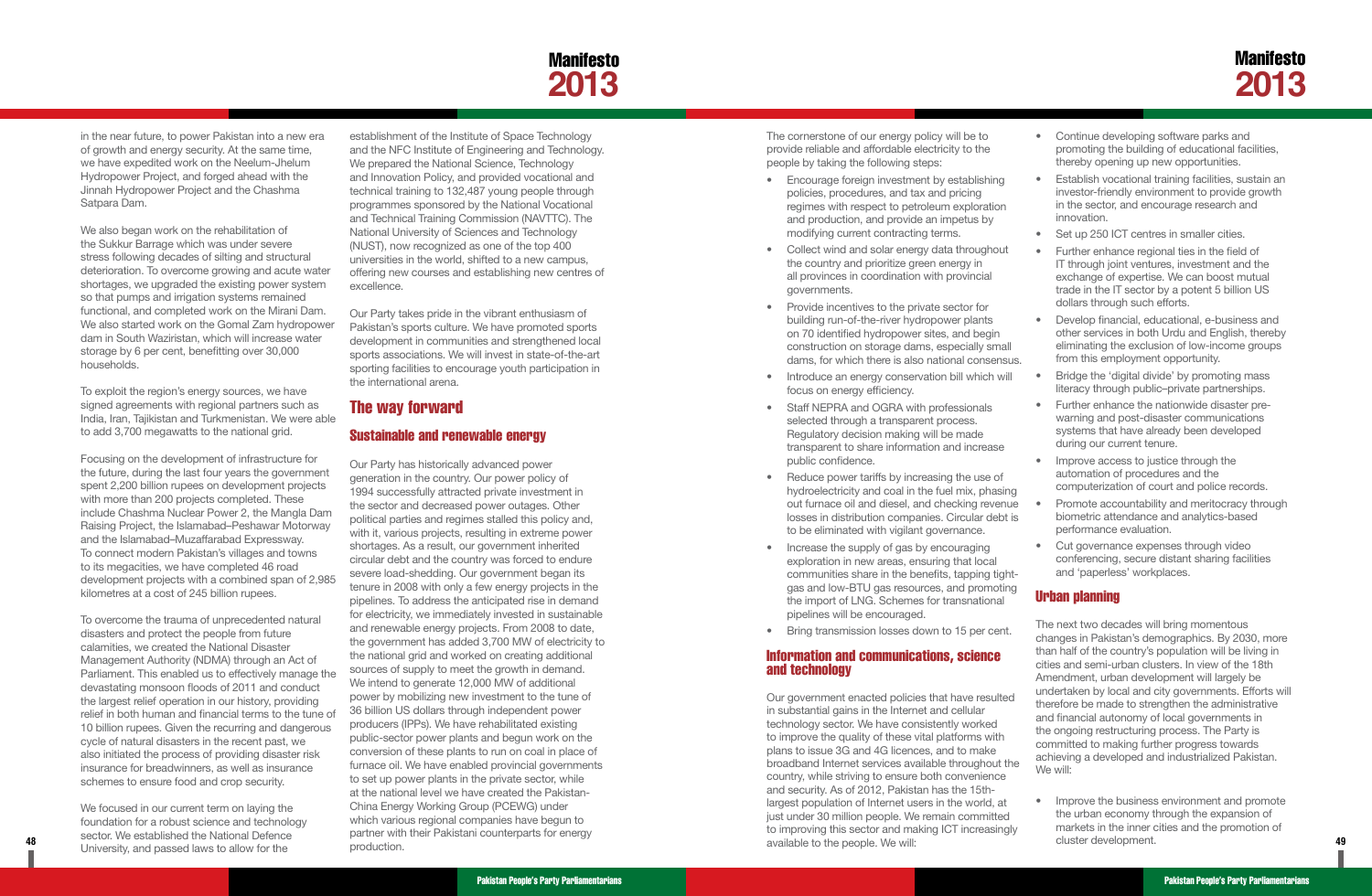in the near future, to power Pakistan into a new era of growth and energy security. At the same time, we have expedited work on the Neelum-Jhelum Hydropower Project, and forged ahead with the Jinnah Hydropower Project and the Chashma Satpara Dam.

We also began work on the rehabilitation of the Sukkur Barrage which was under severe stress following decades of silting and structural deterioration. To overcome growing and acute water shortages, we upgraded the existing power system so that pumps and irrigation systems remained functional, and completed work on the Mirani Dam. We also started work on the Gomal Zam hydropower dam in South Waziristan, which will increase water storage by 6 per cent, benefitting over 30,000 households.

To exploit the region's energy sources, we have signed agreements with regional partners such as India, Iran, Tajikistan and Turkmenistan. We were able to add 3,700 megawatts to the national grid.

Focusing on the development of infrastructure for the future, during the last four years the government spent 2,200 billion rupees on development projects with more than 200 projects completed. These include Chashma Nuclear Power 2, the Mangla Dam Raising Project, the Islamabad–Peshawar Motorway and the Islamabad–Muzaffarabad Expressway. To connect modern Pakistan's villages and towns to its megacities, we have completed 46 road development projects with a combined span of 2,985 kilometres at a cost of 245 billion rupees.

To overcome the trauma of unprecedented natural disasters and protect the people from future calamities, we created the National Disaster Management Authority (NDMA) through an Act of Parliament. This enabled us to effectively manage the devastating monsoon floods of 2011 and conduct the largest relief operation in our history, providing relief in both human and financial terms to the tune of 10 billion rupees. Given the recurring and dangerous cycle of natural disasters in the recent past, we also initiated the process of providing disaster risk insurance for breadwinners, as well as insurance schemes to ensure food and crop security.

We focused in our current term on laying the foundation for a robust science and technology sector. We established the National Defence University, and passed laws to allow for the establishment of the Institute of Space Technology and the NFC Institute of Engineering and Technology. We prepared the National Science, Technology and Innovation Policy, and provided vocational and technical training to 132,487 young people through programmes sponsored by the National Vocational and Technical Training Commission (NAVTTC). The National University of Sciences and Technology (NUST), now recognized as one of the top 400 universities in the world, shifted to a new campus, offering new courses and establishing new centres of excellence.

Our Party takes pride in the vibrant enthusiasm of Pakistan's sports culture. We have promoted sports development in communities and strengthened local sports associations. We will invest in state-of-the-art sporting facilities to encourage youth participation in the international arena.

## The way forward

### Sustainable and renewable energy

Our Party has historically advanced power generation in the country. Our power policy of 1994 successfully attracted private investment in the sector and decreased power outages. Other political parties and regimes stalled this policy and, with it, various projects, resulting in extreme power shortages. As a result, our government inherited circular debt and the country was forced to endure severe load-shedding. Our government began its tenure in 2008 with only a few energy projects in the pipelines. To address the anticipated rise in demand for electricity, we immediately invested in sustainable and renewable energy projects. From 2008 to date, the government has added 3,700 MW of electricity to the national grid and worked on creating additional sources of supply to meet the growth in demand. We intend to generate 12,000 MW of additional power by mobilizing new investment to the tune of 36 billion US dollars through independent power producers (IPPs). We have rehabilitated existing public-sector power plants and begun work on the conversion of these plants to run on coal in place of furnace oil. We have enabled provincial governments to set up power plants in the private sector, while at the national level we have created the Pakistan-China Energy Working Group (PCEWG) under which various regional companies have begun to partner with their Pakistani counterparts for energy production.

The cornerstone of our energy policy will be to provide reliable and affordable electricity to the people by taking the following steps:

- Encourage foreign investment by establishing policies, procedures, and tax and pricing regimes with respect to petroleum exploration and production, and provide an impetus by modifying current contracting terms.
- Collect wind and solar energy data throughout the country and prioritize green energy in all provinces in coordination with provincial governments.
- Provide incentives to the private sector for building run-of-the-river hydropower plants on 70 identified hydropower sites, and begin construction on storage dams, especially small dams, for which there is also national consensus.
- Introduce an energy conservation bill which will focus on energy efficiency.
- Staff NEPRA and OGRA with professionals selected through a transparent process. Regulatory decision making will be made transparent to share information and increase public confidence.
- Reduce power tariffs by increasing the use of hydroelectricity and coal in the fuel mix, phasing out furnace oil and diesel, and checking revenue losses in distribution companies. Circular debt is to be eliminated with vigilant governance.
- Increase the supply of gas by encouraging exploration in new areas, ensuring that local communities share in the benefits, tapping tight-gas and low-BTU gas resources, and promoting the import of LNG. Schemes for transnational pipelines will be encouraged.
- Bring transmission losses down to 15 per cent.

### Information and communications, science and technology

Our government enacted policies that have resulted in substantial gains in the Internet and cellular technology sector. We have consistently worked to improve the quality of these vital platforms with plans to issue 3G and 4G licences, and to make broadband Internet services available throughout the country, while striving to ensure both convenience and security. As of 2012, Pakistan has the 15th-largest population of Internet users in the world, at just under 30 million people. We remain committed to improving this sector and making ICT increasingly available to the people. We will:

- Continue developing software parks and promoting the building of educational facilities, thereby opening up new opportunities.
- Establish vocational training facilities, sustain an investor-friendly environment to provide growth in the sector, and encourage research and innovation.
- Set up 250 ICT centres in smaller cities.
- Further enhance regional ties in the field of IT through joint ventures, investment and the exchange of expertise. We can boost mutual trade in the IT sector by a potent 5 billion US dollars through such efforts.
- Develop financial, educational, e-business and other services in both Urdu and English, thereby eliminating the exclusion of low-income groups from this employment opportunity.
- Bridge the 'digital divide' by promoting mass literacy through public–private partnerships.
- Further enhance the nationwide disaster pre-warning and post-disaster communications systems that have already been developed during our current tenure.
- Improve access to justice through the automation of procedures and the computerization of court and police records.
- Promote accountability and meritocracy through biometric attendance and analytics-based performance evaluation.
- Cut governance expenses through video conferencing, secure distant sharing facilities and 'paperless' workplaces.

### Urban planning

The next two decades will bring momentous changes in Pakistan's demographics. By 2030, more than half of the country's population will be living in cities and semi-urban clusters. In view of the 18th Amendment, urban development will largely be undertaken by local and city governments. Efforts will therefore be made to strengthen the administrative and financial autonomy of local governments in the ongoing restructuring process. The Party is committed to making further progress towards achieving a developed and industrialized Pakistan. We will:

- Improve the business environment and promote the urban economy through the expansion of markets in the inner cities and the promotion of cluster development.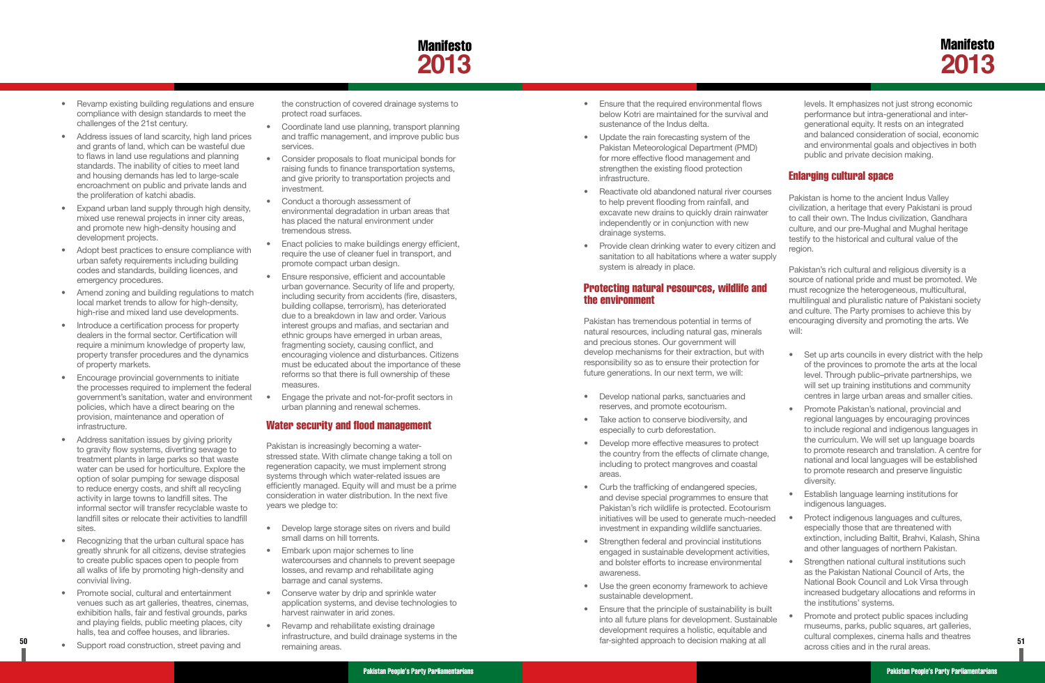- Revamp existing building regulations and ensure compliance with design standards to meet the challenges of the 21st century.
- Address issues of land scarcity, high land prices and grants of land, which can be wasteful due to flaws in land use regulations and planning standards. The inability of cities to meet land and housing demands has led to large-scale encroachment on public and private lands and the proliferation of katchi abadis.
- Expand urban land supply through high density, mixed use renewal projects in inner city areas, and promote new high-density housing and development projects.
- Adopt best practices to ensure compliance with urban safety requirements including building codes and standards, building licences, and emergency procedures.
- Amend zoning and building regulations to match local market trends to allow for high-density, high-rise and mixed land use developments.
- Introduce a certification process for property dealers in the formal sector. Certification will require a minimum knowledge of property law, property transfer procedures and the dynamics of property markets.
- Encourage provincial governments to initiate the processes required to implement the federal government's sanitation, water and environment policies, which have a direct bearing on the provision, maintenance and operation of infrastructure.
- Address sanitation issues by giving priority to gravity flow systems, diverting sewage to treatment plants in large parks so that waste water can be used for horticulture. Explore the option of solar pumping for sewage disposal to reduce energy costs, and shift all recycling activity in large towns to landfill sites. The informal sector will transfer recyclable waste to landfill sites or relocate their activities to landfill sites.
- Recognizing that the urban cultural space has greatly shrunk for all citizens, devise strategies to create public spaces open to people from all walks of life by promoting high-density and convivial living.
- Promote social, cultural and entertainment venues such as art galleries, theatres, cinemas, exhibition halls, fair and festival grounds, parks and playing fields, public meeting places, city halls, tea and coffee houses, and libraries.
- Support road construction, street paving and the construction of covered drainage systems to protect road surfaces.
- Coordinate land use planning, transport planning and traffic management, and improve public bus services.
- Consider proposals to float municipal bonds for raising funds to finance transportation systems, and give priority to transportation projects and investment.
- Conduct a thorough assessment of environmental degradation in urban areas that has placed the natural environment under tremendous stress.
- Enact policies to make buildings energy efficient, require the use of cleaner fuel in transport, and promote compact urban design.
- Ensure responsive, efficient and accountable urban governance. Security of life and property, including security from accidents (fire, disasters, building collapse, terrorism), has deteriorated due to a breakdown in law and order. Various interest groups and mafias, and sectarian and ethnic groups have emerged in urban areas, fragmenting society, causing conflict, and encouraging violence and disturbances. Citizens must be educated about the importance of these reforms so that there is full ownership of these measures.
- Engage the private and not-for-profit sectors in urban planning and renewal schemes.

## Water security and flood management

Pakistan is increasingly becoming a water-stressed state. With climate change taking a toll on regeneration capacity, we must implement strong systems through which water-related issues are efficiently managed. Equity will and must be a prime consideration in water distribution. In the next five years we pledge to:

- Develop large storage sites on rivers and build small dams on hill torrents.
- Embark upon major schemes to line watercourses and channels to prevent seepage losses, and revamp and rehabilitate aging barrage and canal systems.
- Conserve water by drip and sprinkle water application systems, and devise technologies to harvest rainwater in arid zones.
- Revamp and rehabilitate existing drainage infrastructure, and build drainage systems in the remaining areas.
- Ensure that the required environmental flows below Kotri are maintained for the survival and sustenance of the Indus delta.
- Update the rain forecasting system of the Pakistan Meteorological Department (PMD) for more effective flood management and strengthen the existing flood protection infrastructure.
- Reactivate old abandoned natural river courses to help prevent flooding from rainfall, and excavate new drains to quickly drain rainwater independently or in conjunction with new drainage systems.
- Provide clean drinking water to every citizen and sanitation to all habitations where a water supply system is already in place.

## Protecting natural resources, wildlife and the environment

Pakistan has tremendous potential in terms of natural resources, including natural gas, minerals and precious stones. Our government will develop mechanisms for their extraction, but with responsibility so as to ensure their protection for future generations. In our next term, we will:

- Develop national parks, sanctuaries and reserves, and promote ecotourism.
- Take action to conserve biodiversity, and especially to curb deforestation.
- Develop more effective measures to protect the country from the effects of climate change, including to protect mangroves and coastal areas.
- Curb the trafficking of endangered species, and devise special programmes to ensure that Pakistan's rich wildlife is protected. Ecotourism initiatives will be used to generate much-needed investment in expanding wildlife sanctuaries.
- Strengthen federal and provincial institutions engaged in sustainable development activities, and bolster efforts to increase environmental awareness.
- Use the green economy framework to achieve sustainable development.
- Ensure that the principle of sustainability is built into all future plans for development. Sustainable development requires a holistic, equitable and far-sighted approach to decision making at all levels. It emphasizes not just strong economic performance but intra-generational and inter-generational equity. It rests on an integrated and balanced consideration of social, economic and environmental goals and objectives in both public and private decision making.

## Enlarging cultural space

Pakistan is home to the ancient Indus Valley civilization, a heritage that every Pakistani is proud to call their own. The Indus civilization, Gandhara culture, and our pre-Mughal and Mughal heritage testify to the historical and cultural value of the region.

Pakistan's rich cultural and religious diversity is a source of national pride and must be promoted. We must recognize the heterogeneous, multicultural, multilingual and pluralistic nature of Pakistani society and culture. The Party promises to achieve this by encouraging diversity and promoting the arts. We will:

- Set up arts councils in every district with the help of the provinces to promote the arts at the local level. Through public–private partnerships, we will set up training institutions and community centres in large urban areas and smaller cities.
- Promote Pakistan's national, provincial and regional languages by encouraging provinces to include regional and indigenous languages in the curriculum. We will set up language boards to promote research and translation. A centre for national and local languages will be established to promote research and preserve linguistic diversity.
- Establish language learning institutions for indigenous languages.
- Protect indigenous languages and cultures, especially those that are threatened with extinction, including Baltit, Brahvi, Kalash, Shina and other languages of northern Pakistan.
- Strengthen national cultural institutions such as the Pakistan National Council of Arts, the National Book Council and Lok Virsa through increased budgetary allocations and reforms in the institutions' systems.
- Promote and protect public spaces including museums, parks, public squares, art galleries, cultural complexes, cinema halls and theatres across cities and in the rural areas.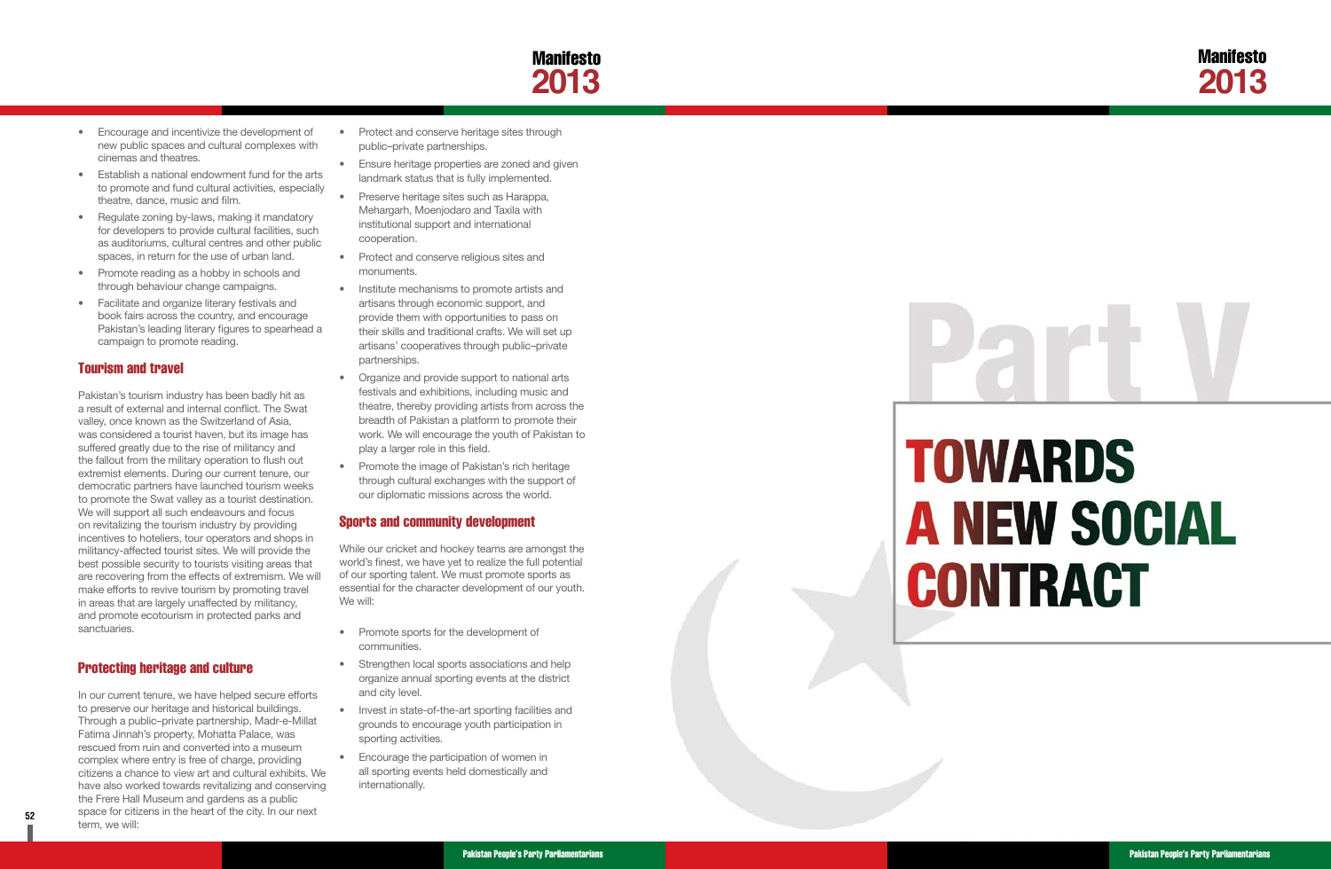- Encourage and incentivize the development of new public spaces and cultural complexes with cinemas and theatres.
- Establish a national endowment fund for the arts to promote and fund cultural activities, especially theatre, dance, music and film.
- Regulate zoning by-laws, making it mandatory for developers to provide cultural facilities, such as auditoriums, cultural centres and other public spaces, in return for the use of urban land.
- Promote reading as a hobby in schools and through behaviour change campaigns.
- Facilitate and organize literary festivals and book fairs across the country, and encourage Pakistan's leading literary figures to spearhead a campaign to promote reading.

### Tourism and travel

Pakistan's tourism industry has been badly hit as a result of external and internal conflict. The Swat valley, once known as the Switzerland of Asia, was considered a tourist haven, but its image has suffered greatly due to the rise of militancy and the fallout from the military operation to flush out extremist elements. During our current tenure, our democratic partners have launched tourism weeks to promote the Swat valley as a tourist destination. We will support all such endeavours and focus on revitalizing the tourism industry by providing incentives to hoteliers, tour operators and shops in militancy-affected tourist sites. We will provide the best possible security to tourists visiting areas that are recovering from the effects of extremism. We will make efforts to revive tourism by promoting travel in areas that are largely unaffected by militancy, and promote ecotourism in protected parks and sanctuaries.

### Protecting heritage and culture

In our current tenure, we have helped secure efforts to preserve our heritage and historical buildings. Through a public–private partnership, Madr-e-Millat Fatima Jinnah's property, Mohatta Palace, was rescued from ruin and converted into a museum complex where entry is free of charge, providing citizens a chance to view art and cultural exhibits. We have also worked towards revitalizing and conserving the Frere Hall Museum and gardens as a public space for citizens in the heart of the city. In our next term, we will:

- Protect and conserve heritage sites through public–private partnerships.
- Ensure heritage properties are zoned and given landmark status that is fully implemented.
- Preserve heritage sites such as Harappa, Mehargarh, Moenjodaro and Taxila with institutional support and international cooperation.
- Protect and conserve religious sites and monuments.
- Institute mechanisms to promote artists and artisans through economic support, and provide them with opportunities to pass on their skills and traditional crafts. We will set up artisans' cooperatives through public–private partnerships.
- Organize and provide support to national arts festivals and exhibitions, including music and theatre, thereby providing artists from across the breadth of Pakistan a platform to promote their work. We will encourage the youth of Pakistan to play a larger role in this field.
- Promote the image of Pakistan's rich heritage through cultural exchanges with the support of our diplomatic missions across the world.

### Sports and community development

While our cricket and hockey teams are amongst the world's finest, we have yet to realize the full potential of our sporting talent. We must promote sports as essential for the character development of our youth. We will:

- Promote sports for the development of communities.
- Strengthen local sports associations and help organize annual sporting events at the district and city level.
- Invest in state-of-the-art sporting facilities and grounds to encourage youth participation in sporting activities.
- Encourage the participation of women in all sporting events held domestically and internationally.

# Part V

# TOWARDS A NEW SOCIAL CONTRACT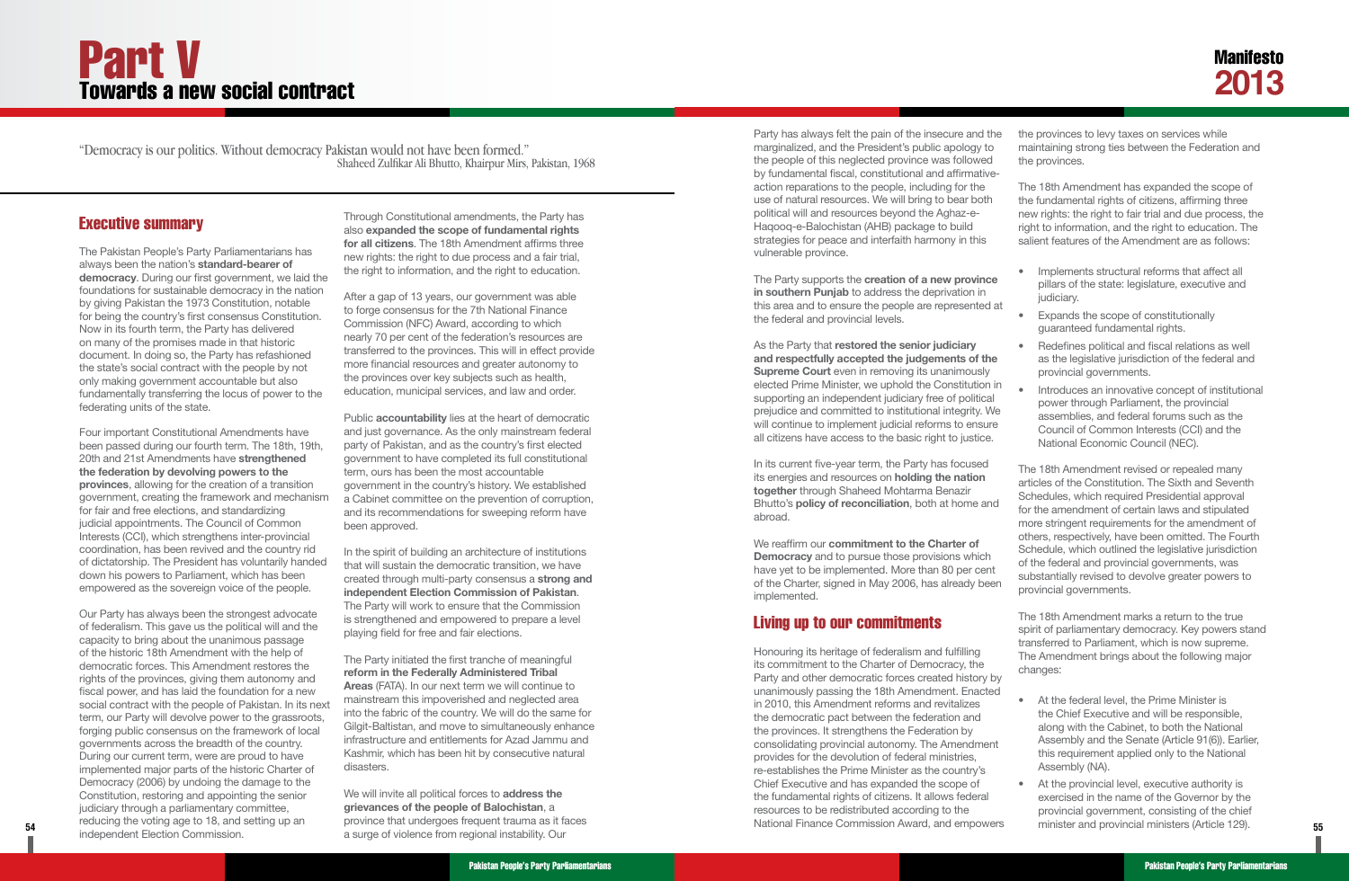# Part V

## Towards a new social contract

"Democracy is our politics. Without democracy Pakistan would not have been formed."
Shaheed Zulfikar Ali Bhutto, Khairpur Mirs, Pakistan, 1968

### Executive summary

The Pakistan People's Party Parliamentarians has always been the nation's **standard-bearer of democracy**. During our first government, we laid the foundations for sustainable democracy in the nation by giving Pakistan the 1973 Constitution, notable for being the country's first consensus Constitution. Now in its fourth term, the Party has delivered on many of the promises made in that historic document. In doing so, the Party has refashioned the state's social contract with the people by not only making government accountable but also fundamentally transferring the locus of power to the federating units of the state.

Four important Constitutional Amendments have been passed during our fourth term. The 18th, 19th, 20th and 21st Amendments have **strengthened the federation by devolving powers to the provinces**, allowing for the creation of a transition government, creating the framework and mechanism for fair and free elections, and standardizing judicial appointments. The Council of Common Interests (CCI), which strengthens inter-provincial coordination, has been revived and the country rid of dictatorship. The President has voluntarily handed down his powers to Parliament, which has been empowered as the sovereign voice of the people.

Our Party has always been the strongest advocate of federalism. This gave us the political will and the capacity to bring about the unanimous passage of the historic 18th Amendment with the help of democratic forces. This Amendment restores the rights of the provinces, giving them autonomy and fiscal power, and has laid the foundation for a new social contract with the people of Pakistan. In its next term, our Party will devolve power to the grassroots, forging public consensus on the framework of local governments across the breadth of the country. During our current term, were are proud to have implemented major parts of the historic Charter of Democracy (2006) by undoing the damage to the Constitution, restoring and appointing the senior judiciary through a parliamentary committee, reducing the voting age to 18, and setting up an independent Election Commission.

Through Constitutional amendments, the Party has also **expanded the scope of fundamental rights for all citizens**. The 18th Amendment affirms three new rights: the right to due process and a fair trial, the right to information, and the right to education.

After a gap of 13 years, our government was able to forge consensus for the 7th National Finance Commission (NFC) Award, according to which nearly 70 per cent of the federation's resources are transferred to the provinces. This will in effect provide more financial resources and greater autonomy to the provinces over key subjects such as health, education, municipal services, and law and order.

Public **accountability** lies at the heart of democratic and just governance. As the only mainstream federal party of Pakistan, and as the country's first elected government to have completed its full constitutional term, ours has been the most accountable government in the country's history. We established a Cabinet committee on the prevention of corruption, and its recommendations for sweeping reform have been approved.

In the spirit of building an architecture of institutions that will sustain the democratic transition, we have created through multi-party consensus a **strong and independent Election Commission of Pakistan**. The Party will work to ensure that the Commission is strengthened and empowered to prepare a level playing field for free and fair elections.

The Party initiated the first tranche of meaningful **reform in the Federally Administered Tribal Areas** (FATA). In our next term we will continue to mainstream this impoverished and neglected area into the fabric of the country. We will do the same for Gilgit-Baltistan, and move to simultaneously enhance infrastructure and entitlements for Azad Jammu and Kashmir, which has been hit by consecutive natural disasters.

We will invite all political forces to **address the grievances of the people of Balochistan**, a province that undergoes frequent trauma as it faces a surge of violence from regional instability. Our Party has always felt the pain of the insecure and the marginalized, and the President's public apology to the people of this neglected province was followed by fundamental fiscal, constitutional and affirmative-action reparations to the people, including for the use of natural resources. We will bring to bear both political will and resources beyond the Aghaz-e-Haqooq-e-Balochistan (AHB) package to build strategies for peace and interfaith harmony in this vulnerable province.

The Party supports the **creation of a new province in southern Punjab** to address the deprivation in this area and to ensure the people are represented at the federal and provincial levels.

As the Party that **restored the senior judiciary and respectfully accepted the judgements of the Supreme Court** even in removing its unanimously elected Prime Minister, we uphold the Constitution in supporting an independent judiciary free of political prejudice and committed to institutional integrity. We will continue to implement judicial reforms to ensure all citizens have access to the basic right to justice.

In its current five-year term, the Party has focused its energies and resources on **holding the nation together** through Shaheed Mohtarma Benazir Bhutto's **policy of reconciliation**, both at home and abroad.

We reaffirm our **commitment to the Charter of Democracy** and to pursue those provisions which have yet to be implemented. More than 80 per cent of the Charter, signed in May 2006, has already been implemented.

### Living up to our commitments

Honouring its heritage of federalism and fulfilling its commitment to the Charter of Democracy, the Party and other democratic forces created history by unanimously passing the 18th Amendment. Enacted in 2010, this Amendment reforms and revitalizes the democratic pact between the federation and the provinces. It strengthens the Federation by consolidating provincial autonomy. The Amendment provides for the devolution of federal ministries, re-establishes the Prime Minister as the country's Chief Executive and has expanded the scope of the fundamental rights of citizens. It allows federal resources to be redistributed according to the National Finance Commission Award, and empowers the provinces to levy taxes on services while maintaining strong ties between the Federation and the provinces.

The 18th Amendment has expanded the scope of the fundamental rights of citizens, affirming three new rights: the right to fair trial and due process, the right to information, and the right to education. The salient features of the Amendment are as follows:

- Implements structural reforms that affect all pillars of the state: legislature, executive and judiciary.
- Expands the scope of constitutionally guaranteed fundamental rights.
- Redefines political and fiscal relations as well as the legislative jurisdiction of the federal and provincial governments.
- Introduces an innovative concept of institutional power through Parliament, the provincial assemblies, and federal forums such as the Council of Common Interests (CCI) and the National Economic Council (NEC).

The 18th Amendment revised or repealed many articles of the Constitution. The Sixth and Seventh Schedules, which required Presidential approval for the amendment of certain laws and stipulated more stringent requirements for the amendment of others, respectively, have been omitted. The Fourth Schedule, which outlined the legislative jurisdiction of the federal and provincial governments, was substantially revised to devolve greater powers to provincial governments.

The 18th Amendment marks a return to the true spirit of parliamentary democracy. Key powers stand transferred to Parliament, which is now supreme. The Amendment brings about the following major changes:

- At the federal level, the Prime Minister is the Chief Executive and will be responsible, along with the Cabinet, to both the National Assembly and the Senate (Article 91(6)). Earlier, this requirement applied only to the National Assembly (NA).
- At the provincial level, executive authority is exercised in the name of the Governor by the provincial government, consisting of the chief minister and provincial ministers (Article 129).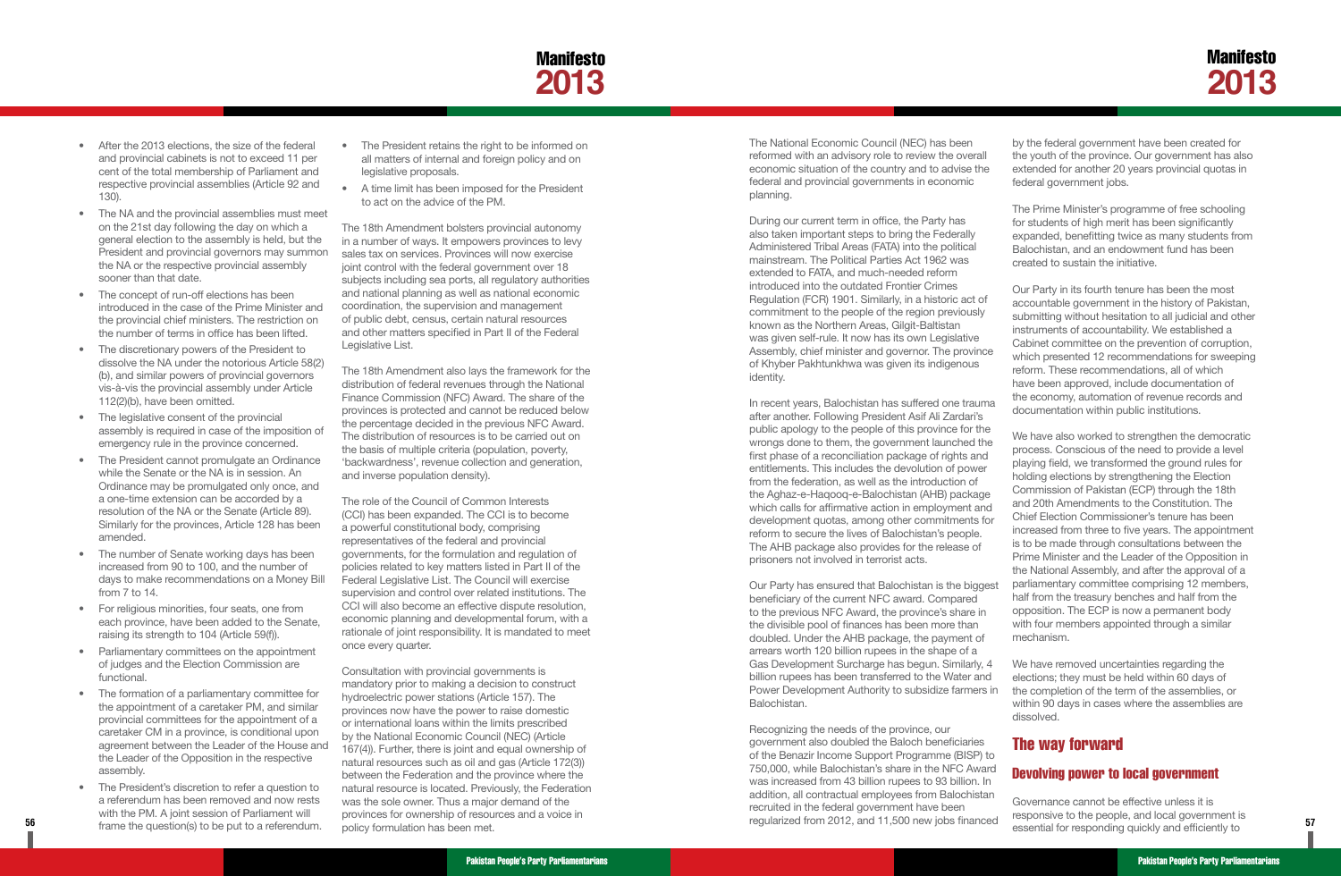- After the 2013 elections, the size of the federal and provincial cabinets is not to exceed 11 per cent of the total membership of Parliament and respective provincial assemblies (Article 92 and 130).
- The NA and the provincial assemblies must meet on the 21st day following the day on which a general election to the assembly is held, but the President and provincial governors may summon the NA or the respective provincial assembly sooner than that date.
- The concept of run-off elections has been introduced in the case of the Prime Minister and the provincial chief ministers. The restriction on the number of terms in office has been lifted.
- The discretionary powers of the President to dissolve the NA under the notorious Article 58(2)(b), and similar powers of provincial governors vis-à-vis the provincial assembly under Article 112(2)(b), have been omitted.
- The legislative consent of the provincial assembly is required in case of the imposition of emergency rule in the province concerned.
- The President cannot promulgate an Ordinance while the Senate or the NA is in session. An Ordinance may be promulgated only once, and a one-time extension can be accorded by a resolution of the NA or the Senate (Article 89). Similarly for the provinces, Article 128 has been amended.
- The number of Senate working days has been increased from 90 to 100, and the number of days to make recommendations on a Money Bill from 7 to 14.
- For religious minorities, four seats, one from each province, have been added to the Senate, raising its strength to 104 (Article 59(f)).
- Parliamentary committees on the appointment of judges and the Election Commission are functional.
- The formation of a parliamentary committee for the appointment of a caretaker PM, and similar provincial committees for the appointment of a caretaker CM in a province, is conditional upon agreement between the Leader of the House and the Leader of the Opposition in the respective assembly.
- The President's discretion to refer a question to a referendum has been removed and now rests with the PM. A joint session of Parliament will frame the question(s) to be put to a referendum.
- The President retains the right to be informed on all matters of internal and foreign policy and on legislative proposals.
- A time limit has been imposed for the President to act on the advice of the PM.

The 18th Amendment bolsters provincial autonomy in a number of ways. It empowers provinces to levy sales tax on services. Provinces will now exercise joint control with the federal government over 18 subjects including sea ports, all regulatory authorities and national planning as well as national economic coordination, the supervision and management of public debt, census, certain natural resources and other matters specified in Part II of the Federal Legislative List.

The 18th Amendment also lays the framework for the distribution of federal revenues through the National Finance Commission (NFC) Award. The share of the provinces is protected and cannot be reduced below the percentage decided in the previous NFC Award. The distribution of resources is to be carried out on the basis of multiple criteria (population, poverty, 'backwardness', revenue collection and generation, and inverse population density).

The role of the Council of Common Interests (CCI) has been expanded. The CCI is to become a powerful constitutional body, comprising representatives of the federal and provincial governments, for the formulation and regulation of policies related to key matters listed in Part II of the Federal Legislative List. The Council will exercise supervision and control over related institutions. The CCI will also become an effective dispute resolution, economic planning and developmental forum, with a rationale of joint responsibility. It is mandated to meet once every quarter.

Consultation with provincial governments is mandatory prior to making a decision to construct hydroelectric power stations (Article 157). The provinces now have the power to raise domestic or international loans within the limits prescribed by the National Economic Council (NEC) (Article 167(4)). Further, there is joint and equal ownership of natural resources such as oil and gas (Article 172(3)) between the Federation and the province where the natural resource is located. Previously, the Federation was the sole owner. Thus a major demand of the provinces for ownership of resources and a voice in policy formulation has been met.

The National Economic Council (NEC) has been reformed with an advisory role to review the overall economic situation of the country and to advise the federal and provincial governments in economic planning.

During our current term in office, the Party has also taken important steps to bring the Federally Administered Tribal Areas (FATA) into the political mainstream. The Political Parties Act 1962 was extended to FATA, and much-needed reform introduced into the outdated Frontier Crimes Regulation (FCR) 1901. Similarly, in a historic act of commitment to the people of the region previously known as the Northern Areas, Gilgit-Baltistan was given self-rule. It now has its own Legislative Assembly, chief minister and governor. The province of Khyber Pakhtunkhwa was given its indigenous identity.

In recent years, Balochistan has suffered one trauma after another. Following President Asif Ali Zardari's public apology to the people of this province for the wrongs done to them, the government launched the first phase of a reconciliation package of rights and entitlements. This includes the devolution of power from the federation, as well as the introduction of the Aghaz-e-Haqooq-e-Balochistan (AHB) package which calls for affirmative action in employment and development quotas, among other commitments for reform to secure the lives of Balochistan's people. The AHB package also provides for the release of prisoners not involved in terrorist acts.

Our Party has ensured that Balochistan is the biggest beneficiary of the current NFC award. Compared to the previous NFC Award, the province's share in the divisible pool of finances has been more than doubled. Under the AHB package, the payment of arrears worth 120 billion rupees in the shape of a Gas Development Surcharge has begun. Similarly, 4 billion rupees has been transferred to the Water and Power Development Authority to subsidize farmers in Balochistan.

Recognizing the needs of the province, our government also doubled the Baloch beneficiaries of the Benazir Income Support Programme (BISP) to 750,000, while Balochistan's share in the NFC Award was increased from 43 billion rupees to 93 billion. In addition, all contractual employees from Balochistan recruited in the federal government have been regularized from 2012, and 11,500 new jobs financed by the federal government have been created for the youth of the province. Our government has also extended for another 20 years provincial quotas in federal government jobs.

The Prime Minister's programme of free schooling for students of high merit has been significantly expanded, benefitting twice as many students from Balochistan, and an endowment fund has been created to sustain the initiative.

Our Party in its fourth tenure has been the most accountable government in the history of Pakistan, submitting without hesitation to all judicial and other instruments of accountability. We established a Cabinet committee on the prevention of corruption, which presented 12 recommendations for sweeping reform. These recommendations, all of which have been approved, include documentation of the economy, automation of revenue records and documentation within public institutions.

We have also worked to strengthen the democratic process. Conscious of the need to provide a level playing field, we transformed the ground rules for holding elections by strengthening the Election Commission of Pakistan (ECP) through the 18th and 20th Amendments to the Constitution. The Chief Election Commissioner's tenure has been increased from three to five years. The appointment is to be made through consultations between the Prime Minister and the Leader of the Opposition in the National Assembly, and after the approval of a parliamentary committee comprising 12 members, half from the treasury benches and half from the opposition. The ECP is now a permanent body with four members appointed through a similar mechanism.

We have removed uncertainties regarding the elections; they must be held within 60 days of the completion of the term of the assemblies, or within 90 days in cases where the assemblies are dissolved.

## The way forward

### Devolving power to local government

Governance cannot be effective unless it is responsive to the people, and local government is essential for responding quickly and efficiently to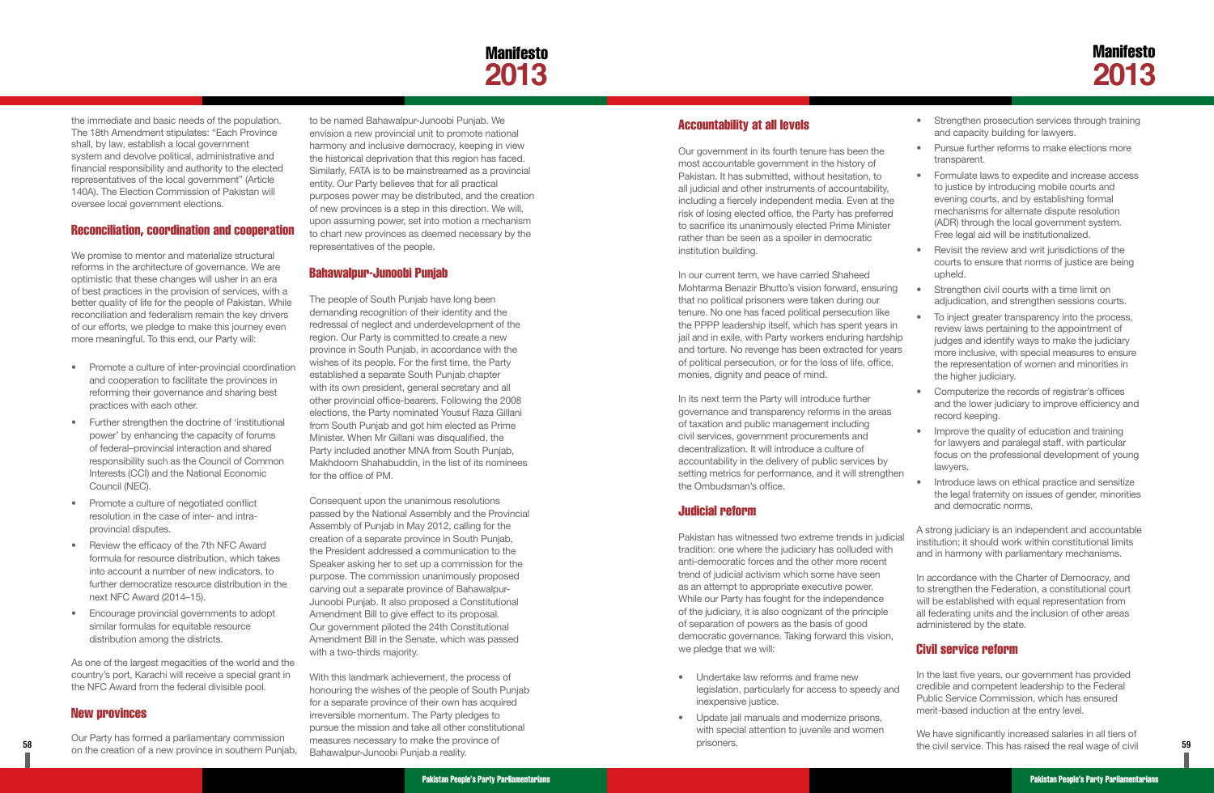the immediate and basic needs of the population. The 18th Amendment stipulates: "Each Province shall, by law, establish a local government system and devolve political, administrative and financial responsibility and authority to the elected representatives of the local government" (Article 140A). The Election Commission of Pakistan will oversee local government elections.

## Reconciliation, coordination and cooperation

We promise to mentor and materialize structural reforms in the architecture of governance. We are optimistic that these changes will usher in an era of best practices in the provision of services, with a better quality of life for the people of Pakistan. While reconciliation and federalism remain the key drivers of our efforts, we pledge to make this journey even more meaningful. To this end, our Party will:

- Promote a culture of inter-provincial coordination and cooperation to facilitate the provinces in reforming their governance and sharing best practices with each other.
- Further strengthen the doctrine of 'institutional power' by enhancing the capacity of forums of federal–provincial interaction and shared responsibility such as the Council of Common Interests (CCI) and the National Economic Council (NEC).
- Promote a culture of negotiated conflict resolution in the case of inter- and intra-provincial disputes.
- Review the efficacy of the 7th NFC Award formula for resource distribution, which takes into account a number of new indicators, to further democratize resource distribution in the next NFC Award (2014–15).
- Encourage provincial governments to adopt similar formulas for equitable resource distribution among the districts.

As one of the largest megacities of the world and the country's port, Karachi will receive a special grant in the NFC Award from the federal divisible pool.

## New provinces

Our Party has formed a parliamentary commission on the creation of a new province in southern Punjab, to be named Bahawalpur-Junoobi Punjab. We envision a new provincial unit to promote national harmony and inclusive democracy, keeping in view the historical deprivation that this region has faced. Similarly, FATA is to be mainstreamed as a provincial entity. Our Party believes that for all practical purposes power may be distributed, and the creation of new provinces is a step in this direction. We will, upon assuming power, set into motion a mechanism to chart new provinces as deemed necessary by the representatives of the people.

## Bahawalpur-Junoobi Punjab

The people of South Punjab have long been demanding recognition of their identity and the redressal of neglect and underdevelopment of the region. Our Party is committed to create a new province in South Punjab, in accordance with the wishes of its people. For the first time, the Party established a separate South Punjab chapter with its own president, general secretary and all other provincial office-bearers. Following the 2008 elections, the Party nominated Yousuf Raza Gillani from South Punjab and got him elected as Prime Minister. When Mr Gillani was disqualified, the Party included another MNA from South Punjab, Makhdoom Shahabuddin, in the list of its nominees for the office of PM.

Consequent upon the unanimous resolutions passed by the National Assembly and the Provincial Assembly of Punjab in May 2012, calling for the creation of a separate province in South Punjab, the President addressed a communication to the Speaker asking her to set up a commission for the purpose. The commission unanimously proposed carving out a separate province of Bahawalpur-Junoobi Punjab. It also proposed a Constitutional Amendment Bill to give effect to its proposal. Our government piloted the 24th Constitutional Amendment Bill in the Senate, which was passed with a two-thirds majority.

With this landmark achievement, the process of honouring the wishes of the people of South Punjab for a separate province of their own has acquired irreversible momentum. The Party pledges to pursue the mission and take all other constitutional measures necessary to make the province of Bahawalpur-Junoobi Punjab a reality.

## Accountability at all levels

Our government in its fourth tenure has been the most accountable government in the history of Pakistan. It has submitted, without hesitation, to all judicial and other instruments of accountability, including a fiercely independent media. Even at the risk of losing elected office, the Party has preferred to sacrifice its unanimously elected Prime Minister rather than be seen as a spoiler in democratic institution building.

In our current term, we have carried Shaheed Mohtarma Benazir Bhutto's vision forward, ensuring that no political prisoners were taken during our tenure. No one has faced political persecution like the PPPP leadership itself, which has spent years in jail and in exile, with Party workers enduring hardship and torture. No revenge has been extracted for years of political persecution, or for the loss of life, office, monies, dignity and peace of mind.

In its next term the Party will introduce further governance and transparency reforms in the areas of taxation and public management including civil services, government procurements and decentralization. It will introduce a culture of accountability in the delivery of public services by setting metrics for performance, and it will strengthen the Ombudsman's office.

## Judicial reform

Pakistan has witnessed two extreme trends in judicial tradition: one where the judiciary has colluded with anti-democratic forces and the other more recent trend of judicial activism which some have seen as an attempt to appropriate executive power. While our Party has fought for the independence of the judiciary, it is also cognizant of the principle of separation of powers as the basis of good democratic governance. Taking forward this vision, we pledge that we will:

- Undertake law reforms and frame new legislation, particularly for access to speedy and inexpensive justice.
- Update jail manuals and modernize prisons, with special attention to juvenile and women prisoners.
- Strengthen prosecution services through training and capacity building for lawyers.
- Pursue further reforms to make elections more transparent.
- Formulate laws to expedite and increase access to justice by introducing mobile courts and evening courts, and by establishing formal mechanisms for alternate dispute resolution (ADR) through the local government system. Free legal aid will be institutionalized.
- Revisit the review and writ jurisdictions of the courts to ensure that norms of justice are being upheld.
- Strengthen civil courts with a time limit on adjudication, and strengthen sessions courts.
- To inject greater transparency into the process, review laws pertaining to the appointment of judges and identify ways to make the judiciary more inclusive, with special measures to ensure the representation of women and minorities in the higher judiciary.
- Computerize the records of registrar's offices and the lower judiciary to improve efficiency and record keeping.
- Improve the quality of education and training for lawyers and paralegal staff, with particular focus on the professional development of young lawyers.
- Introduce laws on ethical practice and sensitize the legal fraternity on issues of gender, minorities and democratic norms.

A strong judiciary is an independent and accountable institution; it should work within constitutional limits and in harmony with parliamentary mechanisms.

In accordance with the Charter of Democracy, and to strengthen the Federation, a constitutional court will be established with equal representation from all federating units and the inclusion of other areas administered by the state.

## Civil service reform

In the last five years, our government has provided credible and competent leadership to the Federal Public Service Commission, which has ensured merit-based induction at the entry level.

We have significantly increased salaries in all tiers of the civil service. This has raised the real wage of civil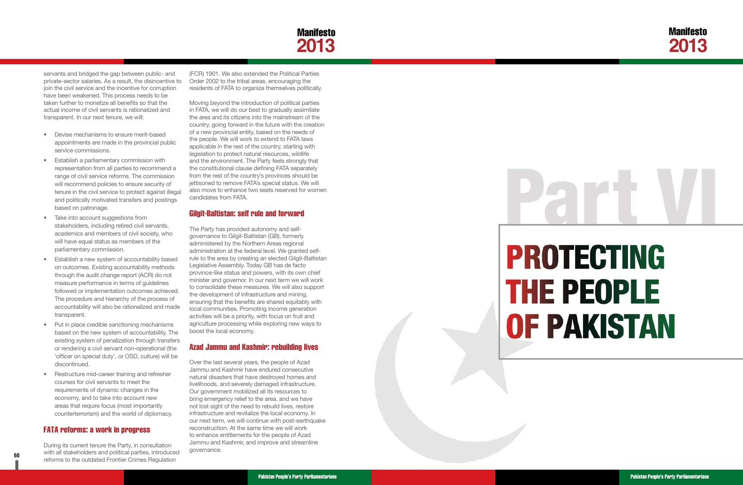servants and bridged the gap between public- and private-sector salaries. As a result, the disincentive to join the civil service and the incentive for corruption have been weakened. This process needs to be taken further to monetize all benefits so that the actual income of civil servants is rationalized and transparent. In our next tenure, we will:

- Devise mechanisms to ensure merit-based appointments are made in the provincial public service commissions.
- Establish a parliamentary commission with representation from all parties to recommend a range of civil service reforms. The commission will recommend policies to ensure security of tenure in the civil service to protect against illegal and politically motivated transfers and postings based on patronage.
- Take into account suggestions from stakeholders, including retired civil servants, academics and members of civil society, who will have equal status as members of the parliamentary commission.
- Establish a new system of accountability based on outcomes. Existing accountability methods through the audit change report (ACR) do not measure performance in terms of guidelines followed or implementation outcomes achieved. The procedure and hierarchy of the process of accountability will also be rationalized and made transparent.
- Put in place credible sanctioning mechanisms based on the new system of accountability. The existing system of penalization through transfers or rendering a civil servant non-operational (the 'officer on special duty', or OSD, culture) will be discontinued.
- Restructure mid-career training and refresher courses for civil servants to meet the requirements of dynamic changes in the economy, and to take into account new areas that require focus (most importantly counterterrorism) and the world of diplomacy.

### FATA reforms: a work in progress

During its current tenure the Party, in consultation with all stakeholders and political parties, introduced reforms to the outdated Frontier Crimes Regulation (FCR) 1901. We also extended the Political Parties Order 2002 to the tribal areas, encouraging the residents of FATA to organize themselves politically.

Moving beyond the introduction of political parties in FATA, we will do our best to gradually assimilate the area and its citizens into the mainstream of the country, going forward in the future with the creation of a new provincial entity, based on the needs of the people. We will work to extend to FATA laws applicable in the rest of the country, starting with legislation to protect natural resources, wildlife and the environment. The Party feels strongly that the constitutional clause defining FATA separately from the rest of the country's provinces should be jettisoned to remove FATA's special status. We will also move to enhance two seats reserved for women candidates from FATA.

### Gilgit-Baltistan: self rule and forward

The Party has provided autonomy and self-governance to Gilgit-Baltistan (GB), formerly administered by the Northern Areas regional administration at the federal level. We granted self-rule to the area by creating an elected Gilgit-Baltistan Legislative Assembly. Today GB has de facto province-like status and powers, with its own chief minister and governor. In our next term we will work to consolidate these measures. We will also support the development of infrastructure and mining, ensuring that the benefits are shared equitably with local communities. Promoting income generation activities will be a priority, with focus on fruit and agriculture processing while exploring new ways to boost the local economy.

### Azad Jammu and Kashmir: rebuilding lives

Over the last several years, the people of Azad Jammu and Kashmir have endured consecutive natural disasters that have destroyed homes and livelihoods, and severely damaged infrastructure. Our government mobilized all its resources to bring emergency relief to the area, and we have not lost sight of the need to rebuild lives, restore infrastructure and revitalize the local economy. In our next term, we will continue with post-earthquake reconstruction. At the same time we will work to enhance entitlements for the people of Azad Jammu and Kashmir, and improve and streamline governance.

# Part VI

# PROTECTING THE PEOPLE OF PAKISTAN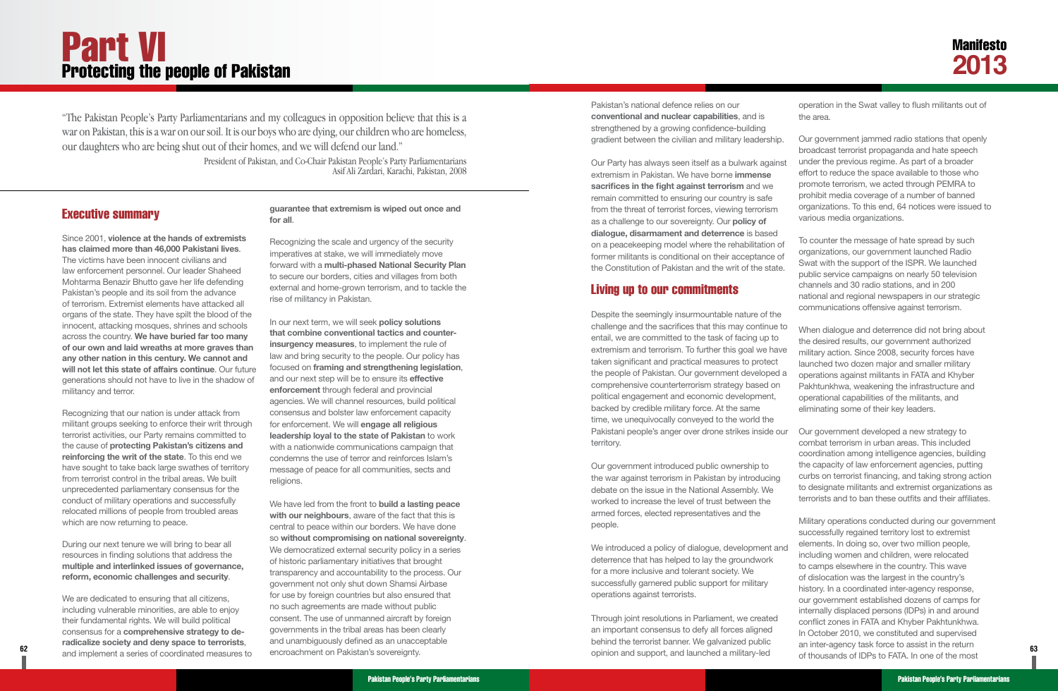# Part VI
## Protecting the people of Pakistan

"The Pakistan People's Party Parliamentarians and my colleagues in opposition believe that this is a war on Pakistan, this is a war on our soil. It is our boys who are dying, our children who are homeless, our daughters who are being shut out of their homes, and we will defend our land."

President of Pakistan, and Co-Chair Pakistan People's Party Parliamentarians Asif Ali Zardari, Karachi, Pakistan, 2008

## Executive summary

Since 2001, **violence at the hands of extremists has claimed more than 46,000 Pakistani lives**. The victims have been innocent civilians and law enforcement personnel. Our leader Shaheed Mohtarma Benazir Bhutto gave her life defending Pakistan's people and its soil from the advance of terrorism. Extremist elements have attacked all organs of the state. They have spilt the blood of the innocent, attacking mosques, shrines and schools across the country. **We have buried far too many of our own and laid wreaths at more graves than any other nation in this century. We cannot and will not let this state of affairs continue**. Our future generations should not have to live in the shadow of militancy and terror.

Recognizing that our nation is under attack from militant groups seeking to enforce their writ through terrorist activities, our Party remains committed to the cause of **protecting Pakistan's citizens and reinforcing the writ of the state**. To this end we have sought to take back large swathes of territory from terrorist control in the tribal areas. We built unprecedented parliamentary consensus for the conduct of military operations and successfully relocated millions of people from troubled areas which are now returning to peace.

During our next tenure we will bring to bear all resources in finding solutions that address the **multiple and interlinked issues of governance, reform, economic challenges and security**.

We are dedicated to ensuring that all citizens, including vulnerable minorities, are able to enjoy their fundamental rights. We will build political consensus for a **comprehensive strategy to de-radicalize society and deny space to terrorists**, and implement a series of coordinated measures to **guarantee that extremism is wiped out once and for all**.

Recognizing the scale and urgency of the security imperatives at stake, we will immediately move forward with a **multi-phased National Security Plan** to secure our borders, cities and villages from both external and home-grown terrorism, and to tackle the rise of militancy in Pakistan.

In our next term, we will seek **policy solutions that combine conventional tactics and counter-insurgency measures**, to implement the rule of law and bring security to the people. Our policy has focused on **framing and strengthening legislation**, and our next step will be to ensure its **effective enforcement** through federal and provincial agencies. We will channel resources, build political consensus and bolster law enforcement capacity for enforcement. We will **engage all religious leadership loyal to the state of Pakistan** to work with a nationwide communications campaign that condemns the use of terror and reinforces Islam's message of peace for all communities, sects and religions.

We have led from the front to **build a lasting peace with our neighbours**, aware of the fact that this is central to peace within our borders. We have done so **without compromising on national sovereignty**. We democratized external security policy in a series of historic parliamentary initiatives that brought transparency and accountability to the process. Our government not only shut down Shamsi Airbase for use by foreign countries but also ensured that no such agreements are made without public consent. The use of unmanned aircraft by foreign governments in the tribal areas has been clearly and unambiguously defined as an unacceptable encroachment on Pakistan's sovereignty.

Pakistan's national defence relies on our **conventional and nuclear capabilities**, and is strengthened by a growing confidence-building gradient between the civilian and military leadership.

Our Party has always seen itself as a bulwark against extremism in Pakistan. We have borne **immense sacrifices in the fight against terrorism** and we remain committed to ensuring our country is safe from the threat of terrorist forces, viewing terrorism as a challenge to our sovereignty. Our **policy of dialogue, disarmament and deterrence** is based on a peacekeeping model where the rehabilitation of former militants is conditional on their acceptance of the Constitution of Pakistan and the writ of the state.

## Living up to our commitments

Despite the seemingly insurmountable nature of the challenge and the sacrifices that this may continue to entail, we are committed to the task of facing up to extremism and terrorism. To further this goal we have taken significant and practical measures to protect the people of Pakistan. Our government developed a comprehensive counterterrorism strategy based on political engagement and economic development, backed by credible military force. At the same time, we unequivocally conveyed to the world the Pakistani people's anger over drone strikes inside our territory.

Our government introduced public ownership to the war against terrorism in Pakistan by introducing debate on the issue in the National Assembly. We worked to increase the level of trust between the armed forces, elected representatives and the people.

We introduced a policy of dialogue, development and deterrence that has helped to lay the groundwork for a more inclusive and tolerant society. We successfully garnered public support for military operations against terrorists.

Through joint resolutions in Parliament, we created an important consensus to defy all forces aligned behind the terrorist banner. We galvanized public opinion and support, and launched a military-led operation in the Swat valley to flush militants out of the area.

Our government jammed radio stations that openly broadcast terrorist propaganda and hate speech under the previous regime. As part of a broader effort to reduce the space available to those who promote terrorism, we acted through PEMRA to prohibit media coverage of a number of banned organizations. To this end, 64 notices were issued to various media organizations.

To counter the message of hate spread by such organizations, our government launched Radio Swat with the support of the ISPR. We launched public service campaigns on nearly 50 television channels and 30 radio stations, and in 200 national and regional newspapers in our strategic communications offensive against terrorism.

When dialogue and deterrence did not bring about the desired results, our government authorized military action. Since 2008, security forces have launched two dozen major and smaller military operations against militants in FATA and Khyber Pakhtunkhwa, weakening the infrastructure and operational capabilities of the militants, and eliminating some of their key leaders.

Our government developed a new strategy to combat terrorism in urban areas. This included coordination among intelligence agencies, building the capacity of law enforcement agencies, putting curbs on terrorist financing, and taking strong action to designate militants and extremist organizations as terrorists and to ban these outfits and their affiliates.

Military operations conducted during our government successfully regained territory lost to extremist elements. In doing so, over two million people, including women and children, were relocated to camps elsewhere in the country. This wave of dislocation was the largest in the country's history. In a coordinated inter-agency response, our government established dozens of camps for internally displaced persons (IDPs) in and around conflict zones in FATA and Khyber Pakhtunkhwa. In October 2010, we constituted and supervised an inter-agency task force to assist in the return of thousands of IDPs to FATA. In one of the most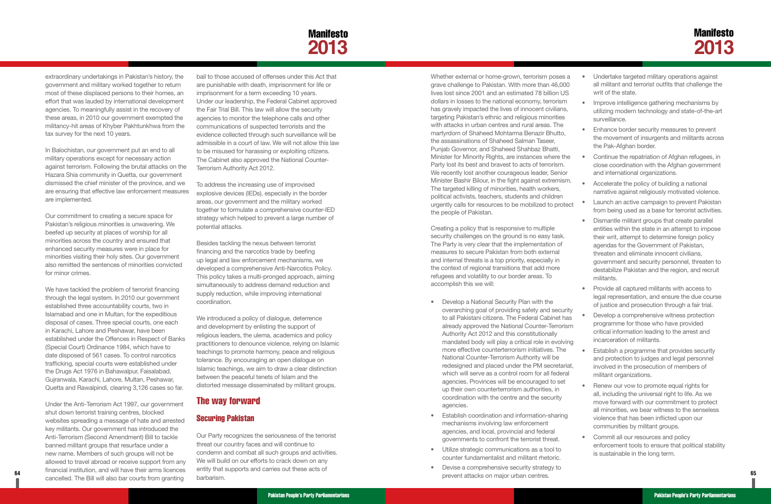extraordinary undertakings in Pakistan's history, the government and military worked together to return most of these displaced persons to their homes, an effort that was lauded by international development agencies. To meaningfully assist in the recovery of these areas, in 2010 our government exempted the militancy-hit areas of Khyber Pakhtunkhwa from the tax survey for the next 10 years.

In Balochistan, our government put an end to all military operations except for necessary action against terrorism. Following the brutal attacks on the Hazara Shia community in Quetta, our government dismissed the chief minister of the province, and we are ensuring that effective law enforcement measures are implemented.

Our commitment to creating a secure space for Pakistan's religious minorities is unwavering. We beefed up security at places of worship for all minorities across the country and ensured that enhanced security measures were in place for minorities visiting their holy sites. Our government also remitted the sentences of minorities convicted for minor crimes.

We have tackled the problem of terrorist financing through the legal system. In 2010 our government established three accountability courts, two in Islamabad and one in Multan, for the expeditious disposal of cases. Three special courts, one each in Karachi, Lahore and Peshawar, have been established under the Offences in Respect of Banks (Special Court) Ordinance 1984, which have to date disposed of 561 cases. To control narcotics trafficking, special courts were established under the Drugs Act 1976 in Bahawalpur, Faisalabad, Gujranwala, Karachi, Lahore, Multan, Peshawar, Quetta and Rawalpindi, clearing 3,126 cases so far.

Under the Anti-Terrorism Act 1997, our government shut down terrorist training centres, blocked websites spreading a message of hate and arrested key militants. Our government has introduced the Anti-Terrorism (Second Amendment) Bill to tackle banned militant groups that resurface under a new name. Members of such groups will not be allowed to travel abroad or receive support from any financial institution, and will have their arms licences cancelled. The Bill will also bar courts from granting bail to those accused of offenses under this Act that are punishable with death, imprisonment for life or imprisonment for a term exceeding 10 years. Under our leadership, the Federal Cabinet approved the Fair Trial Bill. This law will allow the security agencies to monitor the telephone calls and other communications of suspected terrorists and the evidence collected through such surveillance will be admissible in a court of law. We will not allow this law to be misused for harassing or exploiting citizens. The Cabinet also approved the National Counter-Terrorism Authority Act 2012.

To address the increasing use of improvised explosive devices (IEDs), especially in the border areas, our government and the military worked together to formulate a comprehensive counter-IED strategy which helped to prevent a large number of potential attacks.

Besides tackling the nexus between terrorist financing and the narcotics trade by beefing up legal and law enforcement mechanisms, we developed a comprehensive Anti-Narcotics Policy. This policy takes a multi-pronged approach, aiming simultaneously to address demand reduction and supply reduction, while improving international coordination.

We introduced a policy of dialogue, deterrence and development by enlisting the support of religious leaders, the ulema, academics and policy practitioners to denounce violence, relying on Islamic teachings to promote harmony, peace and religious tolerance. By encouraging an open dialogue on Islamic teachings, we aim to draw a clear distinction between the peaceful tenets of Islam and the distorted message disseminated by militant groups.

## The way forward

### Securing Pakistan

Our Party recognizes the seriousness of the terrorist threat our country faces and will continue to condemn and combat all such groups and activities. We will build on our efforts to crack down on any entity that supports and carries out these acts of barbarism.

Whether external or home-grown, terrorism poses a grave challenge to Pakistan. With more than 46,000 lives lost since 2001 and an estimated 78 billion US dollars in losses to the national economy, terrorism has gravely impacted the lives of innocent civilians, targeting Pakistan's ethnic and religious minorities with attacks in urban centres and rural areas. The martyrdom of Shaheed Mohtarma Benazir Bhutto, the assassinations of Shaheed Salman Taseer, Punjab Governor, and Shaheed Shahbaz Bhatti, Minister for Minority Rights, are instances where the Party lost its best and bravest to acts of terrorism. We recently lost another courageous leader, Senior Minister Bashir Bilour, in the fight against extremism. The targeted killing of minorities, health workers, political activists, teachers, students and children urgently calls for resources to be mobilized to protect the people of Pakistan.

Creating a policy that is responsive to multiple security challenges on the ground is no easy task. The Party is very clear that the implementation of measures to secure Pakistan from both external and internal threats is a top priority, especially in the context of regional transitions that add more refugees and volatility to our border areas. To accomplish this we will:

- Develop a National Security Plan with the overarching goal of providing safety and security to all Pakistani citizens. The Federal Cabinet has already approved the National Counter-Terrorism Authority Act 2012 and this constitutionally mandated body will play a critical role in evolving more effective counterterrorism initiatives. The National Counter-Terrorism Authority will be redesigned and placed under the PM secretariat, which will serve as a control room for all federal agencies. Provinces will be encouraged to set up their own counterterrorism authorities, in coordination with the centre and the security agencies.
- Establish coordination and information-sharing mechanisms involving law enforcement agencies, and local, provincial and federal governments to confront the terrorist threat.
- Utilize strategic communications as a tool to counter fundamentalist and militant rhetoric.
- Devise a comprehensive security strategy to prevent attacks on major urban centres.
- Undertake targeted military operations against all militant and terrorist outfits that challenge the writ of the state.
- Improve intelligence gathering mechanisms by utilizing modern technology and state-of-the-art surveillance.
- Enhance border security measures to prevent the movement of insurgents and militants across the Pak-Afghan border.
- Continue the repatriation of Afghan refugees, in close coordination with the Afghan government and international organizations.
- Accelerate the policy of building a national narrative against religiously motivated violence.
- Launch an active campaign to prevent Pakistan from being used as a base for terrorist activities.
- Dismantle militant groups that create parallel entities within the state in an attempt to impose their writ, attempt to determine foreign policy agendas for the Government of Pakistan, threaten and eliminate innocent civilians, government and security personnel, threaten to destabilize Pakistan and the region, and recruit militants.
- Provide all captured militants with access to legal representation, and ensure the due course of justice and prosecution through a fair trial.
- Develop a comprehensive witness protection programme for those who have provided critical information leading to the arrest and incarceration of militants.
- Establish a programme that provides security and protection to judges and legal personnel involved in the prosecution of members of militant organizations.
- Renew our vow to promote equal rights for all, including the universal right to life. As we move forward with our commitment to protect all minorities, we bear witness to the senseless violence that has been inflicted upon our communities by militant groups.
- Commit all our resources and policy enforcement tools to ensure that political stability is sustainable in the long term.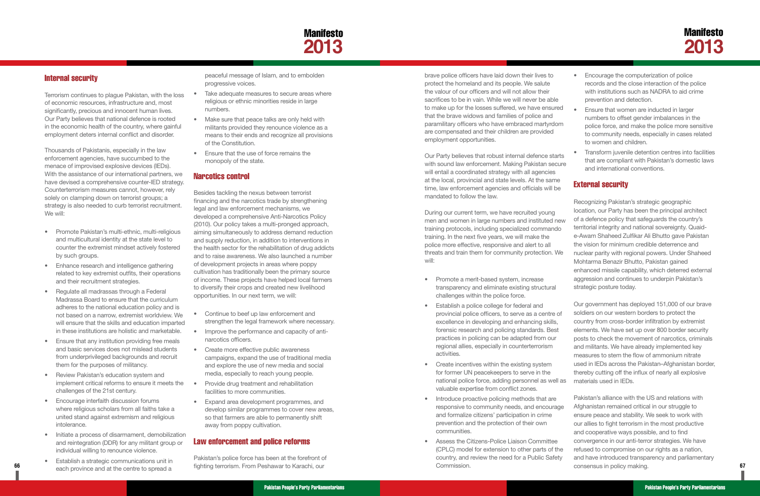## Internal security

Terrorism continues to plague Pakistan, with the loss of economic resources, infrastructure and, most significantly, precious and innocent human lives. Our Party believes that national defence is rooted in the economic health of the country, where gainful employment deters internal conflict and disorder.

Thousands of Pakistanis, especially in the law enforcement agencies, have succumbed to the menace of improvised explosive devices (IEDs). With the assistance of our international partners, we have devised a comprehensive counter-IED strategy. Counterterrorism measures cannot, however, rely solely on clamping down on terrorist groups; a strategy is also needed to curb terrorist recruitment. We will:

- Promote Pakistan's multi-ethnic, multi-religious and multicultural identity at the state level to counter the extremist mindset actively fostered by such groups.
- Enhance research and intelligence gathering related to key extremist outfits, their operations and their recruitment strategies.
- Regulate all madrassas through a Federal Madrassa Board to ensure that the curriculum adheres to the national education policy and is not based on a narrow, extremist worldview. We will ensure that the skills and education imparted in these institutions are holistic and marketable.
- Ensure that any institution providing free meals and basic services does not mislead students from underprivileged backgrounds and recruit them for the purposes of militancy.
- Review Pakistan's education system and implement critical reforms to ensure it meets the challenges of the 21st century.
- Encourage interfaith discussion forums where religious scholars from all faiths take a united stand against extremism and religious intolerance.
- Initiate a process of disarmament, demobilization and reintegration (DDR) for any militant group or individual willing to renounce violence.
- Establish a strategic communications unit in each province and at the centre to spread a peaceful message of Islam, and to embolden progressive voices.
- Take adequate measures to secure areas where religious or ethnic minorities reside in large numbers.
- Make sure that peace talks are only held with militants provided they renounce violence as a means to their ends and recognize all provisions of the Constitution.
- Ensure that the use of force remains the monopoly of the state.

## Narcotics control

Besides tackling the nexus between terrorist financing and the narcotics trade by strengthening legal and law enforcement mechanisms, we developed a comprehensive Anti-Narcotics Policy (2010). Our policy takes a multi-pronged approach, aiming simultaneously to address demand reduction and supply reduction, in addition to interventions in the health sector for the rehabilitation of drug addicts and to raise awareness. We also launched a number of development projects in areas where poppy cultivation has traditionally been the primary source of income. These projects have helped local farmers to diversify their crops and created new livelihood opportunities. In our next term, we will:

- Continue to beef up law enforcement and strengthen the legal framework where necessary.
- Improve the performance and capacity of anti-narcotics officers.
- Create more effective public awareness campaigns, expand the use of traditional media and explore the use of new media and social media, especially to reach young people.
- Provide drug treatment and rehabilitation facilities to more communities.
- Expand area development programmes, and develop similar programmes to cover new areas, so that farmers are able to permanently shift away from poppy cultivation.

## Law enforcement and police reforms

Pakistan's police force has been at the forefront of fighting terrorism. From Peshawar to Karachi, our brave police officers have laid down their lives to protect the homeland and its people. We salute the valour of our officers and will not allow their sacrifices to be in vain. While we will never be able to make up for the losses suffered, we have ensured that the brave widows and families of police and paramilitary officers who have embraced martyrdom are compensated and their children are provided employment opportunities.

Our Party believes that robust internal defence starts with sound law enforcement. Making Pakistan secure will entail a coordinated strategy with all agencies at the local, provincial and state levels. At the same time, law enforcement agencies and officials will be mandated to follow the law.

During our current term, we have recruited young men and women in large numbers and instituted new training protocols, including specialized commando training. In the next five years, we will make the police more effective, responsive and alert to all threats and train them for community protection. We will:

- Promote a merit-based system, increase transparency and eliminate existing structural challenges within the police force.
- Establish a police college for federal and provincial police officers, to serve as a centre of excellence in developing and enhancing skills, forensic research and policing standards. Best practices in policing can be adapted from our regional allies, especially in counterterrorism activities.
- Create incentives within the existing system for former UN peacekeepers to serve in the national police force, adding personnel as well as valuable expertise from conflict zones.
- Introduce proactive policing methods that are responsive to community needs, and encourage and formalize citizens' participation in crime prevention and the protection of their own communities.
- Assess the Citizens-Police Liaison Committee (CPLC) model for extension to other parts of the country, and review the need for a Public Safety Commission.
- Encourage the computerization of police records and the close interaction of the police with institutions such as NADRA to aid crime prevention and detection.
- Ensure that women are inducted in larger numbers to offset gender imbalances in the police force, and make the police more sensitive to community needs, especially in cases related to women and children.
- Transform juvenile detention centres into facilities that are compliant with Pakistan's domestic laws and international conventions.

## External security

Recognizing Pakistan's strategic geographic location, our Party has been the principal architect of a defence policy that safeguards the country's territorial integrity and national sovereignty. Quaid-e-Awam Shaheed Zulfikar Ali Bhutto gave Pakistan the vision for minimum credible deterrence and nuclear parity with regional powers. Under Shaheed Mohtarma Benazir Bhutto, Pakistan gained enhanced missile capability, which deterred external aggression and continues to underpin Pakistan's strategic posture today.

Our government has deployed 151,000 of our brave soldiers on our western borders to protect the country from cross-border infiltration by extremist elements. We have set up over 800 border security posts to check the movement of narcotics, criminals and militants. We have already implemented key measures to stem the flow of ammonium nitrate used in IEDs across the Pakistan–Afghanistan border, thereby cutting off the influx of nearly all explosive materials used in IEDs.

Pakistan's alliance with the US and relations with Afghanistan remained critical in our struggle to ensure peace and stability. We seek to work with our allies to fight terrorism in the most productive and cooperative ways possible, and to find convergence in our anti-terror strategies. We have refused to compromise on our rights as a nation, and have introduced transparency and parliamentary consensus in policy making.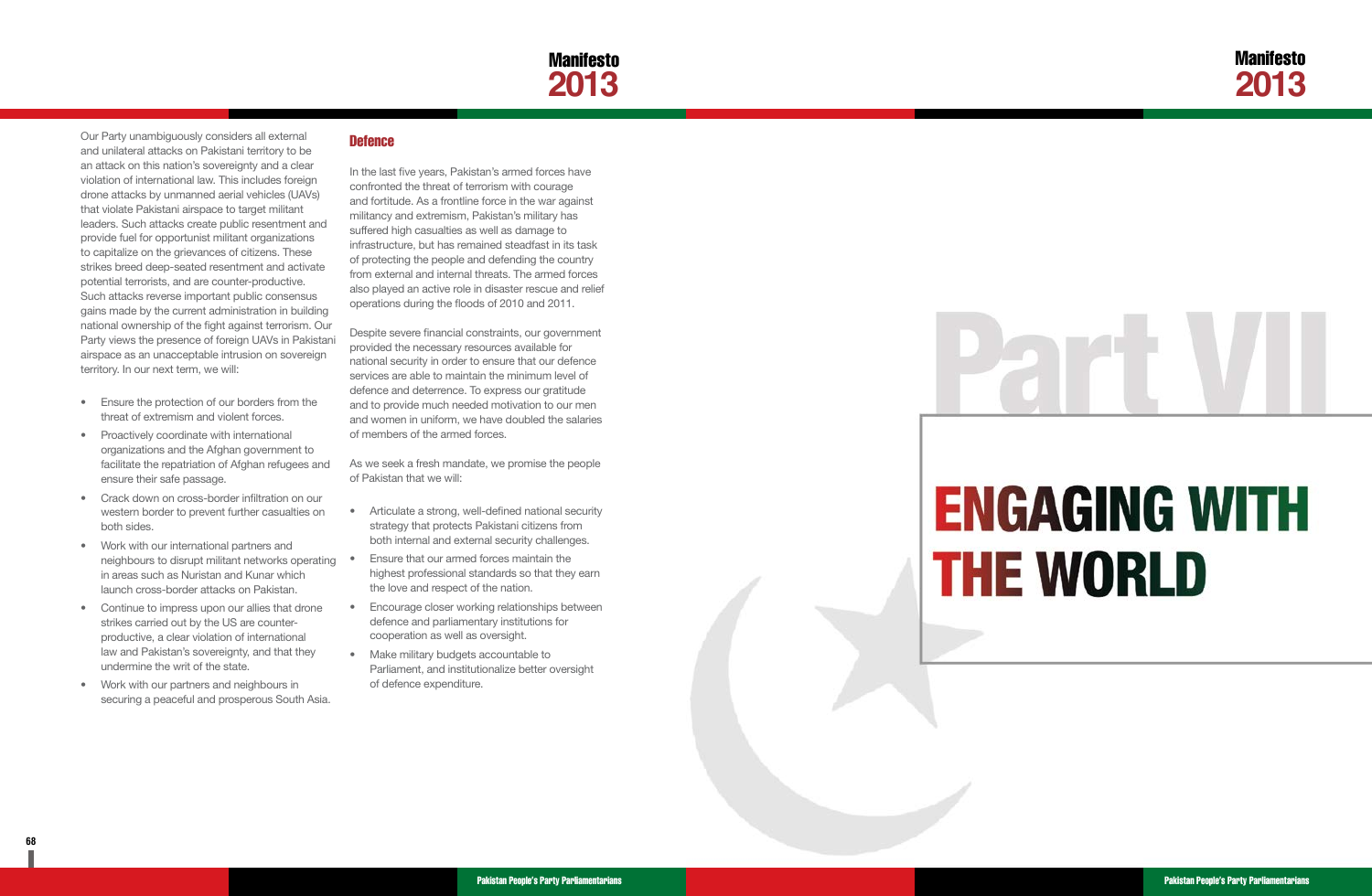Our Party unambiguously considers all external and unilateral attacks on Pakistani territory to be an attack on this nation's sovereignty and a clear violation of international law. This includes foreign drone attacks by unmanned aerial vehicles (UAVs) that violate Pakistani airspace to target militant leaders. Such attacks create public resentment and provide fuel for opportunist militant organizations to capitalize on the grievances of citizens. These strikes breed deep-seated resentment and activate potential terrorists, and are counter-productive. Such attacks reverse important public consensus gains made by the current administration in building national ownership of the fight against terrorism. Our Party views the presence of foreign UAVs in Pakistani airspace as an unacceptable intrusion on sovereign territory. In our next term, we will:

- Ensure the protection of our borders from the threat of extremism and violent forces.
- Proactively coordinate with international organizations and the Afghan government to facilitate the repatriation of Afghan refugees and ensure their safe passage.
- Crack down on cross-border infiltration on our western border to prevent further casualties on both sides.
- Work with our international partners and neighbours to disrupt militant networks operating in areas such as Nuristan and Kunar which launch cross-border attacks on Pakistan.
- Continue to impress upon our allies that drone strikes carried out by the US are counter-productive, a clear violation of international law and Pakistan's sovereignty, and that they undermine the writ of the state.
- Work with our partners and neighbours in securing a peaceful and prosperous South Asia.

## Defence

In the last five years, Pakistan's armed forces have confronted the threat of terrorism with courage and fortitude. As a frontline force in the war against militancy and extremism, Pakistan's military has suffered high casualties as well as damage to infrastructure, but has remained steadfast in its task of protecting the people and defending the country from external and internal threats. The armed forces also played an active role in disaster rescue and relief operations during the floods of 2010 and 2011.

Despite severe financial constraints, our government provided the necessary resources available for national security in order to ensure that our defence services are able to maintain the minimum level of defence and deterrence. To express our gratitude and to provide much needed motivation to our men and women in uniform, we have doubled the salaries of members of the armed forces.

As we seek a fresh mandate, we promise the people of Pakistan that we will:

- Articulate a strong, well-defined national security strategy that protects Pakistani citizens from both internal and external security challenges.
- Ensure that our armed forces maintain the highest professional standards so that they earn the love and respect of the nation.
- Encourage closer working relationships between defence and parliamentary institutions for cooperation as well as oversight.
- Make military budgets accountable to Parliament, and institutionalize better oversight of defence expenditure.

# Part VII

# ENGAGING WITH THE WORLD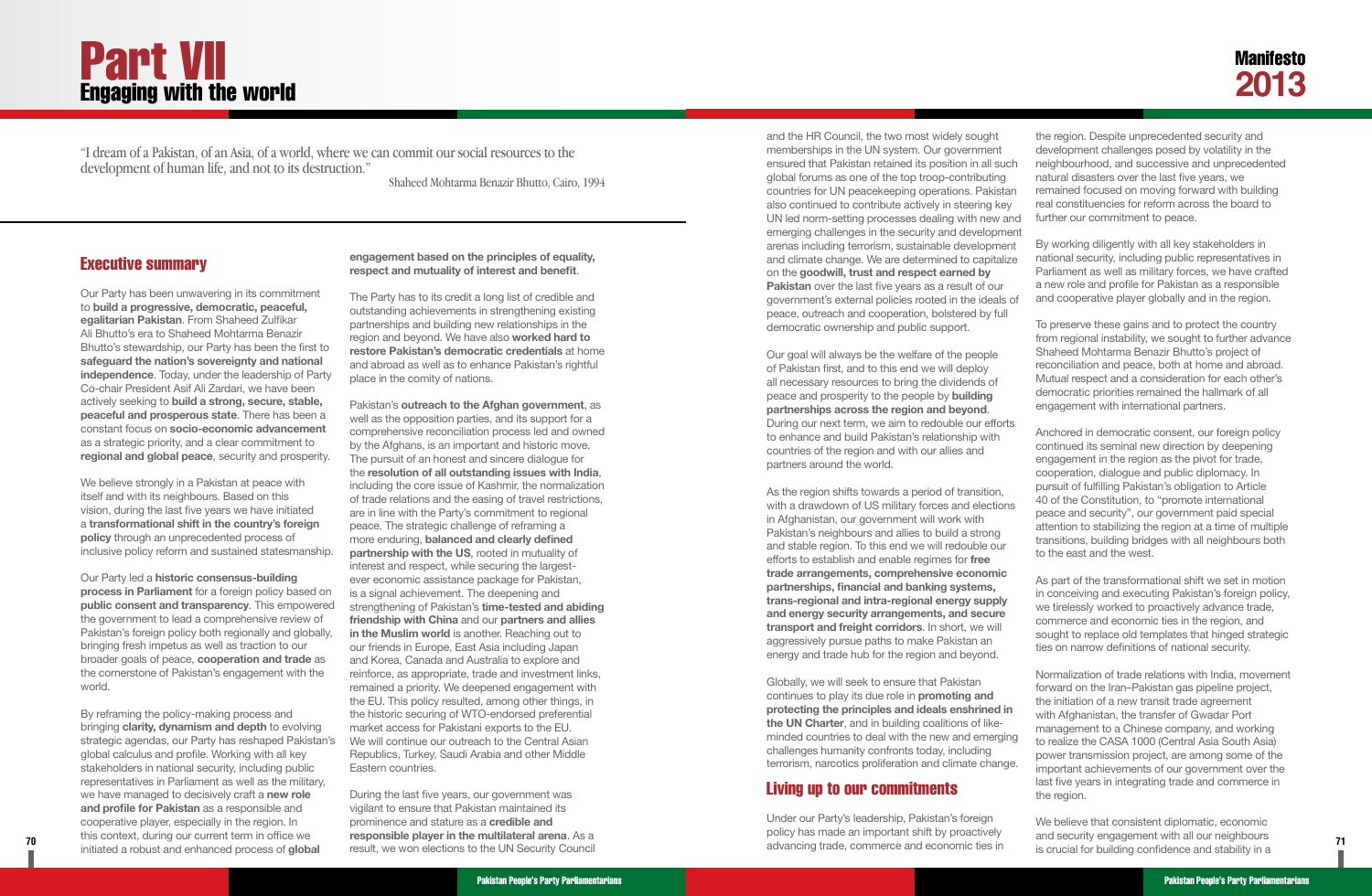# Part VII
## Engaging with the world

"I dream of a Pakistan, of an Asia, of a world, where we can commit our social resources to the development of human life, and not to its destruction."

Shaheed Mohtarma Benazir Bhutto, Cairo, 1994

### Executive summary

Our Party has been unwavering in its commitment to **build a progressive, democratic, peaceful, egalitarian Pakistan**. From Shaheed Zulfikar Ali Bhutto's era to Shaheed Mohtarma Benazir Bhutto's stewardship, our Party has been the first to **safeguard the nation's sovereignty and national independence**. Today, under the leadership of Party Co-chair President Asif Ali Zardari, we have been actively seeking to **build a strong, secure, stable, peaceful and prosperous state**. There has been a constant focus on **socio-economic advancement** as a strategic priority, and a clear commitment to **regional and global peace**, security and prosperity.

We believe strongly in a Pakistan at peace with itself and with its neighbours. Based on this vision, during the last five years we have initiated a **transformational shift in the country's foreign policy** through an unprecedented process of inclusive policy reform and sustained statesmanship.

Our Party led a **historic consensus-building process in Parliament** for a foreign policy based on **public consent and transparency**. This empowered the government to lead a comprehensive review of Pakistan's foreign policy both regionally and globally, bringing fresh impetus as well as traction to our broader goals of peace, **cooperation and trade** as the cornerstone of Pakistan's engagement with the world.

By reframing the policy-making process and bringing **clarity, dynamism and depth** to evolving strategic agendas, our Party has reshaped Pakistan's global calculus and profile. Working with all key stakeholders in national security, including public representatives in Parliament as well as the military, we have managed to decisively craft a **new role and profile for Pakistan** as a responsible and cooperative player, especially in the region. In this context, during our current term in office we initiated a robust and enhanced process of **global engagement based on the principles of equality, respect and mutuality of interest and benefit**.

The Party has to its credit a long list of credible and outstanding achievements in strengthening existing partnerships and building new relationships in the region and beyond. We have also **worked hard to restore Pakistan's democratic credentials** at home and abroad as well as to enhance Pakistan's rightful place in the comity of nations.

Pakistan's **outreach to the Afghan government**, as well as the opposition parties, and its support for a comprehensive reconciliation process led and owned by the Afghans, is an important and historic move. The pursuit of an honest and sincere dialogue for the **resolution of all outstanding issues with India**, including the core issue of Kashmir, the normalization of trade relations and the easing of travel restrictions, are in line with the Party's commitment to regional peace. The strategic challenge of reframing a more enduring, **balanced and clearly defined partnership with the US**, rooted in mutuality of interest and respect, while securing the largest-ever economic assistance package for Pakistan, is a signal achievement. The deepening and strengthening of Pakistan's **time-tested and abiding friendship with China** and our **partners and allies in the Muslim world** is another. Reaching out to our friends in Europe, East Asia including Japan and Korea, Canada and Australia to explore and reinforce, as appropriate, trade and investment links, remained a priority. We deepened engagement with the EU. This policy resulted, among other things, in the historic securing of WTO-endorsed preferential market access for Pakistani exports to the EU. We will continue our outreach to the Central Asian Republics, Turkey, Saudi Arabia and other Middle Eastern countries.

During the last five years, our government was vigilant to ensure that Pakistan maintained its prominence and stature as a **credible and responsible player in the multilateral arena**. As a result, we won elections to the UN Security Council and the HR Council, the two most widely sought memberships in the UN system. Our government ensured that Pakistan retained its position in all such global forums as one of the top troop-contributing countries for UN peacekeeping operations. Pakistan also continued to contribute actively in steering key UN led norm-setting processes dealing with new and emerging challenges in the security and development arenas including terrorism, sustainable development and climate change. We are determined to capitalize on the **goodwill, trust and respect earned by Pakistan** over the last five years as a result of our government's external policies rooted in the ideals of peace, outreach and cooperation, bolstered by full democratic ownership and public support.

Our goal will always be the welfare of the people of Pakistan first, and to this end we will deploy all necessary resources to bring the dividends of peace and prosperity to the people by **building partnerships across the region and beyond**. During our next term, we aim to redouble our efforts to enhance and build Pakistan's relationship with countries of the region and with our allies and partners around the world.

As the region shifts towards a period of transition, with a drawdown of US military forces and elections in Afghanistan, our government will work with Pakistan's neighbours and allies to build a strong and stable region. To this end we will redouble our efforts to establish and enable regimes for **free trade arrangements, comprehensive economic partnerships, financial and banking systems, trans-regional and intra-regional energy supply and energy security arrangements, and secure transport and freight corridors**. In short, we will aggressively pursue paths to make Pakistan an energy and trade hub for the region and beyond.

Globally, we will seek to ensure that Pakistan continues to play its due role in **promoting and protecting the principles and ideals enshrined in the UN Charter**, and in building coalitions of like-minded countries to deal with the new and emerging challenges humanity confronts today, including terrorism, narcotics proliferation and climate change.

### Living up to our commitments

Under our Party's leadership, Pakistan's foreign policy has made an important shift by proactively advancing trade, commerce and economic ties in the region. Despite unprecedented security and development challenges posed by volatility in the neighbourhood, and successive and unprecedented natural disasters over the last five years, we remained focused on moving forward with building real constituencies for reform across the board to further our commitment to peace.

By working diligently with all key stakeholders in national security, including public representatives in Parliament as well as military forces, we have crafted a new role and profile for Pakistan as a responsible and cooperative player globally and in the region.

To preserve these gains and to protect the country from regional instability, we sought to further advance Shaheed Mohtarma Benazir Bhutto's project of reconciliation and peace, both at home and abroad. Mutual respect and a consideration for each other's democratic priorities remained the hallmark of all engagement with international partners.

Anchored in democratic consent, our foreign policy continued its seminal new direction by deepening engagement in the region as the pivot for trade, cooperation, dialogue and public diplomacy. In pursuit of fulfilling Pakistan's obligation to Article 40 of the Constitution, to "promote international peace and security", our government paid special attention to stabilizing the region at a time of multiple transitions, building bridges with all neighbours both to the east and the west.

As part of the transformational shift we set in motion in conceiving and executing Pakistan's foreign policy, we tirelessly worked to proactively advance trade, commerce and economic ties in the region, and sought to replace old templates that hinged strategic ties on narrow definitions of national security.

Normalization of trade relations with India, movement forward on the Iran–Pakistan gas pipeline project, the initiation of a new transit trade agreement with Afghanistan, the transfer of Gwadar Port management to a Chinese company, and working to realize the CASA 1000 (Central Asia South Asia) power transmission project, are among some of the important achievements of our government over the last five years in integrating trade and commerce in the region.

We believe that consistent diplomatic, economic and security engagement with all our neighbours is crucial for building confidence and stability in a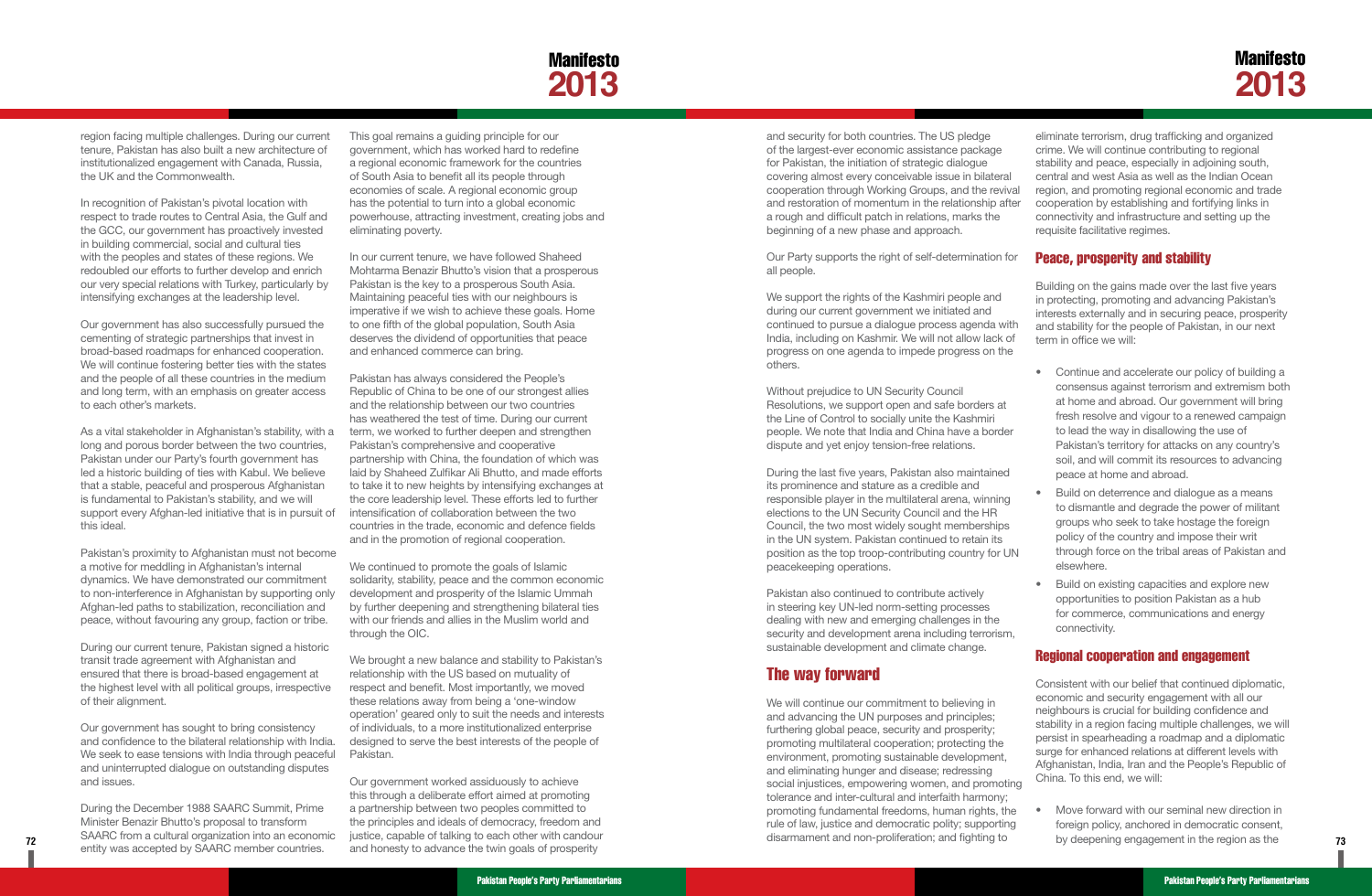region facing multiple challenges. During our current tenure, Pakistan has also built a new architecture of institutionalized engagement with Canada, Russia, the UK and the Commonwealth.

In recognition of Pakistan's pivotal location with respect to trade routes to Central Asia, the Gulf and the GCC, our government has proactively invested in building commercial, social and cultural ties with the peoples and states of these regions. We redoubled our efforts to further develop and enrich our very special relations with Turkey, particularly by intensifying exchanges at the leadership level.

Our government has also successfully pursued the cementing of strategic partnerships that invest in broad-based roadmaps for enhanced cooperation. We will continue fostering better ties with the states and the people of all these countries in the medium and long term, with an emphasis on greater access to each other's markets.

As a vital stakeholder in Afghanistan's stability, with a long and porous border between the two countries, Pakistan under our Party's fourth government has led a historic building of ties with Kabul. We believe that a stable, peaceful and prosperous Afghanistan is fundamental to Pakistan's stability, and we will support every Afghan-led initiative that is in pursuit of this ideal.

Pakistan's proximity to Afghanistan must not become a motive for meddling in Afghanistan's internal dynamics. We have demonstrated our commitment to non-interference in Afghanistan by supporting only Afghan-led paths to stabilization, reconciliation and peace, without favouring any group, faction or tribe.

During our current tenure, Pakistan signed a historic transit trade agreement with Afghanistan and ensured that there is broad-based engagement at the highest level with all political groups, irrespective of their alignment.

Our government has sought to bring consistency and confidence to the bilateral relationship with India. We seek to ease tensions with India through peaceful and uninterrupted dialogue on outstanding disputes and issues.

During the December 1988 SAARC Summit, Prime Minister Benazir Bhutto's proposal to transform SAARC from a cultural organization into an economic entity was accepted by SAARC member countries.

This goal remains a guiding principle for our government, which has worked hard to redefine a regional economic framework for the countries of South Asia to benefit all its people through economies of scale. A regional economic group has the potential to turn into a global economic powerhouse, attracting investment, creating jobs and eliminating poverty.

In our current tenure, we have followed Shaheed Mohtarma Benazir Bhutto's vision that a prosperous Pakistan is the key to a prosperous South Asia. Maintaining peaceful ties with our neighbours is imperative if we wish to achieve these goals. Home to one fifth of the global population, South Asia deserves the dividend of opportunities that peace and enhanced commerce can bring.

Pakistan has always considered the People's Republic of China to be one of our strongest allies and the relationship between our two countries has weathered the test of time. During our current term, we worked to further deepen and strengthen Pakistan's comprehensive and cooperative partnership with China, the foundation of which was laid by Shaheed Zulfikar Ali Bhutto, and made efforts to take it to new heights by intensifying exchanges at the core leadership level. These efforts led to further intensification of collaboration between the two countries in the trade, economic and defence fields and in the promotion of regional cooperation.

We continued to promote the goals of Islamic solidarity, stability, peace and the common economic development and prosperity of the Islamic Ummah by further deepening and strengthening bilateral ties with our friends and allies in the Muslim world and through the OIC.

We brought a new balance and stability to Pakistan's relationship with the US based on mutuality of respect and benefit. Most importantly, we moved these relations away from being a 'one-window operation' geared only to suit the needs and interests of individuals, to a more institutionalized enterprise designed to serve the best interests of the people of Pakistan.

Our government worked assiduously to achieve this through a deliberate effort aimed at promoting a partnership between two peoples committed to the principles and ideals of democracy, freedom and justice, capable of talking to each other with candour and honesty to advance the twin goals of prosperity and security for both countries. The US pledge of the largest-ever economic assistance package for Pakistan, the initiation of strategic dialogue covering almost every conceivable issue in bilateral cooperation through Working Groups, and the revival and restoration of momentum in the relationship after a rough and difficult patch in relations, marks the beginning of a new phase and approach.

Our Party supports the right of self-determination for all people.

We support the rights of the Kashmiri people and during our current government we initiated and continued to pursue a dialogue process agenda with India, including on Kashmir. We will not allow lack of progress on one agenda to impede progress on the others.

Without prejudice to UN Security Council Resolutions, we support open and safe borders at the Line of Control to socially unite the Kashmiri people. We note that India and China have a border dispute and yet enjoy tension-free relations.

During the last five years, Pakistan also maintained its prominence and stature as a credible and responsible player in the multilateral arena, winning elections to the UN Security Council and the HR Council, the two most widely sought memberships in the UN system. Pakistan continued to retain its position as the top troop-contributing country for UN peacekeeping operations.

Pakistan also continued to contribute actively in steering key UN-led norm-setting processes dealing with new and emerging challenges in the security and development arena including terrorism, sustainable development and climate change.

## The way forward

We will continue our commitment to believing in and advancing the UN purposes and principles; furthering global peace, security and prosperity; promoting multilateral cooperation; protecting the environment, promoting sustainable development, and eliminating hunger and disease; redressing social injustices, empowering women, and promoting tolerance and inter-cultural and interfaith harmony; promoting fundamental freedoms, human rights, the rule of law, justice and democracy polity; supporting disarmament and non-proliferation; and fighting to eliminate terrorism, drug trafficking and organized crime. We will continue contributing to regional stability and peace, especially in adjoining south, central and west Asia as well as the Indian Ocean region, and promoting regional economic and trade cooperation by establishing and fortifying links in connectivity and infrastructure and setting up the requisite facilitative regimes.

### Peace, prosperity and stability

Building on the gains made over the last five years in protecting, promoting and advancing Pakistan's interests externally and in securing peace, prosperity and stability for the people of Pakistan, in our next term in office we will:

- Continue and accelerate our policy of building a consensus against terrorism and extremism both at home and abroad. Our government will bring fresh resolve and vigour to a renewed campaign to lead the way in disallowing the use of Pakistan's territory for attacks on any country's soil, and will commit its resources to advancing peace at home and abroad.
- Build on deterrence and dialogue as a means to dismantle and degrade the power of militant groups who seek to take hostage the foreign policy of the country and impose their writ through force on the tribal areas of Pakistan and elsewhere.
- Build on existing capacities and explore new opportunities to position Pakistan as a hub for commerce, communications and energy connectivity.

### Regional cooperation and engagement

Consistent with our belief that continued diplomatic, economic and security engagement with all our neighbours is crucial for building confidence and stability in a region facing multiple challenges, we will persist in spearheading a roadmap and a diplomatic surge for enhanced relations at different levels with Afghanistan, India, Iran and the People's Republic of China. To this end, we will:

- Move forward with our seminal new direction in foreign policy, anchored in democratic consent, by deepening engagement in the region as the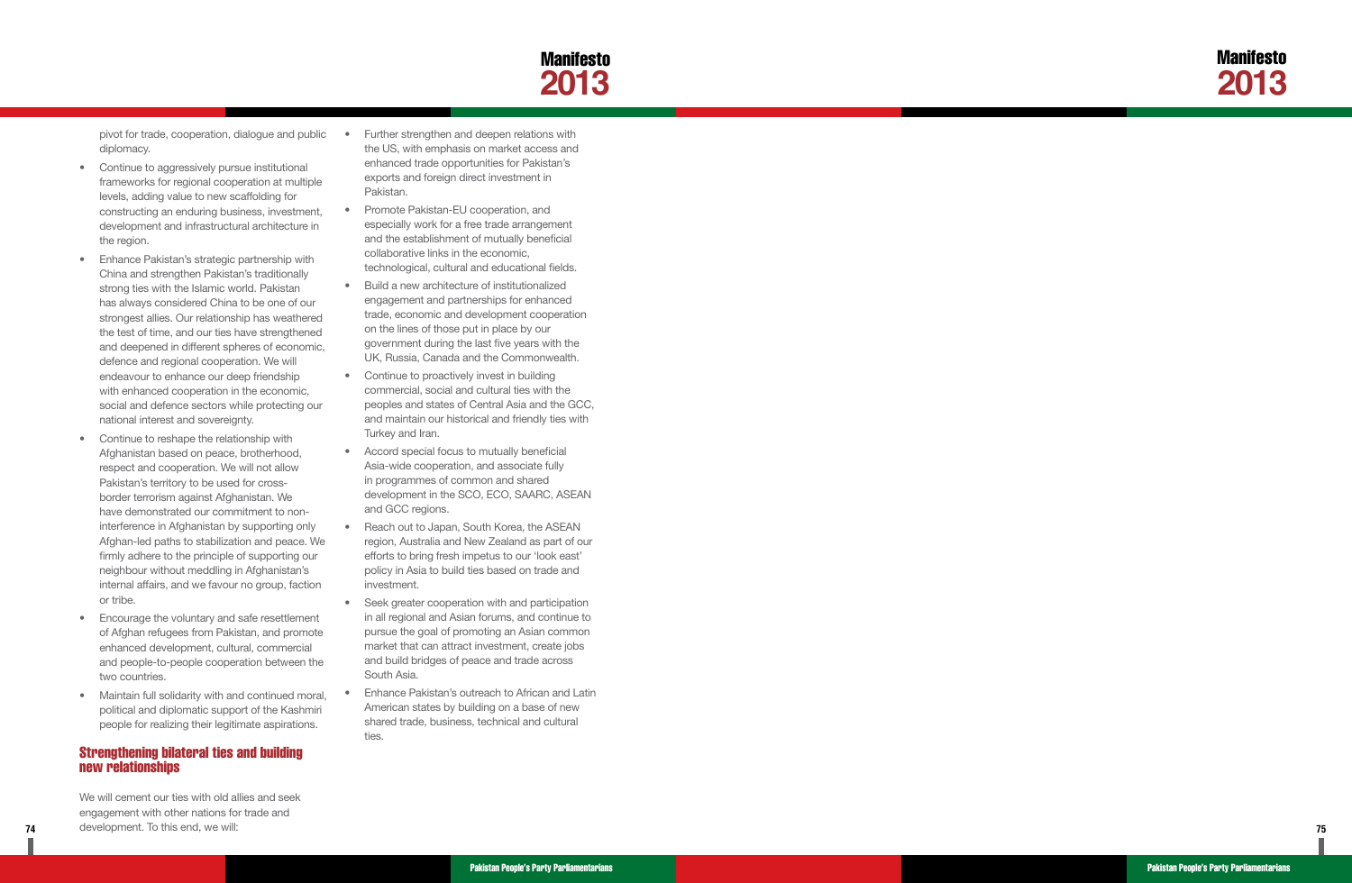pivot for trade, cooperation, dialogue and public diplomacy.

- Continue to aggressively pursue institutional frameworks for regional cooperation at multiple levels, adding value to new scaffolding for constructing an enduring business, investment, development and infrastructural architecture in the region.
- Enhance Pakistan's strategic partnership with China and strengthen Pakistan's traditionally strong ties with the Islamic world. Pakistan has always considered China to be one of our strongest allies. Our relationship has weathered the test of time, and our ties have strengthened and deepened in different spheres of economic, defence and regional cooperation. We will endeavour to enhance our deep friendship with enhanced cooperation in the economic, social and defence sectors while protecting our national interest and sovereignty.
- Continue to reshape the relationship with Afghanistan based on peace, brotherhood, respect and cooperation. We will not allow Pakistan's territory to be used for cross-border terrorism against Afghanistan. We have demonstrated our commitment to non-interference in Afghanistan by supporting only Afghan-led paths to stabilization and peace. We firmly adhere to the principle of supporting our neighbour without meddling in Afghanistan's internal affairs, and we favour no group, faction or tribe.
- Encourage the voluntary and safe resettlement of Afghan refugees from Pakistan, and promote enhanced development, cultural, commercial and people-to-people cooperation between the two countries.
- Maintain full solidarity with and continued moral, political and diplomatic support of the Kashmiri people for realizing their legitimate aspirations.

## Strengthening bilateral ties and building new relationships

We will cement our ties with old allies and seek engagement with other nations for trade and development. To this end, we will:

- Further strengthen and deepen relations with the US, with emphasis on market access and enhanced trade opportunities for Pakistan's exports and foreign direct investment in Pakistan.
- Promote Pakistan-EU cooperation, and especially work for a free trade arrangement and the establishment of mutually beneficial collaborative links in the economic, technological, cultural and educational fields.
- Build a new architecture of institutionalized engagement and partnerships for enhanced trade, economic and development cooperation on the lines of those put in place by our government during the last five years with the UK, Russia, Canada and the Commonwealth.
- Continue to proactively invest in building commercial, social and cultural ties with the peoples and states of Central Asia and the GCC, and maintain our historical and friendly ties with Turkey and Iran.
- Accord special focus to mutually beneficial Asia-wide cooperation, and associate fully in programmes of common and shared development in the SCO, ECO, SAARC, ASEAN and GCC regions.
- Reach out to Japan, South Korea, the ASEAN region, Australia and New Zealand as part of our efforts to bring fresh impetus to our 'look east' policy in Asia to build ties based on trade and investment.
- Seek greater cooperation with and participation in all regional and Asian forums, and continue to pursue the goal of promoting an Asian common market that can attract investment, create jobs and build bridges of peace and trade across South Asia.
- Enhance Pakistan's outreach to African and Latin American states by building on a base of new shared trade, business, technical and cultural ties.